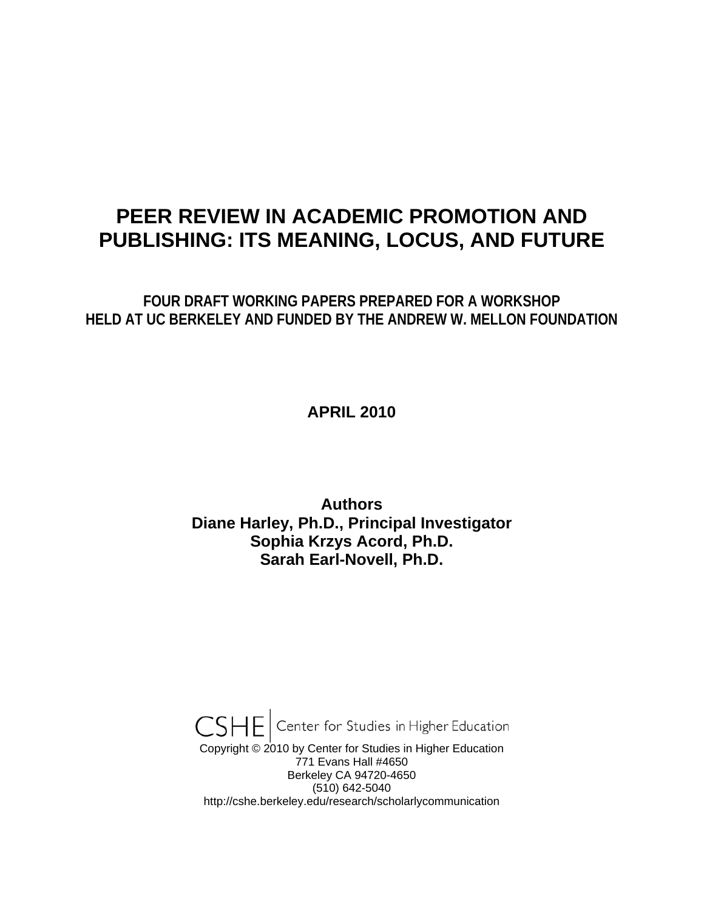# PEER REVIEW IN ACADEMIC PROMOTION AND PUBLISHING: ITS MEANING, LOCUS, AND FUTURE

## FOUR DRAFT WORKING PAPERS PREPARED FOR A WORKSHOP HELD AT UC BERKELEY AND FUNDED BY THE ANDREW W. MELLON FOUNDATION

**APRIL 2010**

**Authors**
**Diane Harley, Ph.D., Principal Investigator**
**Sophia Krzys Acord, Ph.D.**
**Sarah Earl-Novell, Ph.D.**

CSHE | Center for Studies in Higher Education

Copyright © 2010 by Center for Studies in Higher Education
771 Evans Hall #4650
Berkeley CA 94720-4650
(510) 642-5040
http://cshe.berkeley.edu/research/scholarlycommunication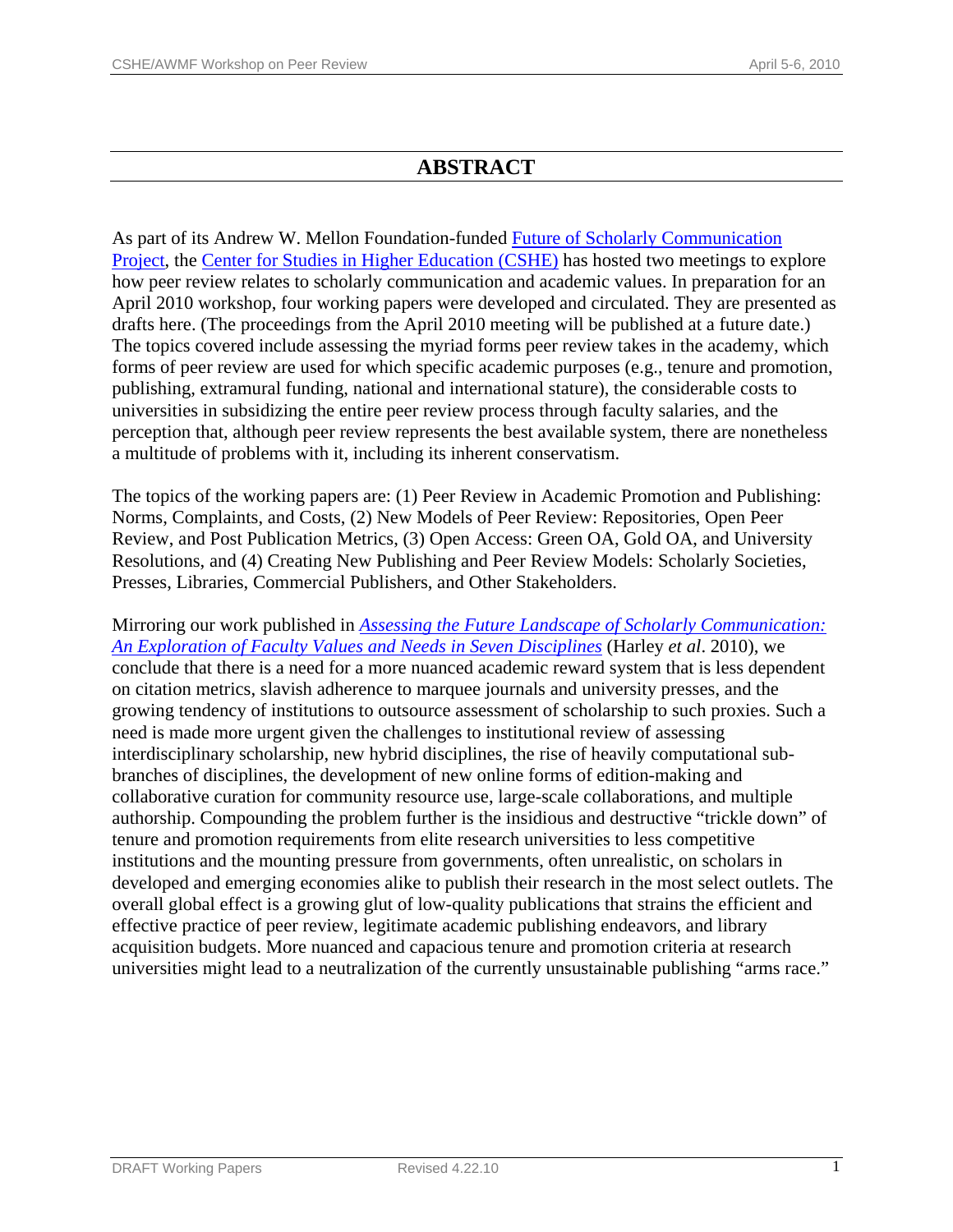# ABSTRACT

As part of its Andrew W. Mellon Foundation-funded Future of Scholarly Communication Project, the Center for Studies in Higher Education (CSHE) has hosted two meetings to explore how peer review relates to scholarly communication and academic values. In preparation for an April 2010 workshop, four working papers were developed and circulated. They are presented as drafts here. (The proceedings from the April 2010 meeting will be published at a future date.) The topics covered include assessing the myriad forms peer review takes in the academy, which forms of peer review are used for which specific academic purposes (e.g., tenure and promotion, publishing, extramural funding, national and international stature), the considerable costs to universities in subsidizing the entire peer review process through faculty salaries, and the perception that, although peer review represents the best available system, there are nonetheless a multitude of problems with it, including its inherent conservatism.

The topics of the working papers are: (1) Peer Review in Academic Promotion and Publishing: Norms, Complaints, and Costs, (2) New Models of Peer Review: Repositories, Open Peer Review, and Post Publication Metrics, (3) Open Access: Green OA, Gold OA, and University Resolutions, and (4) Creating New Publishing and Peer Review Models: Scholarly Societies, Presses, Libraries, Commercial Publishers, and Other Stakeholders.

Mirroring our work published in *Assessing the Future Landscape of Scholarly Communication: An Exploration of Faculty Values and Needs in Seven Disciplines* (Harley *et al*. 2010), we conclude that there is a need for a more nuanced academic reward system that is less dependent on citation metrics, slavish adherence to marquee journals and university presses, and the growing tendency of institutions to outsource assessment of scholarship to such proxies. Such a need is made more urgent given the challenges to institutional review of assessing interdisciplinary scholarship, new hybrid disciplines, the rise of heavily computational sub-branches of disciplines, the development of new online forms of edition-making and collaborative curation for community resource use, large-scale collaborations, and multiple authorship. Compounding the problem further is the insidious and destructive "trickle down" of tenure and promotion requirements from elite research universities to less competitive institutions and the mounting pressure from governments, often unrealistic, on scholars in developed and emerging economies alike to publish their research in the most select outlets. The overall global effect is a growing glut of low-quality publications that strains the efficient and effective practice of peer review, legitimate academic publishing endeavors, and library acquisition budgets. More nuanced and capacious tenure and promotion criteria at research universities might lead to a neutralization of the currently unsustainable publishing "arms race."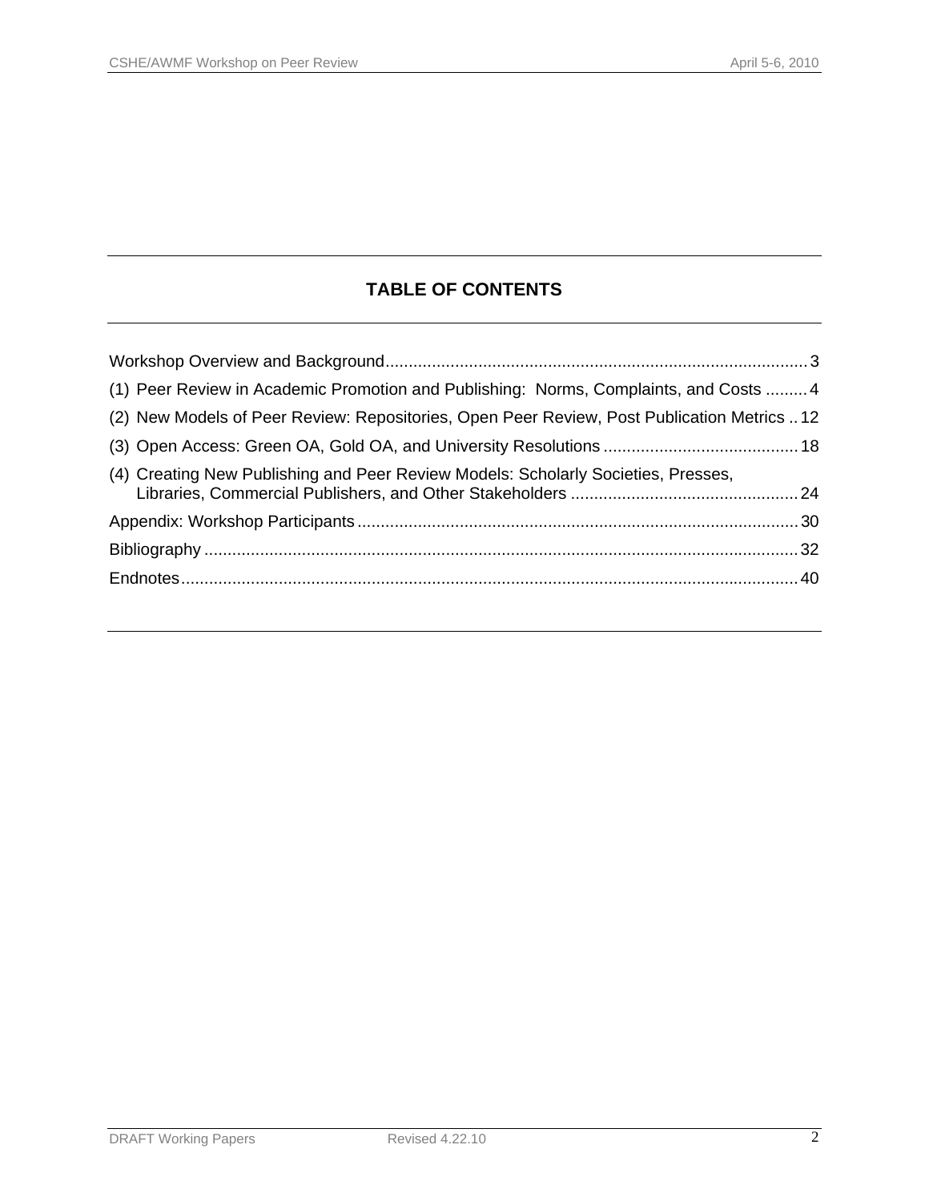## TABLE OF CONTENTS

Workshop Overview and Background ........................................................................................ 3

(1) Peer Review in Academic Promotion and Publishing: Norms, Complaints, and Costs ......... 4

(2) New Models of Peer Review: Repositories, Open Peer Review, Post Publication Metrics .. 12

(3) Open Access: Green OA, Gold OA, and University Resolutions ......................................... 18

(4) Creating New Publishing and Peer Review Models: Scholarly Societies, Presses, Libraries, Commercial Publishers, and Other Stakeholders ................................................ 24

Appendix: Workshop Participants ............................................................................................ 30

Bibliography ............................................................................................................................ 32

Endnotes .................................................................................................................................. 40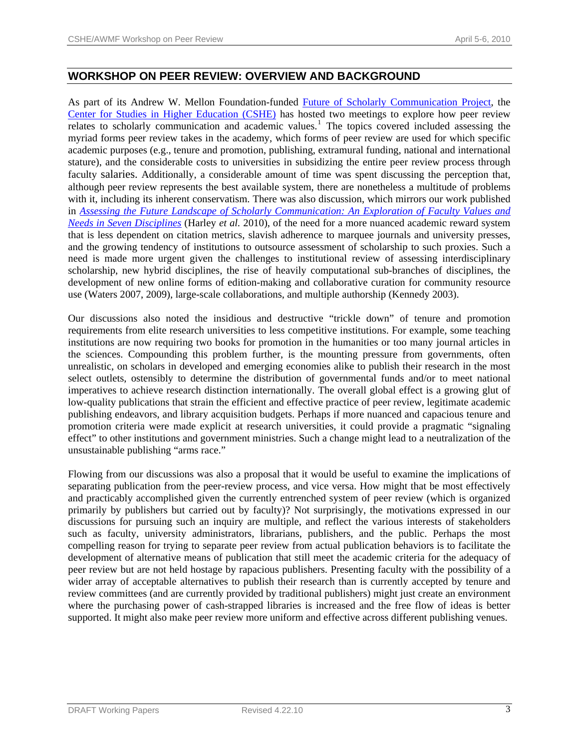## WORKSHOP ON PEER REVIEW: OVERVIEW AND BACKGROUND

As part of its Andrew W. Mellon Foundation-funded Future of Scholarly Communication Project, the Center for Studies in Higher Education (CSHE) has hosted two meetings to explore how peer review relates to scholarly communication and academic values.[1] The topics covered included assessing the myriad forms peer review takes in the academy, which forms of peer review are used for which specific academic purposes (e.g., tenure and promotion, publishing, extramural funding, national and international stature), and the considerable costs to universities in subsidizing the entire peer review process through faculty salaries. Additionally, a considerable amount of time was spent discussing the perception that, although peer review represents the best available system, there are nonetheless a multitude of problems with it, including its inherent conservatism. There was also discussion, which mirrors our work published in *Assessing the Future Landscape of Scholarly Communication: An Exploration of Faculty Values and Needs in Seven Disciplines* (Harley *et al.* 2010), of the need for a more nuanced academic reward system that is less dependent on citation metrics, slavish adherence to marquee journals and university presses, and the growing tendency of institutions to outsource assessment of scholarship to such proxies. Such a need is made more urgent given the challenges to institutional review of assessing interdisciplinary scholarship, new hybrid disciplines, the rise of heavily computational sub-branches of disciplines, the development of new online forms of edition-making and collaborative curation for community resource use (Waters 2007, 2009), large-scale collaborations, and multiple authorship (Kennedy 2003).

Our discussions also noted the insidious and destructive "trickle down" of tenure and promotion requirements from elite research universities to less competitive institutions. For example, some teaching institutions are now requiring two books for promotion in the humanities or too many journal articles in the sciences. Compounding this problem further, is the mounting pressure from governments, often unrealistic, on scholars in developed and emerging economies alike to publish their research in the most select outlets, ostensibly to determine the distribution of governmental funds and/or to meet national imperatives to achieve research distinction internationally. The overall global effect is a growing glut of low-quality publications that strain the efficient and effective practice of peer review, legitimate academic publishing endeavors, and library acquisition budgets. Perhaps if more nuanced and capacious tenure and promotion criteria were made explicit at research universities, it could provide a pragmatic "signaling effect" to other institutions and government ministries. Such a change might lead to a neutralization of the unsustainable publishing "arms race."

Flowing from our discussions was also a proposal that it would be useful to examine the implications of separating publication from the peer-review process, and vice versa. How might that be most effectively and practicably accomplished given the currently entrenched system of peer review (which is organized primarily by publishers but carried out by faculty)? Not surprisingly, the motivations expressed in our discussions for pursuing such an inquiry are multiple, and reflect the various interests of stakeholders such as faculty, university administrators, librarians, publishers, and the public. Perhaps the most compelling reason for trying to separate peer review from actual publication behaviors is to facilitate the development of alternative means of publication that still meet the academic criteria for the adequacy of peer review but are not held hostage by rapacious publishers. Presenting faculty with the possibility of a wider array of acceptable alternatives to publish their research than is currently accepted by tenure and review committees (and are currently provided by traditional publishers) might just create an environment where the purchasing power of cash-strapped libraries is increased and the free flow of ideas is better supported. It might also make peer review more uniform and effective across different publishing venues.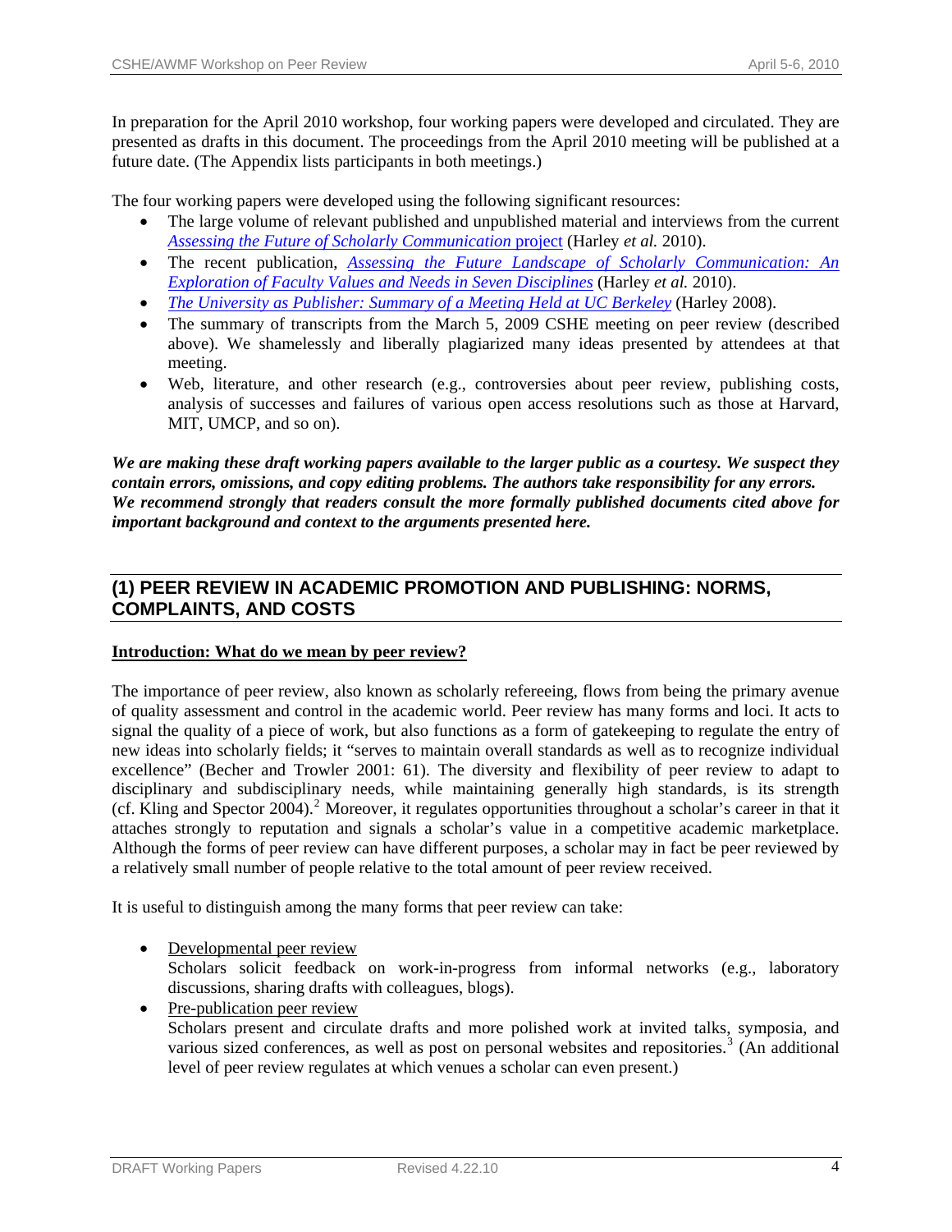In preparation for the April 2010 workshop, four working papers were developed and circulated. They are presented as drafts in this document. The proceedings from the April 2010 meeting will be published at a future date. (The Appendix lists participants in both meetings.)

The four working papers were developed using the following significant resources:

- The large volume of relevant published and unpublished material and interviews from the current *Assessing the Future of Scholarly Communication* project (Harley *et al.* 2010).
- The recent publication, *Assessing the Future Landscape of Scholarly Communication: An Exploration of Faculty Values and Needs in Seven Disciplines* (Harley *et al.* 2010).
- *The University as Publisher: Summary of a Meeting Held at UC Berkeley* (Harley 2008).
- The summary of transcripts from the March 5, 2009 CSHE meeting on peer review (described above). We shamelessly and liberally plagiarized many ideas presented by attendees at that meeting.
- Web, literature, and other research (e.g., controversies about peer review, publishing costs, analysis of successes and failures of various open access resolutions such as those at Harvard, MIT, UMCP, and so on).

***We are making these draft working papers available to the larger public as a courtesy. We suspect they contain errors, omissions, and copy editing problems. The authors take responsibility for any errors. We recommend strongly that readers consult the more formally published documents cited above for important background and context to the arguments presented here.***

## (1) PEER REVIEW IN ACADEMIC PROMOTION AND PUBLISHING: NORMS, COMPLAINTS, AND COSTS

### Introduction: What do we mean by peer review?

The importance of peer review, also known as scholarly refereeing, flows from being the primary avenue of quality assessment and control in the academic world. Peer review has many forms and loci. It acts to signal the quality of a piece of work, but also functions as a form of gatekeeping to regulate the entry of new ideas into scholarly fields; it "serves to maintain overall standards as well as to recognize individual excellence" (Becher and Trowler 2001: 61). The diversity and flexibility of peer review to adapt to disciplinary and subdisciplinary needs, while maintaining generally high standards, is its strength (cf. Kling and Spector 2004).[2] Moreover, it regulates opportunities throughout a scholar's career in that it attaches strongly to reputation and signals a scholar's value in a competitive academic marketplace. Although the forms of peer review can have different purposes, a scholar may in fact be peer reviewed by a relatively small number of people relative to the total amount of peer review received.

It is useful to distinguish among the many forms that peer review can take:

- Developmental peer review
  Scholars solicit feedback on work-in-progress from informal networks (e.g., laboratory discussions, sharing drafts with colleagues, blogs).
- Pre-publication peer review
  Scholars present and circulate drafts and more polished work at invited talks, symposia, and various sized conferences, as well as post on personal websites and repositories.[3] (An additional level of peer review regulates at which venues a scholar can even present.)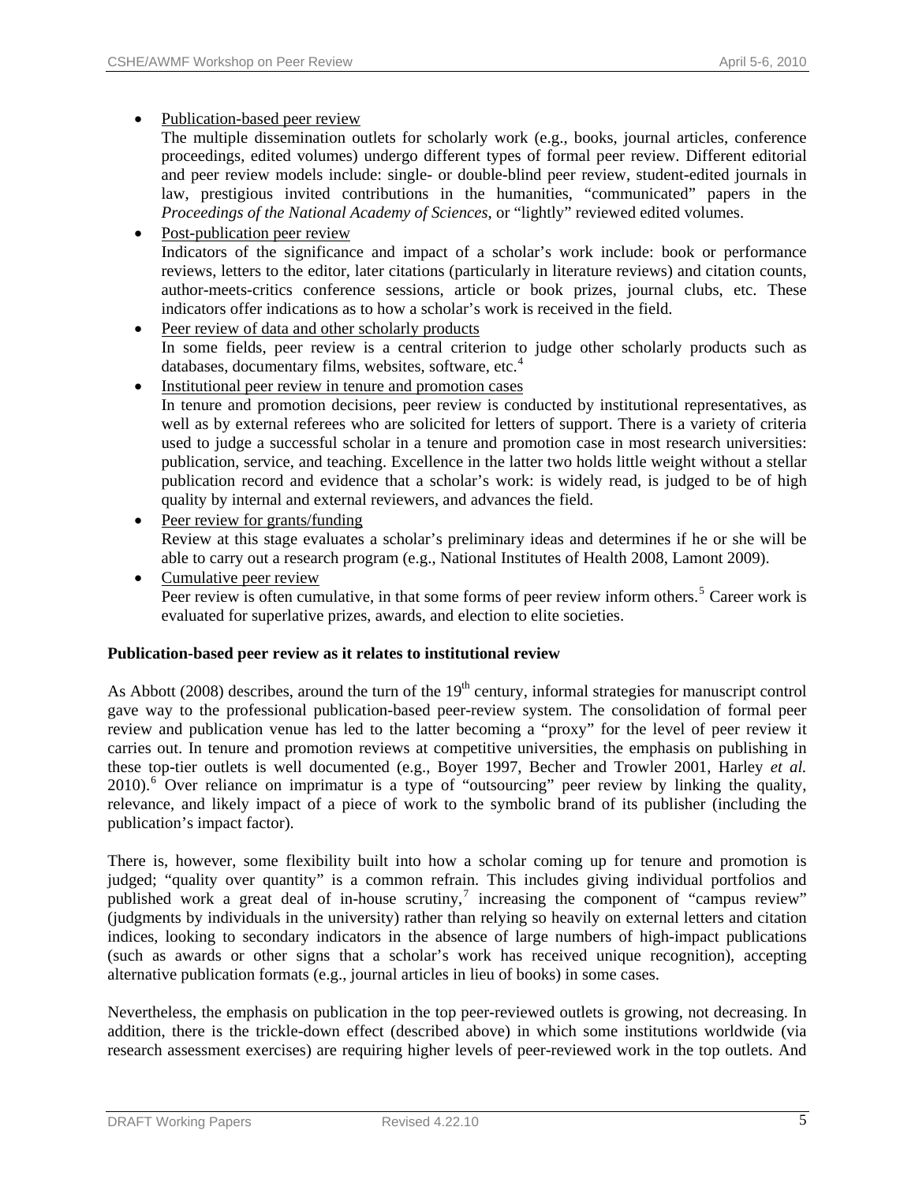- Publication-based peer review
  The multiple dissemination outlets for scholarly work (e.g., books, journal articles, conference proceedings, edited volumes) undergo different types of formal peer review. Different editorial and peer review models include: single- or double-blind peer review, student-edited journals in law, prestigious invited contributions in the humanities, "communicated" papers in the *Proceedings of the National Academy of Sciences*, or "lightly" reviewed edited volumes.
- Post-publication peer review
  Indicators of the significance and impact of a scholar's work include: book or performance reviews, letters to the editor, later citations (particularly in literature reviews) and citation counts, author-meets-critics conference sessions, article or book prizes, journal clubs, etc. These indicators offer indications as to how a scholar's work is received in the field.
- Peer review of data and other scholarly products
  In some fields, peer review is a central criterion to judge other scholarly products such as databases, documentary films, websites, software, etc.[4]
- Institutional peer review in tenure and promotion cases
  In tenure and promotion decisions, peer review is conducted by institutional representatives, as well as by external referees who are solicited for letters of support. There is a variety of criteria used to judge a successful scholar in a tenure and promotion case in most research universities: publication, service, and teaching. Excellence in the latter two holds little weight without a stellar publication record and evidence that a scholar's work: is widely read, is judged to be of high quality by internal and external reviewers, and advances the field.
- Peer review for grants/funding
  Review at this stage evaluates a scholar's preliminary ideas and determines if he or she will be able to carry out a research program (e.g., National Institutes of Health 2008, Lamont 2009).
- Cumulative peer review
  Peer review is often cumulative, in that some forms of peer review inform others.[5] Career work is evaluated for superlative prizes, awards, and election to elite societies.

**Publication-based peer review as it relates to institutional review**

As Abbott (2008) describes, around the turn of the 19th century, informal strategies for manuscript control gave way to the professional publication-based peer-review system. The consolidation of formal peer review and publication venue has led to the latter becoming a "proxy" for the level of peer review it carries out. In tenure and promotion reviews at competitive universities, the emphasis on publishing in these top-tier outlets is well documented (e.g., Boyer 1997, Becher and Trowler 2001, Harley *et al.* 2010).[6] Over reliance on imprimatur is a type of "outsourcing" peer review by linking the quality, relevance, and likely impact of a piece of work to the symbolic brand of its publisher (including the publication's impact factor).

There is, however, some flexibility built into how a scholar coming up for tenure and promotion is judged; "quality over quantity" is a common refrain. This includes giving individual portfolios and published work a great deal of in-house scrutiny,[7] increasing the component of "campus review" (judgments by individuals in the university) rather than relying so heavily on external letters and citation indices, looking to secondary indicators in the absence of large numbers of high-impact publications (such as awards or other signs that a scholar's work has received unique recognition), accepting alternative publication formats (e.g., journal articles in lieu of books) in some cases.

Nevertheless, the emphasis on publication in the top peer-reviewed outlets is growing, not decreasing. In addition, there is the trickle-down effect (described above) in which some institutions worldwide (via research assessment exercises) are requiring higher levels of peer-reviewed work in the top outlets. And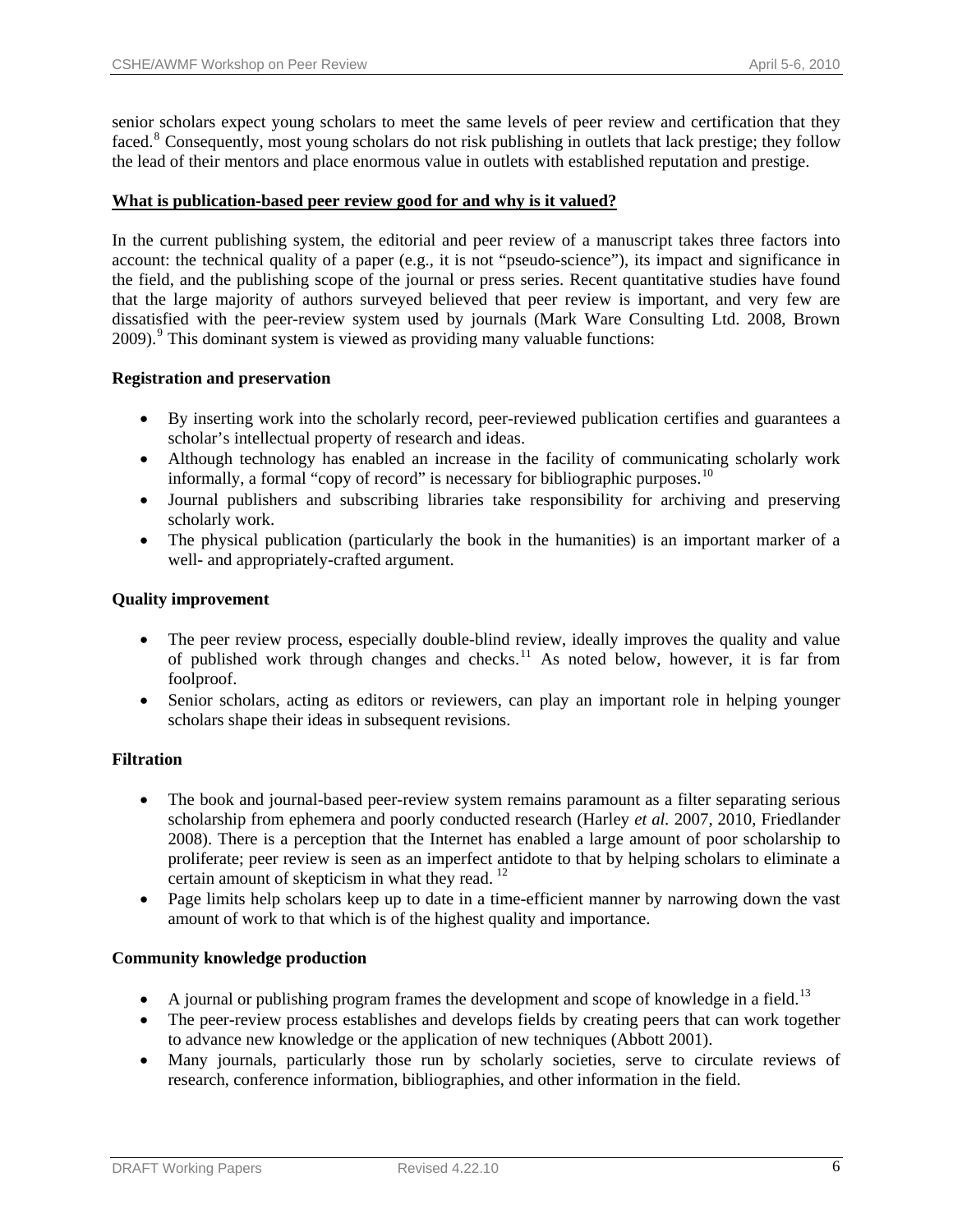senior scholars expect young scholars to meet the same levels of peer review and certification that they faced.[8] Consequently, most young scholars do not risk publishing in outlets that lack prestige; they follow the lead of their mentors and place enormous value in outlets with established reputation and prestige.

## What is publication-based peer review good for and why is it valued?

In the current publishing system, the editorial and peer review of a manuscript takes three factors into account: the technical quality of a paper (e.g., it is not "pseudo-science"), its impact and significance in the field, and the publishing scope of the journal or press series. Recent quantitative studies have found that the large majority of authors surveyed believed that peer review is important, and very few are dissatisfied with the peer-review system used by journals (Mark Ware Consulting Ltd. 2008, Brown 2009).[9] This dominant system is viewed as providing many valuable functions:

### Registration and preservation

- By inserting work into the scholarly record, peer-reviewed publication certifies and guarantees a scholar's intellectual property of research and ideas.
- Although technology has enabled an increase in the facility of communicating scholarly work informally, a formal "copy of record" is necessary for bibliographic purposes.[10]
- Journal publishers and subscribing libraries take responsibility for archiving and preserving scholarly work.
- The physical publication (particularly the book in the humanities) is an important marker of a well- and appropriately-crafted argument.

### Quality improvement

- The peer review process, especially double-blind review, ideally improves the quality and value of published work through changes and checks.[11] As noted below, however, it is far from foolproof.
- Senior scholars, acting as editors or reviewers, can play an important role in helping younger scholars shape their ideas in subsequent revisions.

### Filtration

- The book and journal-based peer-review system remains paramount as a filter separating serious scholarship from ephemera and poorly conducted research (Harley *et al.* 2007, 2010, Friedlander 2008). There is a perception that the Internet has enabled a large amount of poor scholarship to proliferate; peer review is seen as an imperfect antidote to that by helping scholars to eliminate a certain amount of skepticism in what they read.[12]
- Page limits help scholars keep up to date in a time-efficient manner by narrowing down the vast amount of work to that which is of the highest quality and importance.

### Community knowledge production

- A journal or publishing program frames the development and scope of knowledge in a field.[13]
- The peer-review process establishes and develops fields by creating peers that can work together to advance new knowledge or the application of new techniques (Abbott 2001).
- Many journals, particularly those run by scholarly societies, serve to circulate reviews of research, conference information, bibliographies, and other information in the field.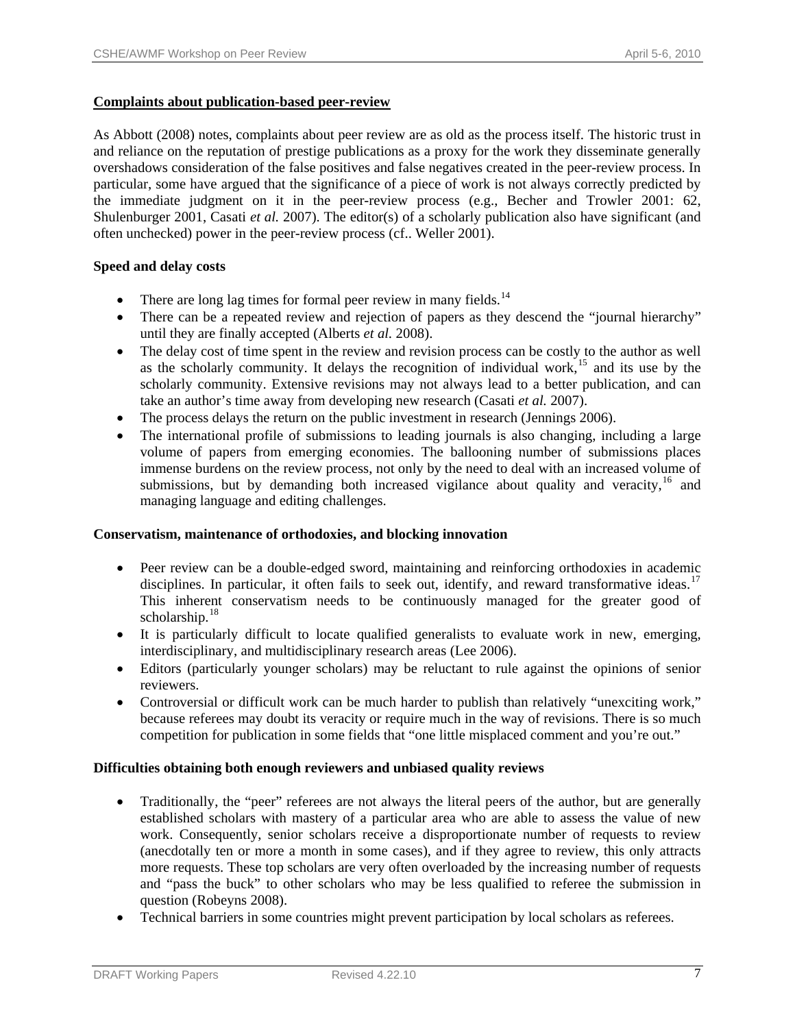## Complaints about publication-based peer-review

As Abbott (2008) notes, complaints about peer review are as old as the process itself. The historic trust in and reliance on the reputation of prestige publications as a proxy for the work they disseminate generally overshadows consideration of the false positives and false negatives created in the peer-review process. In particular, some have argued that the significance of a piece of work is not always correctly predicted by the immediate judgment on it in the peer-review process (e.g., Becher and Trowler 2001: 62, Shulenburger 2001, Casati *et al.* 2007). The editor(s) of a scholarly publication also have significant (and often unchecked) power in the peer-review process (cf.. Weller 2001).

### Speed and delay costs

- There are long lag times for formal peer review in many fields.[14]
- There can be a repeated review and rejection of papers as they descend the "journal hierarchy" until they are finally accepted (Alberts *et al.* 2008).
- The delay cost of time spent in the review and revision process can be costly to the author as well as the scholarly community. It delays the recognition of individual work,[15] and its use by the scholarly community. Extensive revisions may not always lead to a better publication, and can take an author's time away from developing new research (Casati *et al.* 2007).
- The process delays the return on the public investment in research (Jennings 2006).
- The international profile of submissions to leading journals is also changing, including a large volume of papers from emerging economies. The ballooning number of submissions places immense burdens on the review process, not only by the need to deal with an increased volume of submissions, but by demanding both increased vigilance about quality and veracity,[16] and managing language and editing challenges.

### Conservatism, maintenance of orthodoxies, and blocking innovation

- Peer review can be a double-edged sword, maintaining and reinforcing orthodoxies in academic disciplines. In particular, it often fails to seek out, identify, and reward transformative ideas.[17] This inherent conservatism needs to be continuously managed for the greater good of scholarship.[18]
- It is particularly difficult to locate qualified generalists to evaluate work in new, emerging, interdisciplinary, and multidisciplinary research areas (Lee 2006).
- Editors (particularly younger scholars) may be reluctant to rule against the opinions of senior reviewers.
- Controversial or difficult work can be much harder to publish than relatively "unexciting work," because referees may doubt its veracity or require much in the way of revisions. There is so much competition for publication in some fields that "one little misplaced comment and you're out."

### Difficulties obtaining both enough reviewers and unbiased quality reviews

- Traditionally, the "peer" referees are not always the literal peers of the author, but are generally established scholars with mastery of a particular area who are able to assess the value of new work. Consequently, senior scholars receive a disproportionate number of requests to review (anecdotally ten or more a month in some cases), and if they agree to review, this only attracts more requests. These top scholars are very often overloaded by the increasing number of requests and "pass the buck" to other scholars who may be less qualified to referee the submission in question (Robeyns 2008).
- Technical barriers in some countries might prevent participation by local scholars as referees.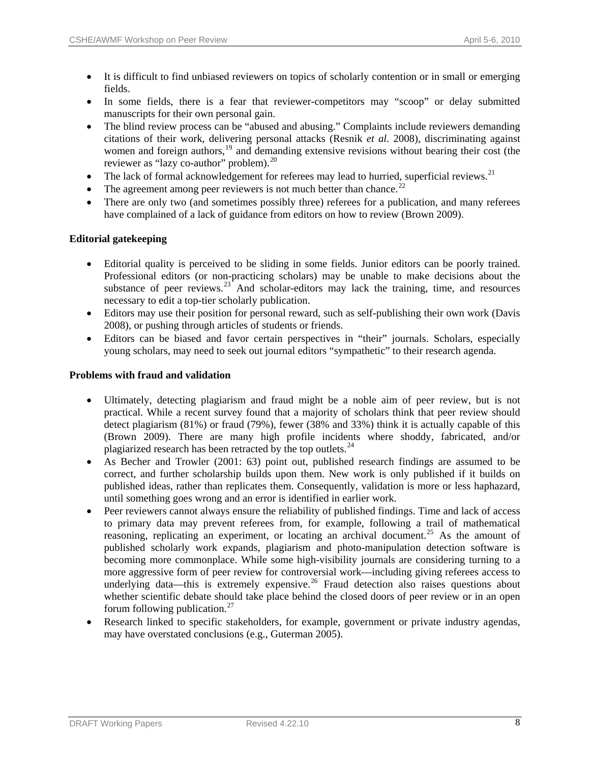- It is difficult to find unbiased reviewers on topics of scholarly contention or in small or emerging fields.
- In some fields, there is a fear that reviewer-competitors may "scoop" or delay submitted manuscripts for their own personal gain.
- The blind review process can be "abused and abusing." Complaints include reviewers demanding citations of their work, delivering personal attacks (Resnik *et al.* 2008), discriminating against women and foreign authors,[19] and demanding extensive revisions without bearing their cost (the reviewer as "lazy co-author" problem).[20]
- The lack of formal acknowledgement for referees may lead to hurried, superficial reviews.[21]
- The agreement among peer reviewers is not much better than chance.[22]
- There are only two (and sometimes possibly three) referees for a publication, and many referees have complained of a lack of guidance from editors on how to review (Brown 2009).

**Editorial gatekeeping**

- Editorial quality is perceived to be sliding in some fields. Junior editors can be poorly trained. Professional editors (or non-practicing scholars) may be unable to make decisions about the substance of peer reviews.[23] And scholar-editors may lack the training, time, and resources necessary to edit a top-tier scholarly publication.
- Editors may use their position for personal reward, such as self-publishing their own work (Davis 2008), or pushing through articles of students or friends.
- Editors can be biased and favor certain perspectives in "their" journals. Scholars, especially young scholars, may need to seek out journal editors "sympathetic" to their research agenda.

**Problems with fraud and validation**

- Ultimately, detecting plagiarism and fraud might be a noble aim of peer review, but is not practical. While a recent survey found that a majority of scholars think that peer review should detect plagiarism (81%) or fraud (79%), fewer (38% and 33%) think it is actually capable of this (Brown 2009). There are many high profile incidents where shoddy, fabricated, and/or plagiarized research has been retracted by the top outlets.[24]
- As Becher and Trowler (2001: 63) point out, published research findings are assumed to be correct, and further scholarship builds upon them. New work is only published if it builds on published ideas, rather than replicates them. Consequently, validation is more or less haphazard, until something goes wrong and an error is identified in earlier work.
- Peer reviewers cannot always ensure the reliability of published findings. Time and lack of access to primary data may prevent referees from, for example, following a trail of mathematical reasoning, replicating an experiment, or locating an archival document.[25] As the amount of published scholarly work expands, plagiarism and photo-manipulation detection software is becoming more commonplace. While some high-visibility journals are considering turning to a more aggressive form of peer review for controversial work—including giving referees access to underlying data—this is extremely expensive.[26] Fraud detection also raises questions about whether scientific debate should take place behind the closed doors of peer review or in an open forum following publication.[27]
- Research linked to specific stakeholders, for example, government or private industry agendas, may have overstated conclusions (e.g., Guterman 2005).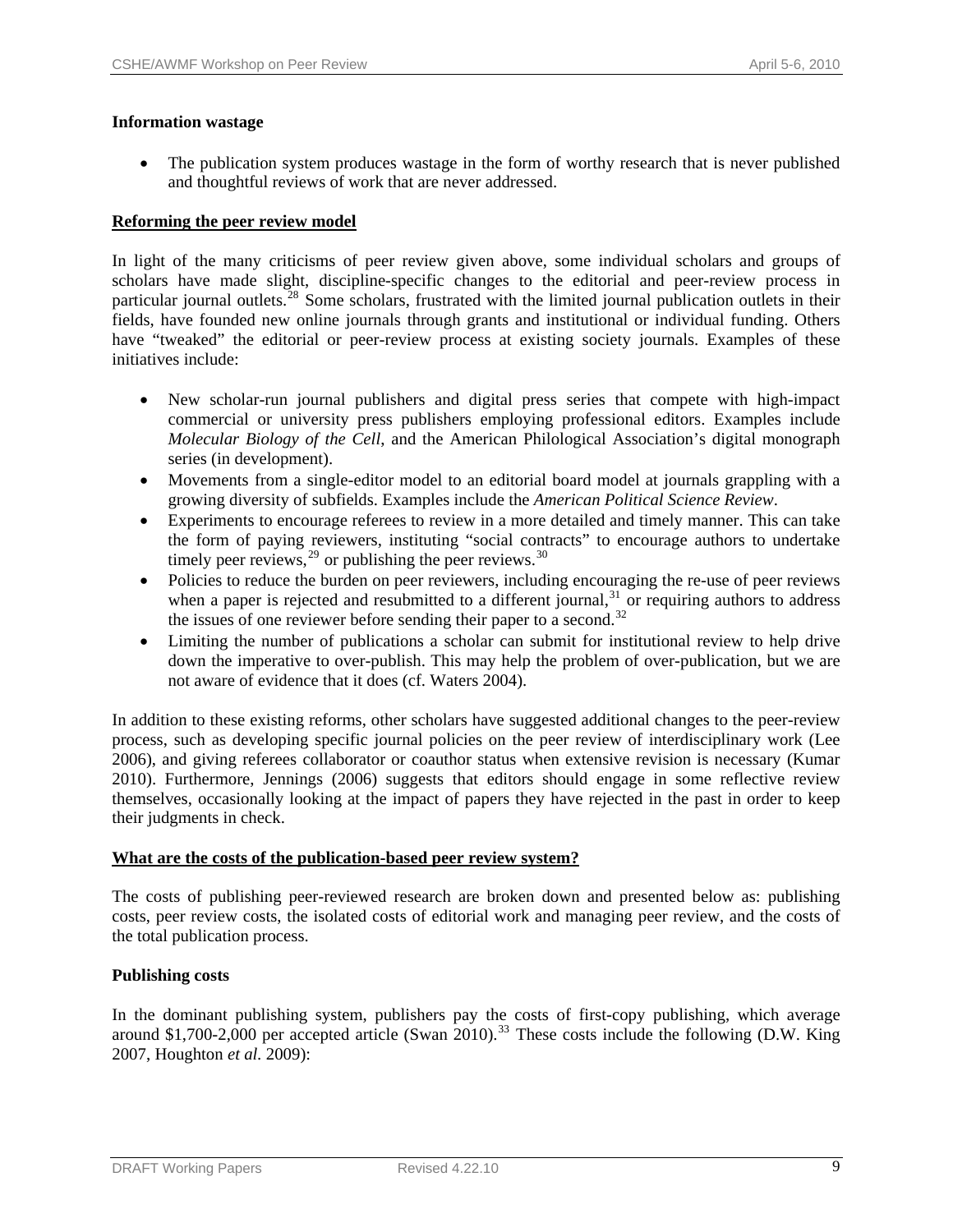**Information wastage**

- The publication system produces wastage in the form of worthy research that is never published and thoughtful reviews of work that are never addressed.

## Reforming the peer review model

In light of the many criticisms of peer review given above, some individual scholars and groups of scholars have made slight, discipline-specific changes to the editorial and peer-review process in particular journal outlets.[28] Some scholars, frustrated with the limited journal publication outlets in their fields, have founded new online journals through grants and institutional or individual funding. Others have "tweaked" the editorial or peer-review process at existing society journals. Examples of these initiatives include:

- New scholar-run journal publishers and digital press series that compete with high-impact commercial or university press publishers employing professional editors. Examples include *Molecular Biology of the Cell*, and the American Philological Association's digital monograph series (in development).
- Movements from a single-editor model to an editorial board model at journals grappling with a growing diversity of subfields. Examples include the *American Political Science Review*.
- Experiments to encourage referees to review in a more detailed and timely manner. This can take the form of paying reviewers, instituting "social contracts" to encourage authors to undertake timely peer reviews,[29] or publishing the peer reviews.[30]
- Policies to reduce the burden on peer reviewers, including encouraging the re-use of peer reviews when a paper is rejected and resubmitted to a different journal,[31] or requiring authors to address the issues of one reviewer before sending their paper to a second.[32]
- Limiting the number of publications a scholar can submit for institutional review to help drive down the imperative to over-publish. This may help the problem of over-publication, but we are not aware of evidence that it does (cf. Waters 2004).

In addition to these existing reforms, other scholars have suggested additional changes to the peer-review process, such as developing specific journal policies on the peer review of interdisciplinary work (Lee 2006), and giving referees collaborator or coauthor status when extensive revision is necessary (Kumar 2010). Furthermore, Jennings (2006) suggests that editors should engage in some reflective review themselves, occasionally looking at the impact of papers they have rejected in the past in order to keep their judgments in check.

## What are the costs of the publication-based peer review system?

The costs of publishing peer-reviewed research are broken down and presented below as: publishing costs, peer review costs, the isolated costs of editorial work and managing peer review, and the costs of the total publication process.

**Publishing costs**

In the dominant publishing system, publishers pay the costs of first-copy publishing, which average around $1,700-2,000 per accepted article (Swan 2010).[33] These costs include the following (D.W. King 2007, Houghton *et al.* 2009):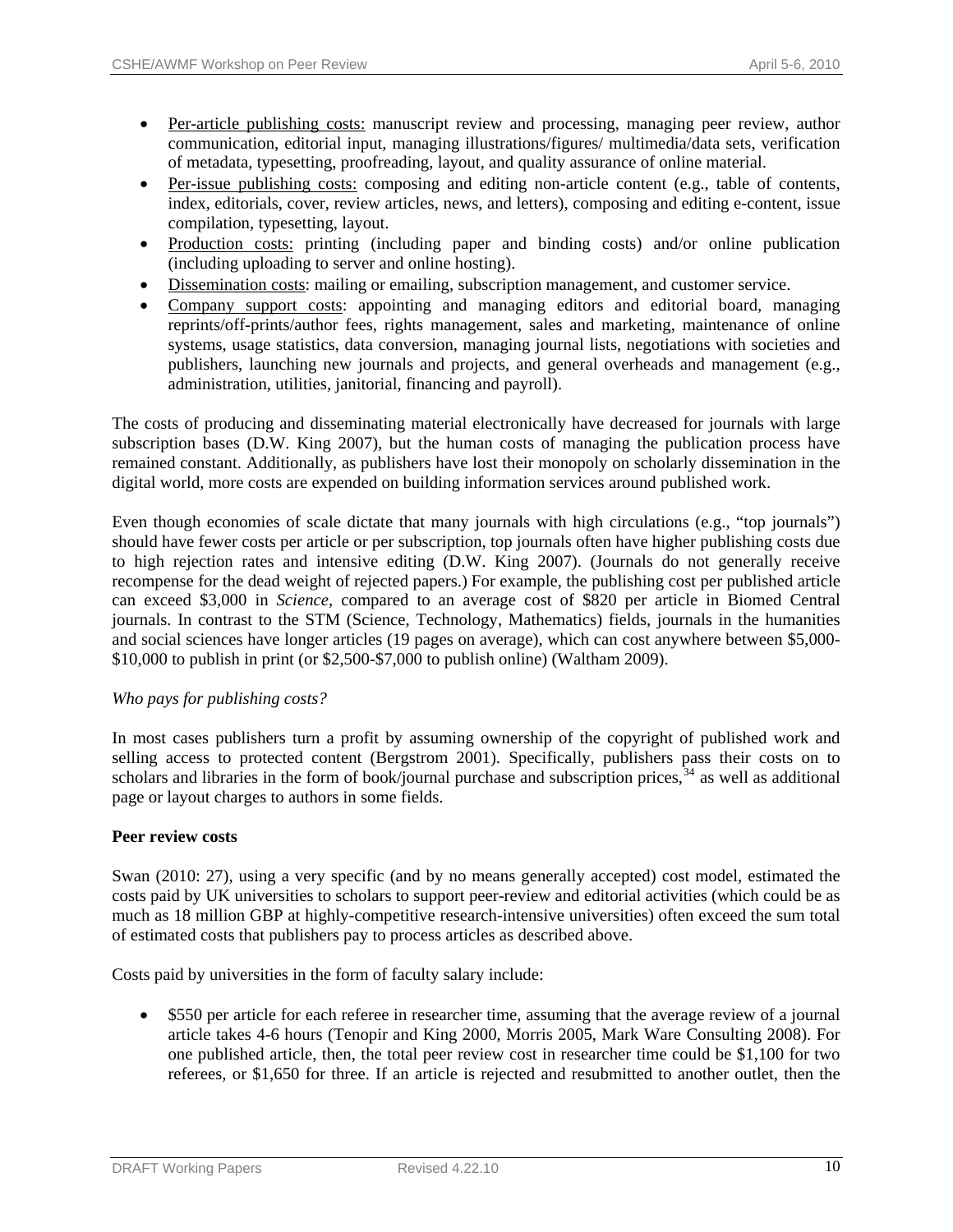- Per-article publishing costs: manuscript review and processing, managing peer review, author communication, editorial input, managing illustrations/figures/ multimedia/data sets, verification of metadata, typesetting, proofreading, layout, and quality assurance of online material.
- Per-issue publishing costs: composing and editing non-article content (e.g., table of contents, index, editorials, cover, review articles, news, and letters), composing and editing e-content, issue compilation, typesetting, layout.
- Production costs: printing (including paper and binding costs) and/or online publication (including uploading to server and online hosting).
- Dissemination costs: mailing or emailing, subscription management, and customer service.
- Company support costs: appointing and managing editors and editorial board, managing reprints/off-prints/author fees, rights management, sales and marketing, maintenance of online systems, usage statistics, data conversion, managing journal lists, negotiations with societies and publishers, launching new journals and projects, and general overheads and management (e.g., administration, utilities, janitorial, financing and payroll).

The costs of producing and disseminating material electronically have decreased for journals with large subscription bases (D.W. King 2007), but the human costs of managing the publication process have remained constant. Additionally, as publishers have lost their monopoly on scholarly dissemination in the digital world, more costs are expended on building information services around published work.

Even though economies of scale dictate that many journals with high circulations (e.g., "top journals") should have fewer costs per article or per subscription, top journals often have higher publishing costs due to high rejection rates and intensive editing (D.W. King 2007). (Journals do not generally receive recompense for the dead weight of rejected papers.) For example, the publishing cost per published article can exceed $3,000 in *Science*, compared to an average cost of $820 per article in Biomed Central journals. In contrast to the STM (Science, Technology, Mathematics) fields, journals in the humanities and social sciences have longer articles (19 pages on average), which can cost anywhere between $5,000-$10,000 to publish in print (or $2,500-$7,000 to publish online) (Waltham 2009).

*Who pays for publishing costs?*

In most cases publishers turn a profit by assuming ownership of the copyright of published work and selling access to protected content (Bergstrom 2001). Specifically, publishers pass their costs on to scholars and libraries in the form of book/journal purchase and subscription prices,[34] as well as additional page or layout charges to authors in some fields.

**Peer review costs**

Swan (2010: 27), using a very specific (and by no means generally accepted) cost model, estimated the costs paid by UK universities to scholars to support peer-review and editorial activities (which could be as much as 18 million GBP at highly-competitive research-intensive universities) often exceed the sum total of estimated costs that publishers pay to process articles as described above.

Costs paid by universities in the form of faculty salary include:

- $550 per article for each referee in researcher time, assuming that the average review of a journal article takes 4-6 hours (Tenopir and King 2000, Morris 2005, Mark Ware Consulting 2008). For one published article, then, the total peer review cost in researcher time could be $1,100 for two referees, or $1,650 for three. If an article is rejected and resubmitted to another outlet, then the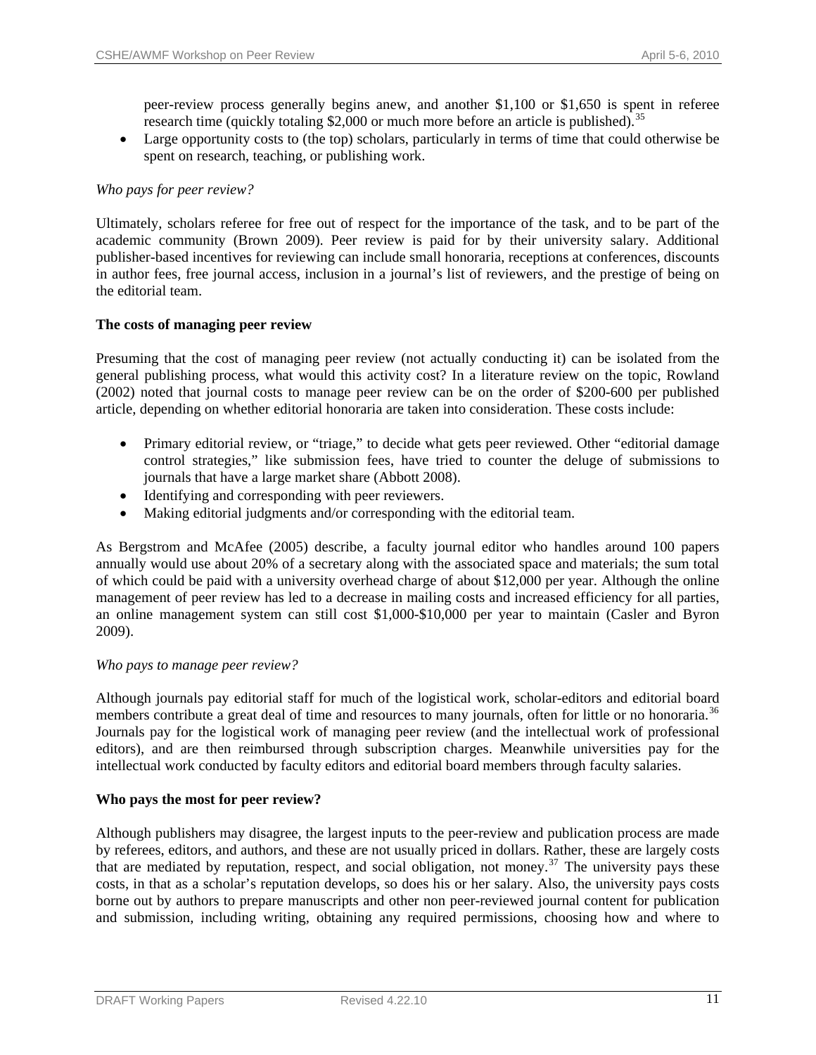peer-review process generally begins anew, and another $1,100 or $1,650 is spent in referee research time (quickly totaling $2,000 or much more before an article is published).[35]

- Large opportunity costs to (the top) scholars, particularly in terms of time that could otherwise be spent on research, teaching, or publishing work.

*Who pays for peer review?*

Ultimately, scholars referee for free out of respect for the importance of the task, and to be part of the academic community (Brown 2009). Peer review is paid for by their university salary. Additional publisher-based incentives for reviewing can include small honoraria, receptions at conferences, discounts in author fees, free journal access, inclusion in a journal's list of reviewers, and the prestige of being on the editorial team.

**The costs of managing peer review**

Presuming that the cost of managing peer review (not actually conducting it) can be isolated from the general publishing process, what would this activity cost? In a literature review on the topic, Rowland (2002) noted that journal costs to manage peer review can be on the order of $200-600 per published article, depending on whether editorial honoraria are taken into consideration. These costs include:

- Primary editorial review, or "triage," to decide what gets peer reviewed. Other "editorial damage control strategies," like submission fees, have tried to counter the deluge of submissions to journals that have a large market share (Abbott 2008).
- Identifying and corresponding with peer reviewers.
- Making editorial judgments and/or corresponding with the editorial team.

As Bergstrom and McAfee (2005) describe, a faculty journal editor who handles around 100 papers annually would use about 20% of a secretary along with the associated space and materials; the sum total of which could be paid with a university overhead charge of about $12,000 per year. Although the online management of peer review has led to a decrease in mailing costs and increased efficiency for all parties, an online management system can still cost $1,000-$10,000 per year to maintain (Casler and Byron 2009).

*Who pays to manage peer review?*

Although journals pay editorial staff for much of the logistical work, scholar-editors and editorial board members contribute a great deal of time and resources to many journals, often for little or no honoraria.[36] Journals pay for the logistical work of managing peer review (and the intellectual work of professional editors), and are then reimbursed through subscription charges. Meanwhile universities pay for the intellectual work conducted by faculty editors and editorial board members through faculty salaries.

**Who pays the most for peer review?**

Although publishers may disagree, the largest inputs to the peer-review and publication process are made by referees, editors, and authors, and these are not usually priced in dollars. Rather, these are largely costs that are mediated by reputation, respect, and social obligation, not money.[37] The university pays these costs, in that as a scholar's reputation develops, so does his or her salary. Also, the university pays costs borne out by authors to prepare manuscripts and other non peer-reviewed journal content for publication and submission, including writing, obtaining any required permissions, choosing how and where to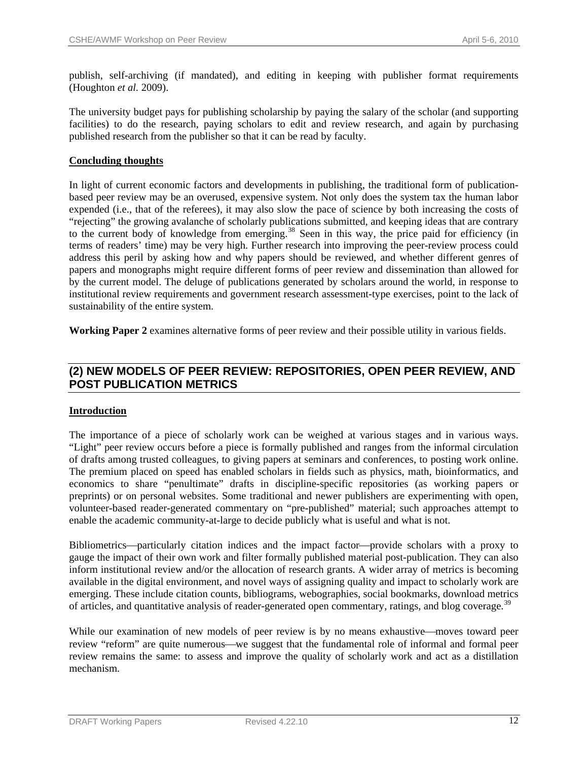publish, self-archiving (if mandated), and editing in keeping with publisher format requirements (Houghton *et al.* 2009).

The university budget pays for publishing scholarship by paying the salary of the scholar (and supporting facilities) to do the research, paying scholars to edit and review research, and again by purchasing published research from the publisher so that it can be read by faculty.

**Concluding thoughts**

In light of current economic factors and developments in publishing, the traditional form of publication-based peer review may be an overused, expensive system. Not only does the system tax the human labor expended (i.e., that of the referees), it may also slow the pace of science by both increasing the costs of "rejecting" the growing avalanche of scholarly publications submitted, and keeping ideas that are contrary to the current body of knowledge from emerging.[38] Seen in this way, the price paid for efficiency (in terms of readers' time) may be very high. Further research into improving the peer-review process could address this peril by asking how and why papers should be reviewed, and whether different genres of papers and monographs might require different forms of peer review and dissemination than allowed for by the current model. The deluge of publications generated by scholars around the world, in response to institutional review requirements and government research assessment-type exercises, point to the lack of sustainability of the entire system.

**Working Paper 2** examines alternative forms of peer review and their possible utility in various fields.

## (2) NEW MODELS OF PEER REVIEW: REPOSITORIES, OPEN PEER REVIEW, AND POST PUBLICATION METRICS

**Introduction**

The importance of a piece of scholarly work can be weighed at various stages and in various ways. "Light" peer review occurs before a piece is formally published and ranges from the informal circulation of drafts among trusted colleagues, to giving papers at seminars and conferences, to posting work online. The premium placed on speed has enabled scholars in fields such as physics, math, bioinformatics, and economics to share "penultimate" drafts in discipline-specific repositories (as working papers or preprints) or on personal websites. Some traditional and newer publishers are experimenting with open, volunteer-based reader-generated commentary on "pre-published" material; such approaches attempt to enable the academic community-at-large to decide publicly what is useful and what is not.

Bibliometrics—particularly citation indices and the impact factor—provide scholars with a proxy to gauge the impact of their own work and filter formally published material post-publication. They can also inform institutional review and/or the allocation of research grants. A wider array of metrics is becoming available in the digital environment, and novel ways of assigning quality and impact to scholarly work are emerging. These include citation counts, bibliograms, webographies, social bookmarks, download metrics of articles, and quantitative analysis of reader-generated open commentary, ratings, and blog coverage.[39]

While our examination of new models of peer review is by no means exhaustive—moves toward peer review "reform" are quite numerous—we suggest that the fundamental role of informal and formal peer review remains the same: to assess and improve the quality of scholarly work and act as a distillation mechanism.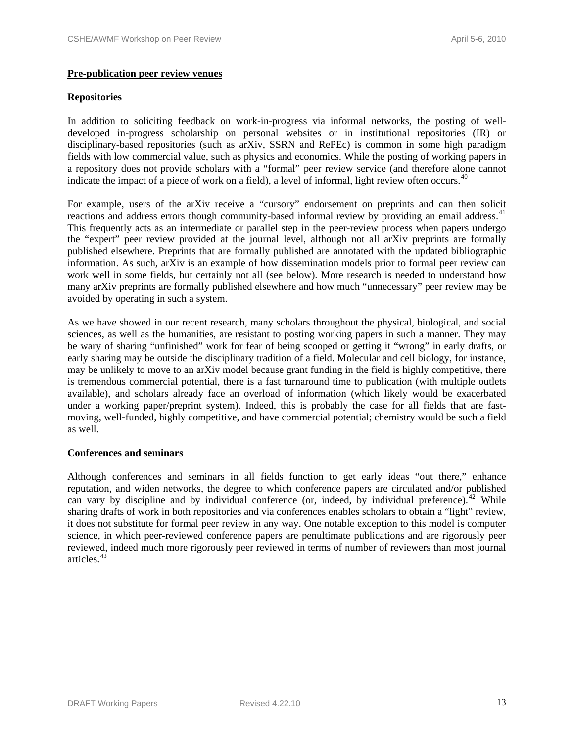## Pre-publication peer review venues

### Repositories

In addition to soliciting feedback on work-in-progress via informal networks, the posting of well-developed in-progress scholarship on personal websites or in institutional repositories (IR) or disciplinary-based repositories (such as arXiv, SSRN and RePEc) is common in some high paradigm fields with low commercial value, such as physics and economics. While the posting of working papers in a repository does not provide scholars with a "formal" peer review service (and therefore alone cannot indicate the impact of a piece of work on a field), a level of informal, light review often occurs.[40]

For example, users of the arXiv receive a "cursory" endorsement on preprints and can then solicit reactions and address errors though community-based informal review by providing an email address.[41] This frequently acts as an intermediate or parallel step in the peer-review process when papers undergo the "expert" peer review provided at the journal level, although not all arXiv preprints are formally published elsewhere. Preprints that are formally published are annotated with the updated bibliographic information. As such, arXiv is an example of how dissemination models prior to formal peer review can work well in some fields, but certainly not all (see below). More research is needed to understand how many arXiv preprints are formally published elsewhere and how much "unnecessary" peer review may be avoided by operating in such a system.

As we have showed in our recent research, many scholars throughout the physical, biological, and social sciences, as well as the humanities, are resistant to posting working papers in such a manner. They may be wary of sharing "unfinished" work for fear of being scooped or getting it "wrong" in early drafts, or early sharing may be outside the disciplinary tradition of a field. Molecular and cell biology, for instance, may be unlikely to move to an arXiv model because grant funding in the field is highly competitive, there is tremendous commercial potential, there is a fast turnaround time to publication (with multiple outlets available), and scholars already face an overload of information (which likely would be exacerbated under a working paper/preprint system). Indeed, this is probably the case for all fields that are fast-moving, well-funded, highly competitive, and have commercial potential; chemistry would be such a field as well.

### Conferences and seminars

Although conferences and seminars in all fields function to get early ideas "out there," enhance reputation, and widen networks, the degree to which conference papers are circulated and/or published can vary by discipline and by individual conference (or, indeed, by individual preference).[42] While sharing drafts of work in both repositories and via conferences enables scholars to obtain a "light" review, it does not substitute for formal peer review in any way. One notable exception to this model is computer science, in which peer-reviewed conference papers are penultimate publications and are rigorously peer reviewed, indeed much more rigorously peer reviewed in terms of number of reviewers than most journal articles.[43]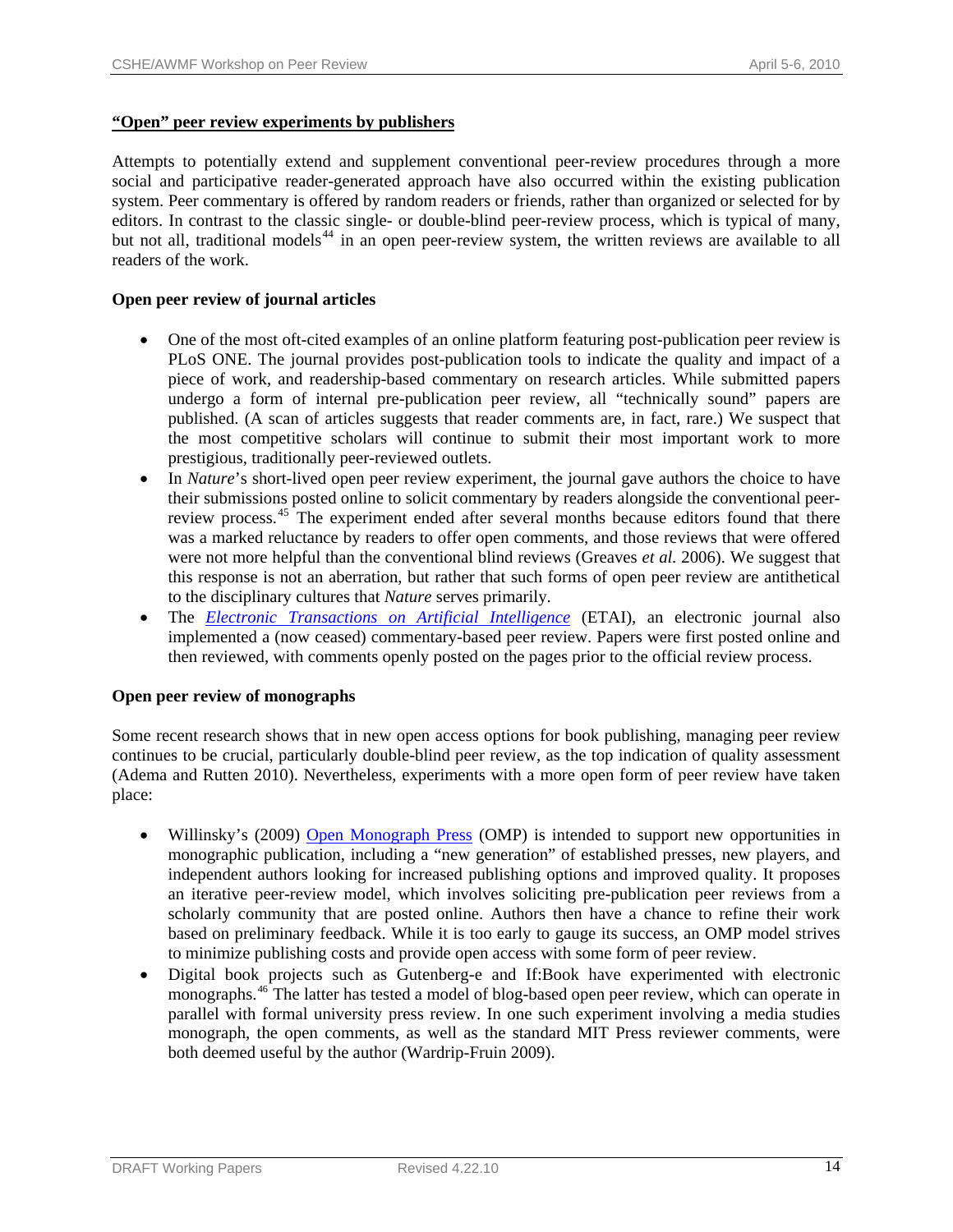## "Open" peer review experiments by publishers

Attempts to potentially extend and supplement conventional peer-review procedures through a more social and participative reader-generated approach have also occurred within the existing publication system. Peer commentary is offered by random readers or friends, rather than organized or selected for by editors. In contrast to the classic single- or double-blind peer-review process, which is typical of many, but not all, traditional models[44] in an open peer-review system, the written reviews are available to all readers of the work.

### Open peer review of journal articles

- One of the most oft-cited examples of an online platform featuring post-publication peer review is PLoS ONE. The journal provides post-publication tools to indicate the quality and impact of a piece of work, and readership-based commentary on research articles. While submitted papers undergo a form of internal pre-publication peer review, all "technically sound" papers are published. (A scan of articles suggests that reader comments are, in fact, rare.) We suspect that the most competitive scholars will continue to submit their most important work to more prestigious, traditionally peer-reviewed outlets.
- In *Nature*'s short-lived open peer review experiment, the journal gave authors the choice to have their submissions posted online to solicit commentary by readers alongside the conventional peer-review process.[45] The experiment ended after several months because editors found that there was a marked reluctance by readers to offer open comments, and those reviews that were offered were not more helpful than the conventional blind reviews (Greaves *et al.* 2006). We suggest that this response is not an aberration, but rather that such forms of open peer review are antithetical to the disciplinary cultures that *Nature* serves primarily.
- The *Electronic Transactions on Artificial Intelligence* (ETAI), an electronic journal also implemented a (now ceased) commentary-based peer review. Papers were first posted online and then reviewed, with comments openly posted on the pages prior to the official review process.

### Open peer review of monographs

Some recent research shows that in new open access options for book publishing, managing peer review continues to be crucial, particularly double-blind peer review, as the top indication of quality assessment (Adema and Rutten 2010). Nevertheless, experiments with a more open form of peer review have taken place:

- Willinsky's (2009) Open Monograph Press (OMP) is intended to support new opportunities in monographic publication, including a "new generation" of established presses, new players, and independent authors looking for increased publishing options and improved quality. It proposes an iterative peer-review model, which involves soliciting pre-publication peer reviews from a scholarly community that are posted online. Authors then have a chance to refine their work based on preliminary feedback. While it is too early to gauge its success, an OMP model strives to minimize publishing costs and provide open access with some form of peer review.
- Digital book projects such as Gutenberg-e and If:Book have experimented with electronic monographs.[46] The latter has tested a model of blog-based open peer review, which can operate in parallel with formal university press review. In one such experiment involving a media studies monograph, the open comments, as well as the standard MIT Press reviewer comments, were both deemed useful by the author (Wardrip-Fruin 2009).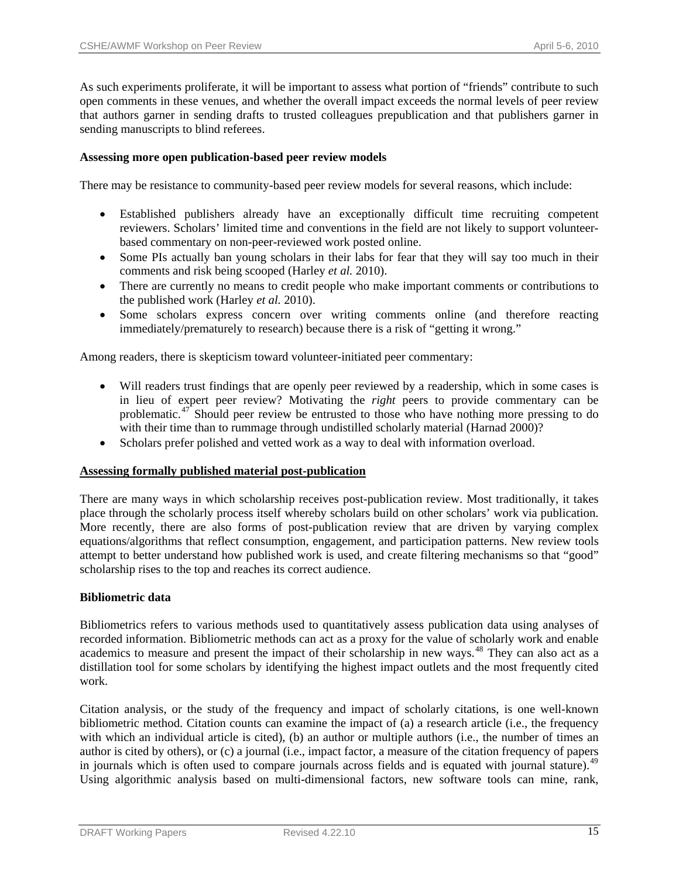As such experiments proliferate, it will be important to assess what portion of "friends" contribute to such open comments in these venues, and whether the overall impact exceeds the normal levels of peer review that authors garner in sending drafts to trusted colleagues prepublication and that publishers garner in sending manuscripts to blind referees.

**Assessing more open publication-based peer review models**

There may be resistance to community-based peer review models for several reasons, which include:

- Established publishers already have an exceptionally difficult time recruiting competent reviewers. Scholars' limited time and conventions in the field are not likely to support volunteer-based commentary on non-peer-reviewed work posted online.
- Some PIs actually ban young scholars in their labs for fear that they will say too much in their comments and risk being scooped (Harley *et al.* 2010).
- There are currently no means to credit people who make important comments or contributions to the published work (Harley *et al.* 2010).
- Some scholars express concern over writing comments online (and therefore reacting immediately/prematurely to research) because there is a risk of "getting it wrong."

Among readers, there is skepticism toward volunteer-initiated peer commentary:

- Will readers trust findings that are openly peer reviewed by a readership, which in some cases is in lieu of expert peer review? Motivating the *right* peers to provide commentary can be problematic.[47] Should peer review be entrusted to those who have nothing more pressing to do with their time than to rummage through undistilled scholarly material (Harnad 2000)?
- Scholars prefer polished and vetted work as a way to deal with information overload.

**<u>Assessing formally published material post-publication</u>**

There are many ways in which scholarship receives post-publication review. Most traditionally, it takes place through the scholarly process itself whereby scholars build on other scholars' work via publication. More recently, there are also forms of post-publication review that are driven by varying complex equations/algorithms that reflect consumption, engagement, and participation patterns. New review tools attempt to better understand how published work is used, and create filtering mechanisms so that "good" scholarship rises to the top and reaches its correct audience.

**Bibliometric data**

Bibliometrics refers to various methods used to quantitatively assess publication data using analyses of recorded information. Bibliometric methods can act as a proxy for the value of scholarly work and enable academics to measure and present the impact of their scholarship in new ways.[48] They can also act as a distillation tool for some scholars by identifying the highest impact outlets and the most frequently cited work.

Citation analysis, or the study of the frequency and impact of scholarly citations, is one well-known bibliometric method. Citation counts can examine the impact of (a) a research article (i.e., the frequency with which an individual article is cited), (b) an author or multiple authors (i.e., the number of times an author is cited by others), or (c) a journal (i.e., impact factor, a measure of the citation frequency of papers in journals which is often used to compare journals across fields and is equated with journal stature).[49] Using algorithmic analysis based on multi-dimensional factors, new software tools can mine, rank,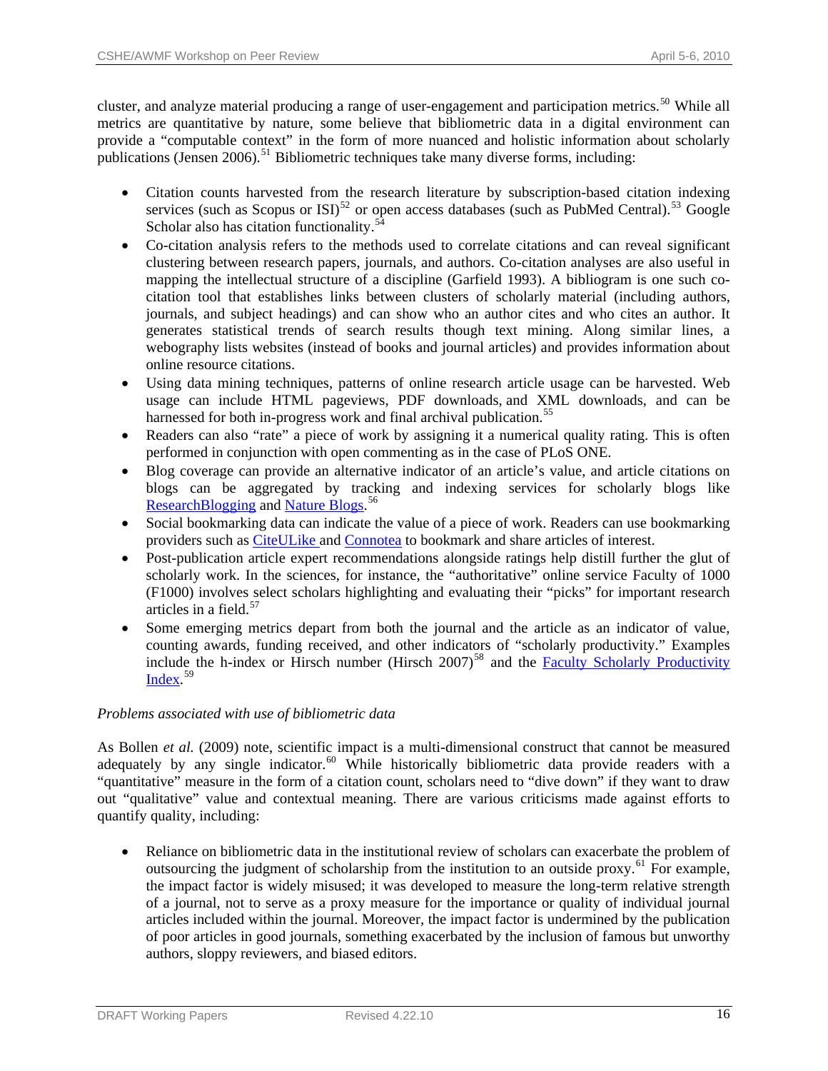cluster, and analyze material producing a range of user-engagement and participation metrics.[50] While all metrics are quantitative by nature, some believe that bibliometric data in a digital environment can provide a "computable context" in the form of more nuanced and holistic information about scholarly publications (Jensen 2006).[51] Bibliometric techniques take many diverse forms, including:

- Citation counts harvested from the research literature by subscription-based citation indexing services (such as Scopus or ISI)[52] or open access databases (such as PubMed Central).[53] Google Scholar also has citation functionality.[54]
- Co-citation analysis refers to the methods used to correlate citations and can reveal significant clustering between research papers, journals, and authors. Co-citation analyses are also useful in mapping the intellectual structure of a discipline (Garfield 1993). A bibliogram is one such co-citation tool that establishes links between clusters of scholarly material (including authors, journals, and subject headings) and can show who an author cites and who cites an author. It generates statistical trends of search results though text mining. Along similar lines, a webography lists websites (instead of books and journal articles) and provides information about online resource citations.
- Using data mining techniques, patterns of online research article usage can be harvested. Web usage can include HTML pageviews, PDF downloads, and XML downloads, and can be harnessed for both in-progress work and final archival publication.[55]
- Readers can also "rate" a piece of work by assigning it a numerical quality rating. This is often performed in conjunction with open commenting as in the case of PLoS ONE.
- Blog coverage can provide an alternative indicator of an article's value, and article citations on blogs can be aggregated by tracking and indexing services for scholarly blogs like ResearchBlogging and Nature Blogs.[56]
- Social bookmarking data can indicate the value of a piece of work. Readers can use bookmarking providers such as CiteULike and Connotea to bookmark and share articles of interest.
- Post-publication article expert recommendations alongside ratings help distill further the glut of scholarly work. In the sciences, for instance, the "authoritative" online service Faculty of 1000 (F1000) involves select scholars highlighting and evaluating their "picks" for important research articles in a field.[57]
- Some emerging metrics depart from both the journal and the article as an indicator of value, counting awards, funding received, and other indicators of "scholarly productivity." Examples include the h-index or Hirsch number (Hirsch 2007)[58] and the Faculty Scholarly Productivity Index.[59]

*Problems associated with use of bibliometric data*

As Bollen *et al.* (2009) note, scientific impact is a multi-dimensional construct that cannot be measured adequately by any single indicator.[60] While historically bibliometric data provide readers with a "quantitative" measure in the form of a citation count, scholars need to "dive down" if they want to draw out "qualitative" value and contextual meaning. There are various criticisms made against efforts to quantify quality, including:

- Reliance on bibliometric data in the institutional review of scholars can exacerbate the problem of outsourcing the judgment of scholarship from the institution to an outside proxy.[61] For example, the impact factor is widely misused; it was developed to measure the long-term relative strength of a journal, not to serve as a proxy measure for the importance or quality of individual journal articles included within the journal. Moreover, the impact factor is undermined by the publication of poor articles in good journals, something exacerbated by the inclusion of famous but unworthy authors, sloppy reviewers, and biased editors.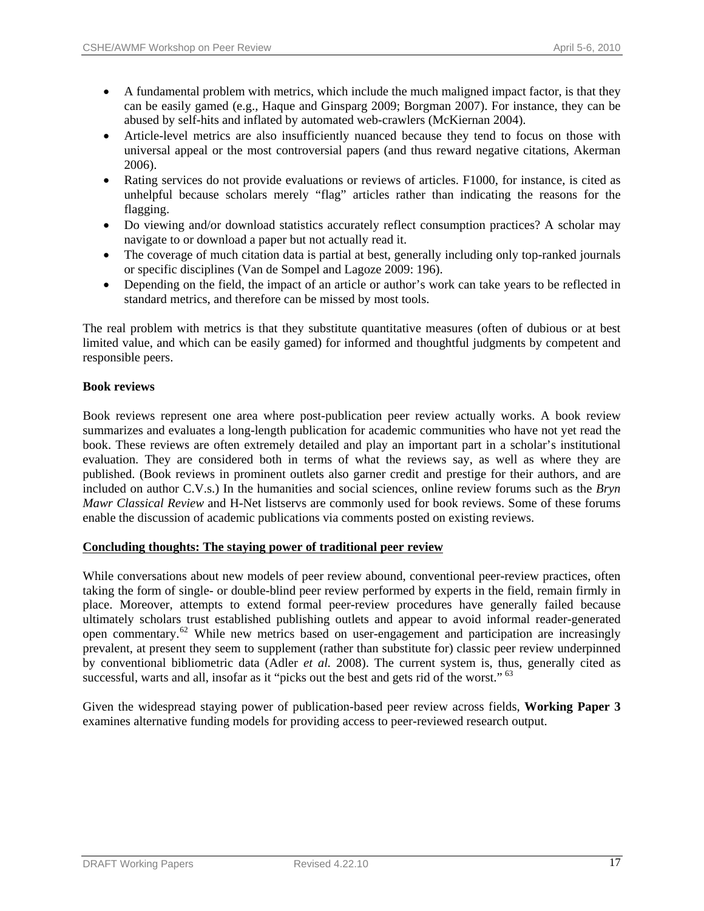- A fundamental problem with metrics, which include the much maligned impact factor, is that they can be easily gamed (e.g., Haque and Ginsparg 2009; Borgman 2007). For instance, they can be abused by self-hits and inflated by automated web-crawlers (McKiernan 2004).
- Article-level metrics are also insufficiently nuanced because they tend to focus on those with universal appeal or the most controversial papers (and thus reward negative citations, Akerman 2006).
- Rating services do not provide evaluations or reviews of articles. F1000, for instance, is cited as unhelpful because scholars merely "flag" articles rather than indicating the reasons for the flagging.
- Do viewing and/or download statistics accurately reflect consumption practices? A scholar may navigate to or download a paper but not actually read it.
- The coverage of much citation data is partial at best, generally including only top-ranked journals or specific disciplines (Van de Sompel and Lagoze 2009: 196).
- Depending on the field, the impact of an article or author's work can take years to be reflected in standard metrics, and therefore can be missed by most tools.

The real problem with metrics is that they substitute quantitative measures (often of dubious or at best limited value, and which can be easily gamed) for informed and thoughtful judgments by competent and responsible peers.

**Book reviews**

Book reviews represent one area where post-publication peer review actually works. A book review summarizes and evaluates a long-length publication for academic communities who have not yet read the book. These reviews are often extremely detailed and play an important part in a scholar's institutional evaluation. They are considered both in terms of what the reviews say, as well as where they are published. (Book reviews in prominent outlets also garner credit and prestige for their authors, and are included on author C.V.s.) In the humanities and social sciences, online review forums such as the *Bryn Mawr Classical Review* and H-Net listservs are commonly used for book reviews. Some of these forums enable the discussion of academic publications via comments posted on existing reviews.

## Concluding thoughts: The staying power of traditional peer review

While conversations about new models of peer review abound, conventional peer-review practices, often taking the form of single- or double-blind peer review performed by experts in the field, remain firmly in place. Moreover, attempts to extend formal peer-review procedures have generally failed because ultimately scholars trust established publishing outlets and appear to avoid informal reader-generated open commentary.[62] While new metrics based on user-engagement and participation are increasingly prevalent, at present they seem to supplement (rather than substitute for) classic peer review underpinned by conventional bibliometric data (Adler *et al.* 2008). The current system is, thus, generally cited as successful, warts and all, insofar as it "picks out the best and gets rid of the worst." [63]

Given the widespread staying power of publication-based peer review across fields, **Working Paper 3** examines alternative funding models for providing access to peer-reviewed research output.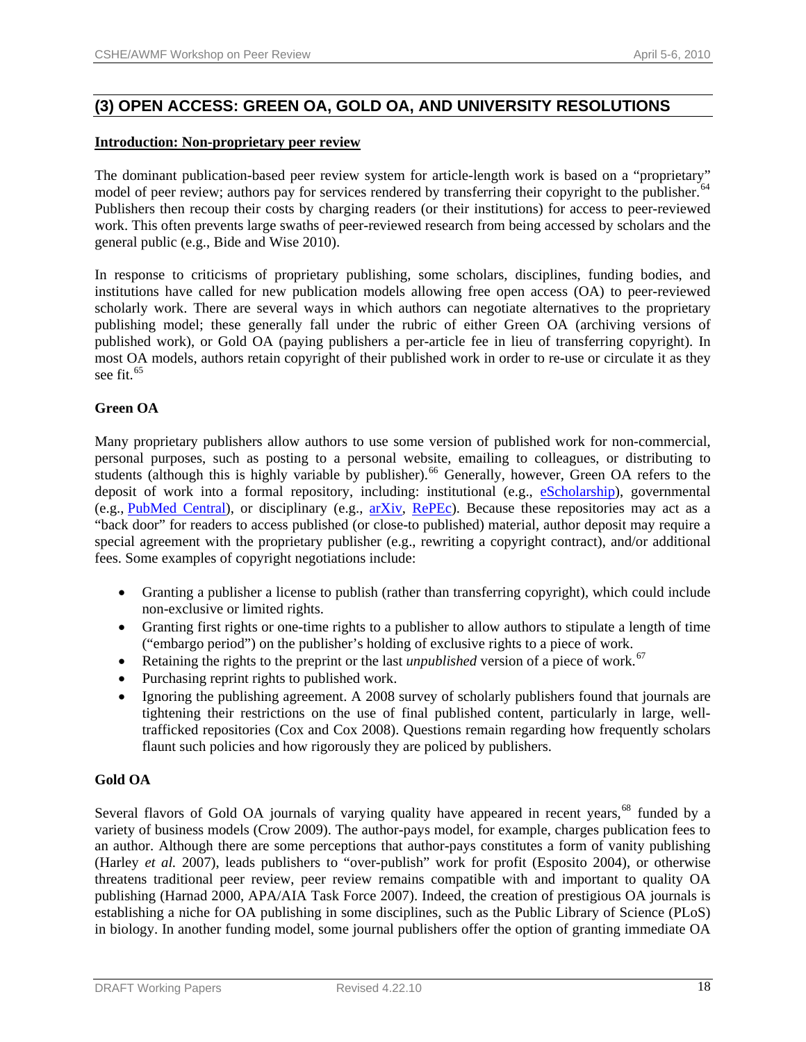## (3) OPEN ACCESS: GREEN OA, GOLD OA, AND UNIVERSITY RESOLUTIONS

**Introduction: Non-proprietary peer review**

The dominant publication-based peer review system for article-length work is based on a "proprietary" model of peer review; authors pay for services rendered by transferring their copyright to the publisher.[64] Publishers then recoup their costs by charging readers (or their institutions) for access to peer-reviewed work. This often prevents large swaths of peer-reviewed research from being accessed by scholars and the general public (e.g., Bide and Wise 2010).

In response to criticisms of proprietary publishing, some scholars, disciplines, funding bodies, and institutions have called for new publication models allowing free open access (OA) to peer-reviewed scholarly work. There are several ways in which authors can negotiate alternatives to the proprietary publishing model; these generally fall under the rubric of either Green OA (archiving versions of published work), or Gold OA (paying publishers a per-article fee in lieu of transferring copyright). In most OA models, authors retain copyright of their published work in order to re-use or circulate it as they see fit.[65]

### Green OA

Many proprietary publishers allow authors to use some version of published work for non-commercial, personal purposes, such as posting to a personal website, emailing to colleagues, or distributing to students (although this is highly variable by publisher).[66] Generally, however, Green OA refers to the deposit of work into a formal repository, including: institutional (e.g., eScholarship), governmental (e.g., PubMed Central), or disciplinary (e.g., arXiv, RePEc). Because these repositories may act as a "back door" for readers to access published (or close-to published) material, author deposit may require a special agreement with the proprietary publisher (e.g., rewriting a copyright contract), and/or additional fees. Some examples of copyright negotiations include:

- Granting a publisher a license to publish (rather than transferring copyright), which could include non-exclusive or limited rights.
- Granting first rights or one-time rights to a publisher to allow authors to stipulate a length of time ("embargo period") on the publisher's holding of exclusive rights to a piece of work.
- Retaining the rights to the preprint or the last *unpublished* version of a piece of work.[67]
- Purchasing reprint rights to published work.
- Ignoring the publishing agreement. A 2008 survey of scholarly publishers found that journals are tightening their restrictions on the use of final published content, particularly in large, well-trafficked repositories (Cox and Cox 2008). Questions remain regarding how frequently scholars flaunt such policies and how rigorously they are policed by publishers.

### Gold OA

Several flavors of Gold OA journals of varying quality have appeared in recent years,[68] funded by a variety of business models (Crow 2009). The author-pays model, for example, charges publication fees to an author. Although there are some perceptions that author-pays constitutes a form of vanity publishing (Harley *et al.* 2007), leads publishers to "over-publish" work for profit (Esposito 2004), or otherwise threatens traditional peer review, peer review remains compatible with and important to quality OA publishing (Harnad 2000, APA/AIA Task Force 2007). Indeed, the creation of prestigious OA journals is establishing a niche for OA publishing in some disciplines, such as the Public Library of Science (PLoS) in biology. In another funding model, some journal publishers offer the option of granting immediate OA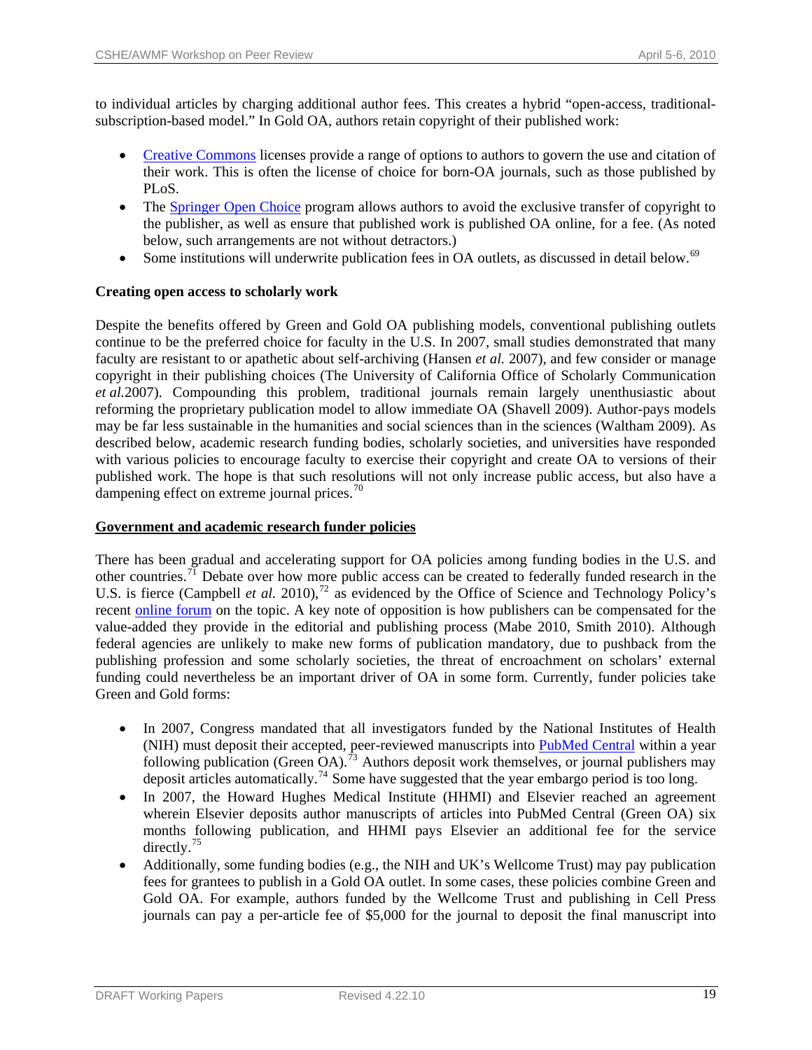to individual articles by charging additional author fees. This creates a hybrid "open-access, traditional-subscription-based model." In Gold OA, authors retain copyright of their published work:

- Creative Commons licenses provide a range of options to authors to govern the use and citation of their work. This is often the license of choice for born-OA journals, such as those published by PLoS.
- The Springer Open Choice program allows authors to avoid the exclusive transfer of copyright to the publisher, as well as ensure that published work is published OA online, for a fee. (As noted below, such arrangements are not without detractors.)
- Some institutions will underwrite publication fees in OA outlets, as discussed in detail below.[69]

**Creating open access to scholarly work**

Despite the benefits offered by Green and Gold OA publishing models, conventional publishing outlets continue to be the preferred choice for faculty in the U.S. In 2007, small studies demonstrated that many faculty are resistant to or apathetic about self-archiving (Hansen *et al.* 2007), and few consider or manage copyright in their publishing choices (The University of California Office of Scholarly Communication *et al.*2007). Compounding this problem, traditional journals remain largely unenthusiastic about reforming the proprietary publication model to allow immediate OA (Shavell 2009). Author-pays models may be far less sustainable in the humanities and social sciences than in the sciences (Waltham 2009). As described below, academic research funding bodies, scholarly societies, and universities have responded with various policies to encourage faculty to exercise their copyright and create OA to versions of their published work. The hope is that such resolutions will not only increase public access, but also have a dampening effect on extreme journal prices.[70]

**Government and academic research funder policies**

There has been gradual and accelerating support for OA policies among funding bodies in the U.S. and other countries.[71] Debate over how more public access can be created to federally funded research in the U.S. is fierce (Campbell *et al.* 2010),[72] as evidenced by the Office of Science and Technology Policy's recent online forum on the topic. A key note of opposition is how publishers can be compensated for the value-added they provide in the editorial and publishing process (Mabe 2010, Smith 2010). Although federal agencies are unlikely to make new forms of publication mandatory, due to pushback from the publishing profession and some scholarly societies, the threat of encroachment on scholars' external funding could nevertheless be an important driver of OA in some form. Currently, funder policies take Green and Gold forms:

- In 2007, Congress mandated that all investigators funded by the National Institutes of Health (NIH) must deposit their accepted, peer-reviewed manuscripts into PubMed Central within a year following publication (Green OA).[73] Authors deposit work themselves, or journal publishers may deposit articles automatically.[74] Some have suggested that the year embargo period is too long.
- In 2007, the Howard Hughes Medical Institute (HHMI) and Elsevier reached an agreement wherein Elsevier deposits author manuscripts of articles into PubMed Central (Green OA) six months following publication, and HHMI pays Elsevier an additional fee for the service directly.[75]
- Additionally, some funding bodies (e.g., the NIH and UK's Wellcome Trust) may pay publication fees for grantees to publish in a Gold OA outlet. In some cases, these policies combine Green and Gold OA. For example, authors funded by the Wellcome Trust and publishing in Cell Press journals can pay a per-article fee of $5,000 for the journal to deposit the final manuscript into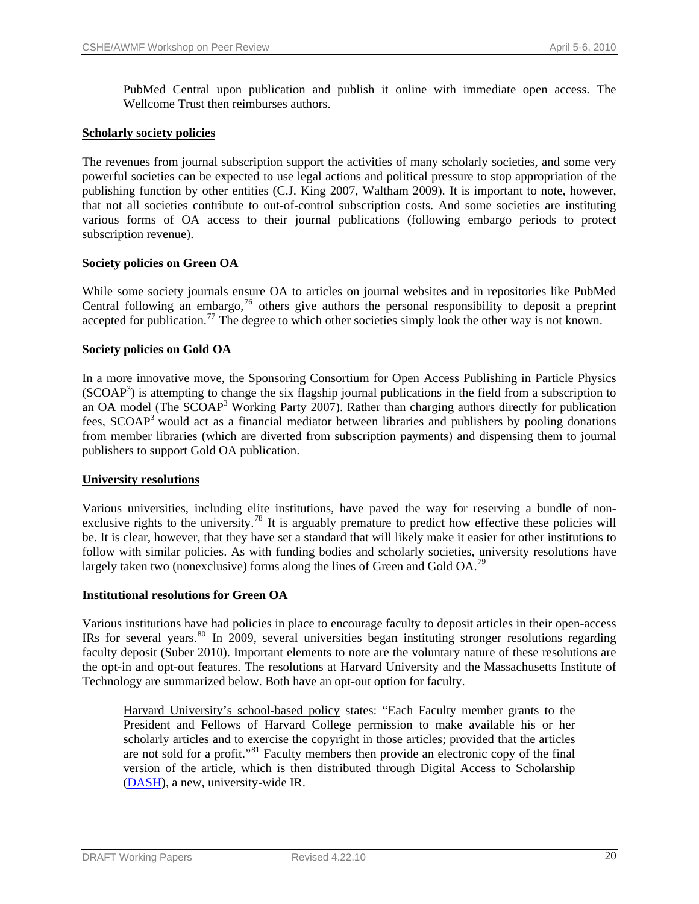PubMed Central upon publication and publish it online with immediate open access. The Wellcome Trust then reimburses authors.

## Scholarly society policies

The revenues from journal subscription support the activities of many scholarly societies, and some very powerful societies can be expected to use legal actions and political pressure to stop appropriation of the publishing function by other entities (C.J. King 2007, Waltham 2009). It is important to note, however, that not all societies contribute to out-of-control subscription costs. And some societies are instituting various forms of OA access to their journal publications (following embargo periods to protect subscription revenue).

### Society policies on Green OA

While some society journals ensure OA to articles on journal websites and in repositories like PubMed Central following an embargo,[76] others give authors the personal responsibility to deposit a preprint accepted for publication.[77] The degree to which other societies simply look the other way is not known.

### Society policies on Gold OA

In a more innovative move, the Sponsoring Consortium for Open Access Publishing in Particle Physics ($SCOAP^3$) is attempting to change the six flagship journal publications in the field from a subscription to an OA model (The $SCOAP^3$ Working Party 2007). Rather than charging authors directly for publication fees, $SCOAP^3$ would act as a financial mediator between libraries and publishers by pooling donations from member libraries (which are diverted from subscription payments) and dispensing them to journal publishers to support Gold OA publication.

## University resolutions

Various universities, including elite institutions, have paved the way for reserving a bundle of non-exclusive rights to the university.[78] It is arguably premature to predict how effective these policies will be. It is clear, however, that they have set a standard that will likely make it easier for other institutions to follow with similar policies. As with funding bodies and scholarly societies, university resolutions have largely taken two (nonexclusive) forms along the lines of Green and Gold OA.[79]

### Institutional resolutions for Green OA

Various institutions have had policies in place to encourage faculty to deposit articles in their open-access IRs for several years.[80] In 2009, several universities began instituting stronger resolutions regarding faculty deposit (Suber 2010). Important elements to note are the voluntary nature of these resolutions are the opt-in and opt-out features. The resolutions at Harvard University and the Massachusetts Institute of Technology are summarized below. Both have an opt-out option for faculty.

> Harvard University's school-based policy states: "Each Faculty member grants to the President and Fellows of Harvard College permission to make available his or her scholarly articles and to exercise the copyright in those articles; provided that the articles are not sold for a profit."[81] Faculty members then provide an electronic copy of the final version of the article, which is then distributed through Digital Access to Scholarship (DASH), a new, university-wide IR.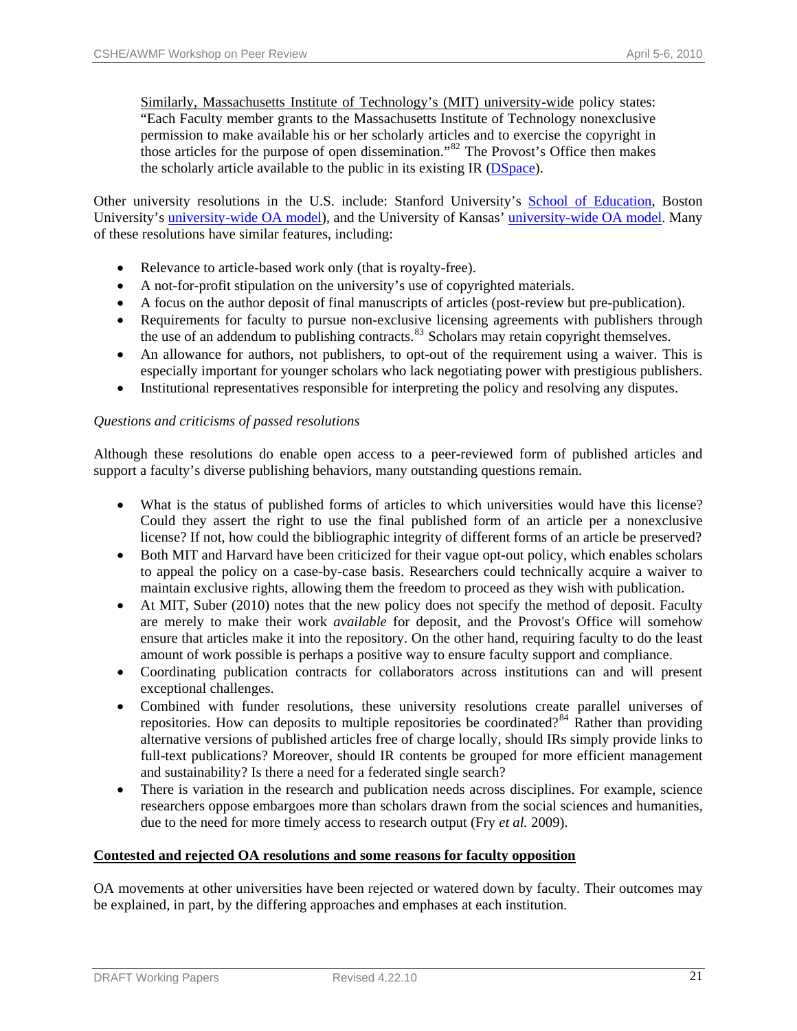Similarly, Massachusetts Institute of Technology's (MIT) university-wide policy states: "Each Faculty member grants to the Massachusetts Institute of Technology nonexclusive permission to make available his or her scholarly articles and to exercise the copyright in those articles for the purpose of open dissemination."[82] The Provost's Office then makes the scholarly article available to the public in its existing IR (DSpace).

Other university resolutions in the U.S. include: Stanford University's School of Education, Boston University's university-wide OA model), and the University of Kansas' university-wide OA model. Many of these resolutions have similar features, including:

- Relevance to article-based work only (that is royalty-free).
- A not-for-profit stipulation on the university's use of copyrighted materials.
- A focus on the author deposit of final manuscripts of articles (post-review but pre-publication).
- Requirements for faculty to pursue non-exclusive licensing agreements with publishers through the use of an addendum to publishing contracts.[83] Scholars may retain copyright themselves.
- An allowance for authors, not publishers, to opt-out of the requirement using a waiver. This is especially important for younger scholars who lack negotiating power with prestigious publishers.
- Institutional representatives responsible for interpreting the policy and resolving any disputes.

*Questions and criticisms of passed resolutions*

Although these resolutions do enable open access to a peer-reviewed form of published articles and support a faculty's diverse publishing behaviors, many outstanding questions remain.

- What is the status of published forms of articles to which universities would have this license? Could they assert the right to use the final published form of an article per a nonexclusive license? If not, how could the bibliographic integrity of different forms of an article be preserved?
- Both MIT and Harvard have been criticized for their vague opt-out policy, which enables scholars to appeal the policy on a case-by-case basis. Researchers could technically acquire a waiver to maintain exclusive rights, allowing them the freedom to proceed as they wish with publication.
- At MIT, Suber (2010) notes that the new policy does not specify the method of deposit. Faculty are merely to make their work *available* for deposit, and the Provost's Office will somehow ensure that articles make it into the repository. On the other hand, requiring faculty to do the least amount of work possible is perhaps a positive way to ensure faculty support and compliance.
- Coordinating publication contracts for collaborators across institutions can and will present exceptional challenges.
- Combined with funder resolutions, these university resolutions create parallel universes of repositories. How can deposits to multiple repositories be coordinated?[84] Rather than providing alternative versions of published articles free of charge locally, should IRs simply provide links to full-text publications? Moreover, should IR contents be grouped for more efficient management and sustainability? Is there a need for a federated single search?
- There is variation in the research and publication needs across disciplines. For example, science researchers oppose embargoes more than scholars drawn from the social sciences and humanities, due to the need for more timely access to research output (Fry *et al.* 2009).

**Contested and rejected OA resolutions and some reasons for faculty opposition**

OA movements at other universities have been rejected or watered down by faculty. Their outcomes may be explained, in part, by the differing approaches and emphases at each institution.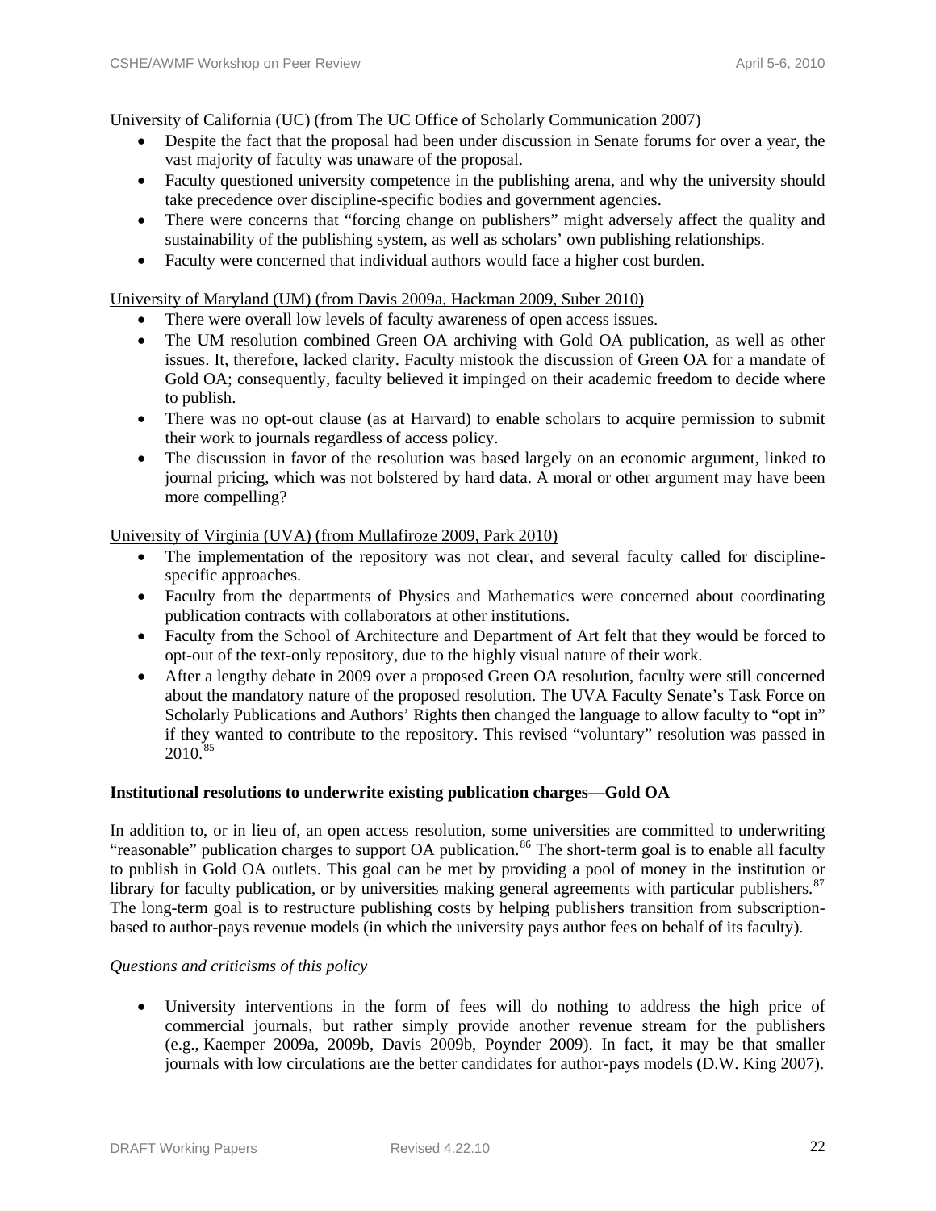University of California (UC) (from The UC Office of Scholarly Communication 2007)

- Despite the fact that the proposal had been under discussion in Senate forums for over a year, the vast majority of faculty was unaware of the proposal.
- Faculty questioned university competence in the publishing arena, and why the university should take precedence over discipline-specific bodies and government agencies.
- There were concerns that "forcing change on publishers" might adversely affect the quality and sustainability of the publishing system, as well as scholars' own publishing relationships.
- Faculty were concerned that individual authors would face a higher cost burden.

University of Maryland (UM) (from Davis 2009a, Hackman 2009, Suber 2010)

- There were overall low levels of faculty awareness of open access issues.
- The UM resolution combined Green OA archiving with Gold OA publication, as well as other issues. It, therefore, lacked clarity. Faculty mistook the discussion of Green OA for a mandate of Gold OA; consequently, faculty believed it impinged on their academic freedom to decide where to publish.
- There was no opt-out clause (as at Harvard) to enable scholars to acquire permission to submit their work to journals regardless of access policy.
- The discussion in favor of the resolution was based largely on an economic argument, linked to journal pricing, which was not bolstered by hard data. A moral or other argument may have been more compelling?

University of Virginia (UVA) (from Mullafiroze 2009, Park 2010)

- The implementation of the repository was not clear, and several faculty called for discipline-specific approaches.
- Faculty from the departments of Physics and Mathematics were concerned about coordinating publication contracts with collaborators at other institutions.
- Faculty from the School of Architecture and Department of Art felt that they would be forced to opt-out of the text-only repository, due to the highly visual nature of their work.
- After a lengthy debate in 2009 over a proposed Green OA resolution, faculty were still concerned about the mandatory nature of the proposed resolution. The UVA Faculty Senate's Task Force on Scholarly Publications and Authors' Rights then changed the language to allow faculty to "opt in" if they wanted to contribute to the repository. This revised "voluntary" resolution was passed in 2010.[85]

**Institutional resolutions to underwrite existing publication charges—Gold OA**

In addition to, or in lieu of, an open access resolution, some universities are committed to underwriting "reasonable" publication charges to support OA publication.[86] The short-term goal is to enable all faculty to publish in Gold OA outlets. This goal can be met by providing a pool of money in the institution or library for faculty publication, or by universities making general agreements with particular publishers.[87] The long-term goal is to restructure publishing costs by helping publishers transition from subscription-based to author-pays revenue models (in which the university pays author fees on behalf of its faculty).

*Questions and criticisms of this policy*

- University interventions in the form of fees will do nothing to address the high price of commercial journals, but rather simply provide another revenue stream for the publishers (e.g., Kaemper 2009a, 2009b, Davis 2009b, Poynder 2009). In fact, it may be that smaller journals with low circulations are the better candidates for author-pays models (D.W. King 2007).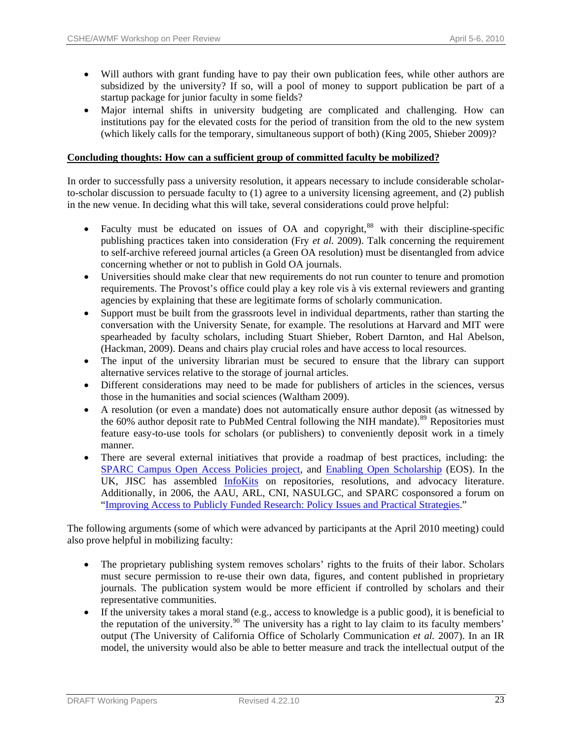- Will authors with grant funding have to pay their own publication fees, while other authors are subsidized by the university? If so, will a pool of money to support publication be part of a startup package for junior faculty in some fields?
- Major internal shifts in university budgeting are complicated and challenging. How can institutions pay for the elevated costs for the period of transition from the old to the new system (which likely calls for the temporary, simultaneous support of both) (King 2005, Shieber 2009)?

**Concluding thoughts: How can a sufficient group of committed faculty be mobilized?**

In order to successfully pass a university resolution, it appears necessary to include considerable scholar-to-scholar discussion to persuade faculty to (1) agree to a university licensing agreement, and (2) publish in the new venue. In deciding what this will take, several considerations could prove helpful:

- Faculty must be educated on issues of OA and copyright,[88] with their discipline-specific publishing practices taken into consideration (Fry *et al.* 2009). Talk concerning the requirement to self-archive refereed journal articles (a Green OA resolution) must be disentangled from advice concerning whether or not to publish in Gold OA journals.
- Universities should make clear that new requirements do not run counter to tenure and promotion requirements. The Provost's office could play a key role vis à vis external reviewers and granting agencies by explaining that these are legitimate forms of scholarly communication.
- Support must be built from the grassroots level in individual departments, rather than starting the conversation with the University Senate, for example. The resolutions at Harvard and MIT were spearheaded by faculty scholars, including Stuart Shieber, Robert Darnton, and Hal Abelson, (Hackman, 2009). Deans and chairs play crucial roles and have access to local resources.
- The input of the university librarian must be secured to ensure that the library can support alternative services relative to the storage of journal articles.
- Different considerations may need to be made for publishers of articles in the sciences, versus those in the humanities and social sciences (Waltham 2009).
- A resolution (or even a mandate) does not automatically ensure author deposit (as witnessed by the 60% author deposit rate to PubMed Central following the NIH mandate).[89] Repositories must feature easy-to-use tools for scholars (or publishers) to conveniently deposit work in a timely manner.
- There are several external initiatives that provide a roadmap of best practices, including: the SPARC Campus Open Access Policies project, and Enabling Open Scholarship (EOS). In the UK, JISC has assembled InfoKits on repositories, resolutions, and advocacy literature. Additionally, in 2006, the AAU, ARL, CNI, NASULGC, and SPARC cosponsored a forum on "Improving Access to Publicly Funded Research: Policy Issues and Practical Strategies."

The following arguments (some of which were advanced by participants at the April 2010 meeting) could also prove helpful in mobilizing faculty:

- The proprietary publishing system removes scholars' rights to the fruits of their labor. Scholars must secure permission to re-use their own data, figures, and content published in proprietary journals. The publication system would be more efficient if controlled by scholars and their representative communities.
- If the university takes a moral stand (e.g., access to knowledge is a public good), it is beneficial to the reputation of the university.[90] The university has a right to lay claim to its faculty members' output (The University of California Office of Scholarly Communication *et al.* 2007). In an IR model, the university would also be able to better measure and track the intellectual output of the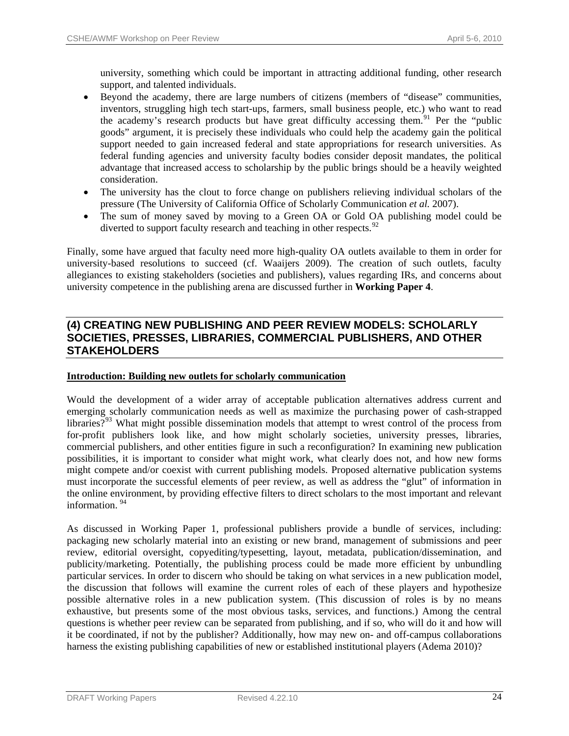university, something which could be important in attracting additional funding, other research support, and talented individuals.

- Beyond the academy, there are large numbers of citizens (members of "disease" communities, inventors, struggling high tech start-ups, farmers, small business people, etc.) who want to read the academy's research products but have great difficulty accessing them.[91] Per the "public goods" argument, it is precisely these individuals who could help the academy gain the political support needed to gain increased federal and state appropriations for research universities. As federal funding agencies and university faculty bodies consider deposit mandates, the political advantage that increased access to scholarship by the public brings should be a heavily weighted consideration.
- The university has the clout to force change on publishers relieving individual scholars of the pressure (The University of California Office of Scholarly Communication *et al.* 2007).
- The sum of money saved by moving to a Green OA or Gold OA publishing model could be diverted to support faculty research and teaching in other respects.[92]

Finally, some have argued that faculty need more high-quality OA outlets available to them in order for university-based resolutions to succeed (cf. Waaijers 2009). The creation of such outlets, faculty allegiances to existing stakeholders (societies and publishers), values regarding IRs, and concerns about university competence in the publishing arena are discussed further in **Working Paper 4**.

## (4) CREATING NEW PUBLISHING AND PEER REVIEW MODELS: SCHOLARLY SOCIETIES, PRESSES, LIBRARIES, COMMERCIAL PUBLISHERS, AND OTHER STAKEHOLDERS

**Introduction: Building new outlets for scholarly communication**

Would the development of a wider array of acceptable publication alternatives address current and emerging scholarly communication needs as well as maximize the purchasing power of cash-strapped libraries?[93] What might possible dissemination models that attempt to wrest control of the process from for-profit publishers look like, and how might scholarly societies, university presses, libraries, commercial publishers, and other entities figure in such a reconfiguration? In examining new publication possibilities, it is important to consider what might work, what clearly does not, and how new forms might compete and/or coexist with current publishing models. Proposed alternative publication systems must incorporate the successful elements of peer review, as well as address the "glut" of information in the online environment, by providing effective filters to direct scholars to the most important and relevant information.[94]

As discussed in Working Paper 1, professional publishers provide a bundle of services, including: packaging new scholarly material into an existing or new brand, management of submissions and peer review, editorial oversight, copyediting/typesetting, layout, metadata, publication/dissemination, and publicity/marketing. Potentially, the publishing process could be made more efficient by unbundling particular services. In order to discern who should be taking on what services in a new publication model, the discussion that follows will examine the current roles of each of these players and hypothesize possible alternative roles in a new publication system. (This discussion of roles is by no means exhaustive, but presents some of the most obvious tasks, services, and functions.) Among the central questions is whether peer review can be separated from publishing, and if so, who will do it and how will it be coordinated, if not by the publisher? Additionally, how may new on- and off-campus collaborations harness the existing publishing capabilities of new or established institutional players (Adema 2010)?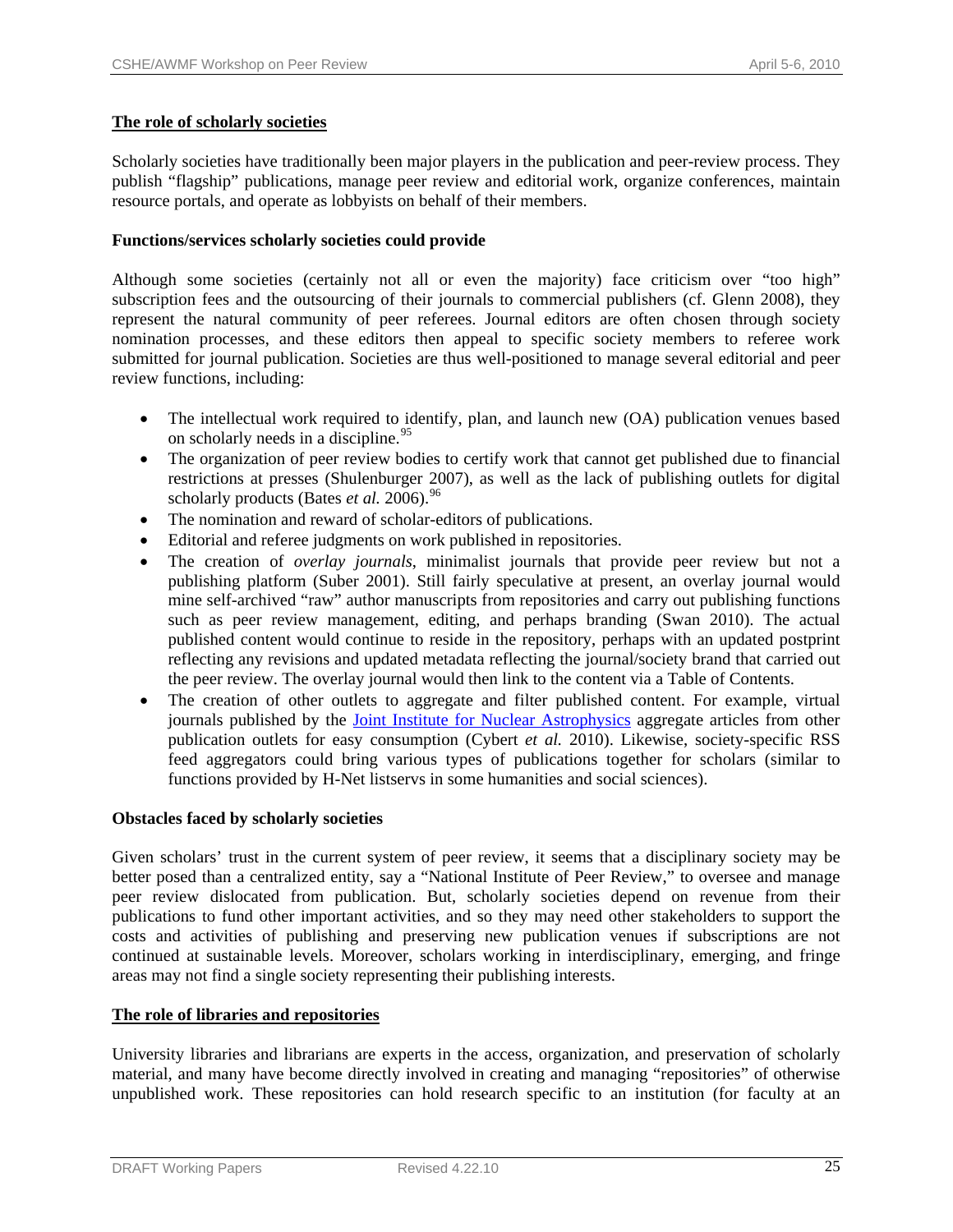## The role of scholarly societies

Scholarly societies have traditionally been major players in the publication and peer-review process. They publish "flagship" publications, manage peer review and editorial work, organize conferences, maintain resource portals, and operate as lobbyists on behalf of their members.

### Functions/services scholarly societies could provide

Although some societies (certainly not all or even the majority) face criticism over "too high" subscription fees and the outsourcing of their journals to commercial publishers (cf. Glenn 2008), they represent the natural community of peer referees. Journal editors are often chosen through society nomination processes, and these editors then appeal to specific society members to referee work submitted for journal publication. Societies are thus well-positioned to manage several editorial and peer review functions, including:

- The intellectual work required to identify, plan, and launch new (OA) publication venues based on scholarly needs in a discipline.[95]
- The organization of peer review bodies to certify work that cannot get published due to financial restrictions at presses (Shulenburger 2007), as well as the lack of publishing outlets for digital scholarly products (Bates *et al.* 2006).[96]
- The nomination and reward of scholar-editors of publications.
- Editorial and referee judgments on work published in repositories.
- The creation of *overlay journals*, minimalist journals that provide peer review but not a publishing platform (Suber 2001). Still fairly speculative at present, an overlay journal would mine self-archived "raw" author manuscripts from repositories and carry out publishing functions such as peer review management, editing, and perhaps branding (Swan 2010). The actual published content would continue to reside in the repository, perhaps with an updated postprint reflecting any revisions and updated metadata reflecting the journal/society brand that carried out the peer review. The overlay journal would then link to the content via a Table of Contents.
- The creation of other outlets to aggregate and filter published content. For example, virtual journals published by the Joint Institute for Nuclear Astrophysics aggregate articles from other publication outlets for easy consumption (Cybert *et al.* 2010). Likewise, society-specific RSS feed aggregators could bring various types of publications together for scholars (similar to functions provided by H-Net listservs in some humanities and social sciences).

### Obstacles faced by scholarly societies

Given scholars' trust in the current system of peer review, it seems that a disciplinary society may be better posed than a centralized entity, say a "National Institute of Peer Review," to oversee and manage peer review dislocated from publication. But, scholarly societies depend on revenue from their publications to fund other important activities, and so they may need other stakeholders to support the costs and activities of publishing and preserving new publication venues if subscriptions are not continued at sustainable levels. Moreover, scholars working in interdisciplinary, emerging, and fringe areas may not find a single society representing their publishing interests.

## The role of libraries and repositories

University libraries and librarians are experts in the access, organization, and preservation of scholarly material, and many have become directly involved in creating and managing "repositories" of otherwise unpublished work. These repositories can hold research specific to an institution (for faculty at an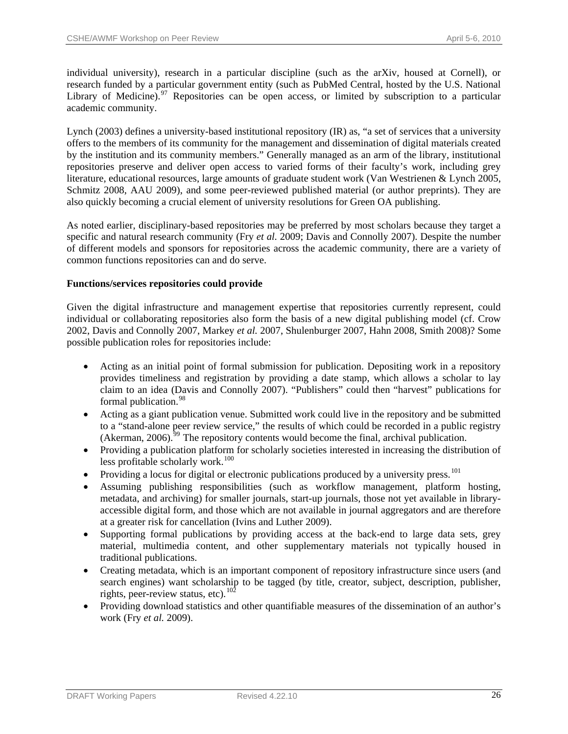individual university), research in a particular discipline (such as the arXiv, housed at Cornell), or research funded by a particular government entity (such as PubMed Central, hosted by the U.S. National Library of Medicine).[97] Repositories can be open access, or limited by subscription to a particular academic community.

Lynch (2003) defines a university-based institutional repository (IR) as, "a set of services that a university offers to the members of its community for the management and dissemination of digital materials created by the institution and its community members." Generally managed as an arm of the library, institutional repositories preserve and deliver open access to varied forms of their faculty's work, including grey literature, educational resources, large amounts of graduate student work (Van Westrienen & Lynch 2005, Schmitz 2008, AAU 2009), and some peer-reviewed published material (or author preprints). They are also quickly becoming a crucial element of university resolutions for Green OA publishing.

As noted earlier, disciplinary-based repositories may be preferred by most scholars because they target a specific and natural research community (Fry *et al.* 2009; Davis and Connolly 2007). Despite the number of different models and sponsors for repositories across the academic community, there are a variety of common functions repositories can and do serve.

**Functions/services repositories could provide**

Given the digital infrastructure and management expertise that repositories currently represent, could individual or collaborating repositories also form the basis of a new digital publishing model (cf. Crow 2002, Davis and Connolly 2007, Markey *et al.* 2007, Shulenburger 2007, Hahn 2008, Smith 2008)? Some possible publication roles for repositories include:

- Acting as an initial point of formal submission for publication. Depositing work in a repository provides timeliness and registration by providing a date stamp, which allows a scholar to lay claim to an idea (Davis and Connolly 2007). "Publishers" could then "harvest" publications for formal publication.[98]
- Acting as a giant publication venue. Submitted work could live in the repository and be submitted to a "stand-alone peer review service," the results of which could be recorded in a public registry (Akerman, 2006).[99] The repository contents would become the final, archival publication.
- Providing a publication platform for scholarly societies interested in increasing the distribution of less profitable scholarly work.[100]
- Providing a locus for digital or electronic publications produced by a university press.[101]
- Assuming publishing responsibilities (such as workflow management, platform hosting, metadata, and archiving) for smaller journals, start-up journals, those not yet available in library-accessible digital form, and those which are not available in journal aggregators and are therefore at a greater risk for cancellation (Ivins and Luther 2009).
- Supporting formal publications by providing access at the back-end to large data sets, grey material, multimedia content, and other supplementary materials not typically housed in traditional publications.
- Creating metadata, which is an important component of repository infrastructure since users (and search engines) want scholarship to be tagged (by title, creator, subject, description, publisher, rights, peer-review status, etc).[102]
- Providing download statistics and other quantifiable measures of the dissemination of an author's work (Fry *et al.* 2009).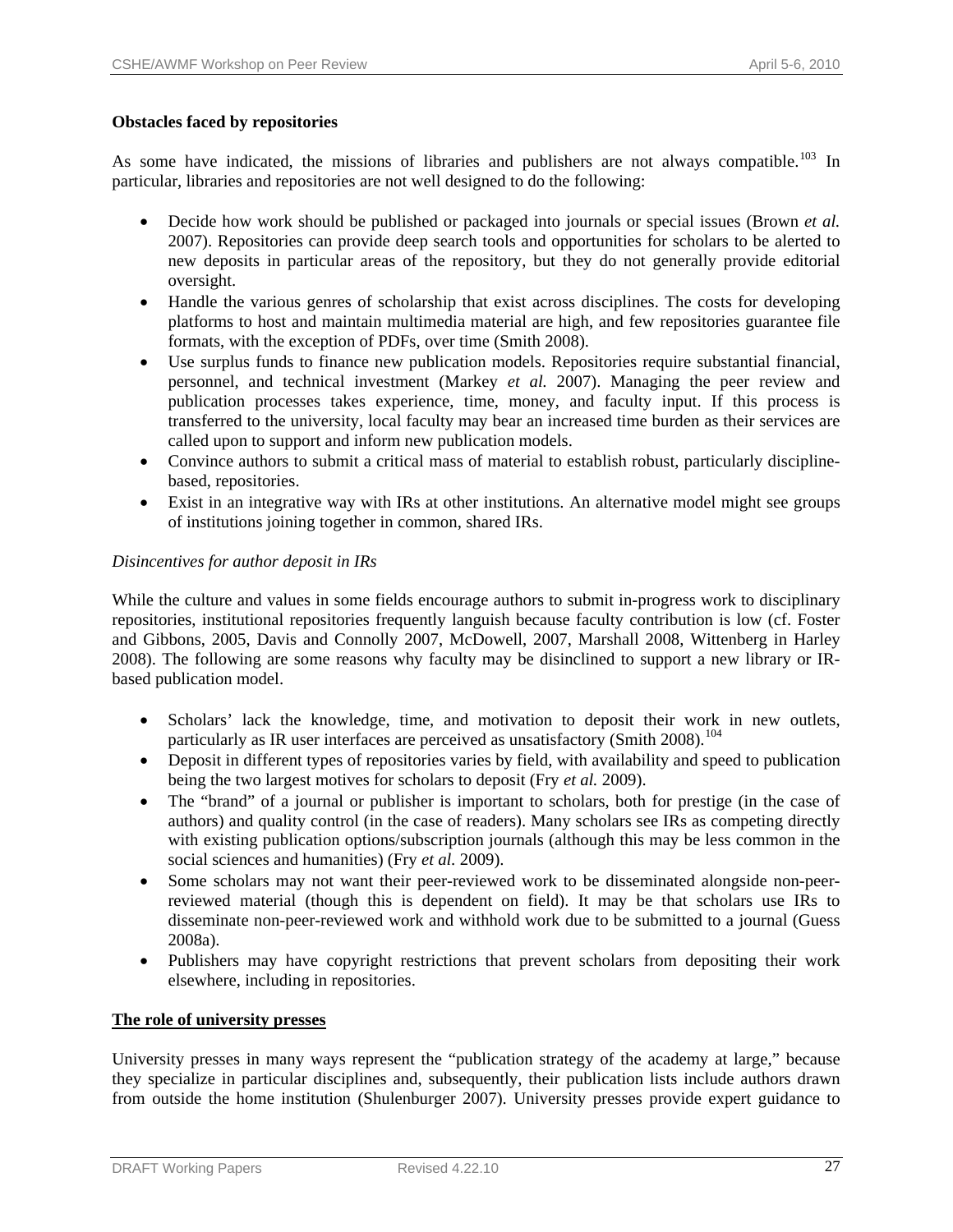**Obstacles faced by repositories**

As some have indicated, the missions of libraries and publishers are not always compatible.[103] In particular, libraries and repositories are not well designed to do the following:

- Decide how work should be published or packaged into journals or special issues (Brown *et al.* 2007). Repositories can provide deep search tools and opportunities for scholars to be alerted to new deposits in particular areas of the repository, but they do not generally provide editorial oversight.
- Handle the various genres of scholarship that exist across disciplines. The costs for developing platforms to host and maintain multimedia material are high, and few repositories guarantee file formats, with the exception of PDFs, over time (Smith 2008).
- Use surplus funds to finance new publication models. Repositories require substantial financial, personnel, and technical investment (Markey *et al.* 2007). Managing the peer review and publication processes takes experience, time, money, and faculty input. If this process is transferred to the university, local faculty may bear an increased time burden as their services are called upon to support and inform new publication models.
- Convince authors to submit a critical mass of material to establish robust, particularly discipline-based, repositories.
- Exist in an integrative way with IRs at other institutions. An alternative model might see groups of institutions joining together in common, shared IRs.

*Disincentives for author deposit in IRs*

While the culture and values in some fields encourage authors to submit in-progress work to disciplinary repositories, institutional repositories frequently languish because faculty contribution is low (cf. Foster and Gibbons, 2005, Davis and Connolly 2007, McDowell, 2007, Marshall 2008, Wittenberg in Harley 2008). The following are some reasons why faculty may be disinclined to support a new library or IR-based publication model.

- Scholars' lack the knowledge, time, and motivation to deposit their work in new outlets, particularly as IR user interfaces are perceived as unsatisfactory (Smith 2008).[104]
- Deposit in different types of repositories varies by field, with availability and speed to publication being the two largest motives for scholars to deposit (Fry *et al.* 2009).
- The "brand" of a journal or publisher is important to scholars, both for prestige (in the case of authors) and quality control (in the case of readers). Many scholars see IRs as competing directly with existing publication options/subscription journals (although this may be less common in the social sciences and humanities) (Fry *et al.* 2009).
- Some scholars may not want their peer-reviewed work to be disseminated alongside non-peer-reviewed material (though this is dependent on field). It may be that scholars use IRs to disseminate non-peer-reviewed work and withhold work due to be submitted to a journal (Guess 2008a).
- Publishers may have copyright restrictions that prevent scholars from depositing their work elsewhere, including in repositories.

**The role of university presses**

University presses in many ways represent the "publication strategy of the academy at large," because they specialize in particular disciplines and, subsequently, their publication lists include authors drawn from outside the home institution (Shulenburger 2007). University presses provide expert guidance to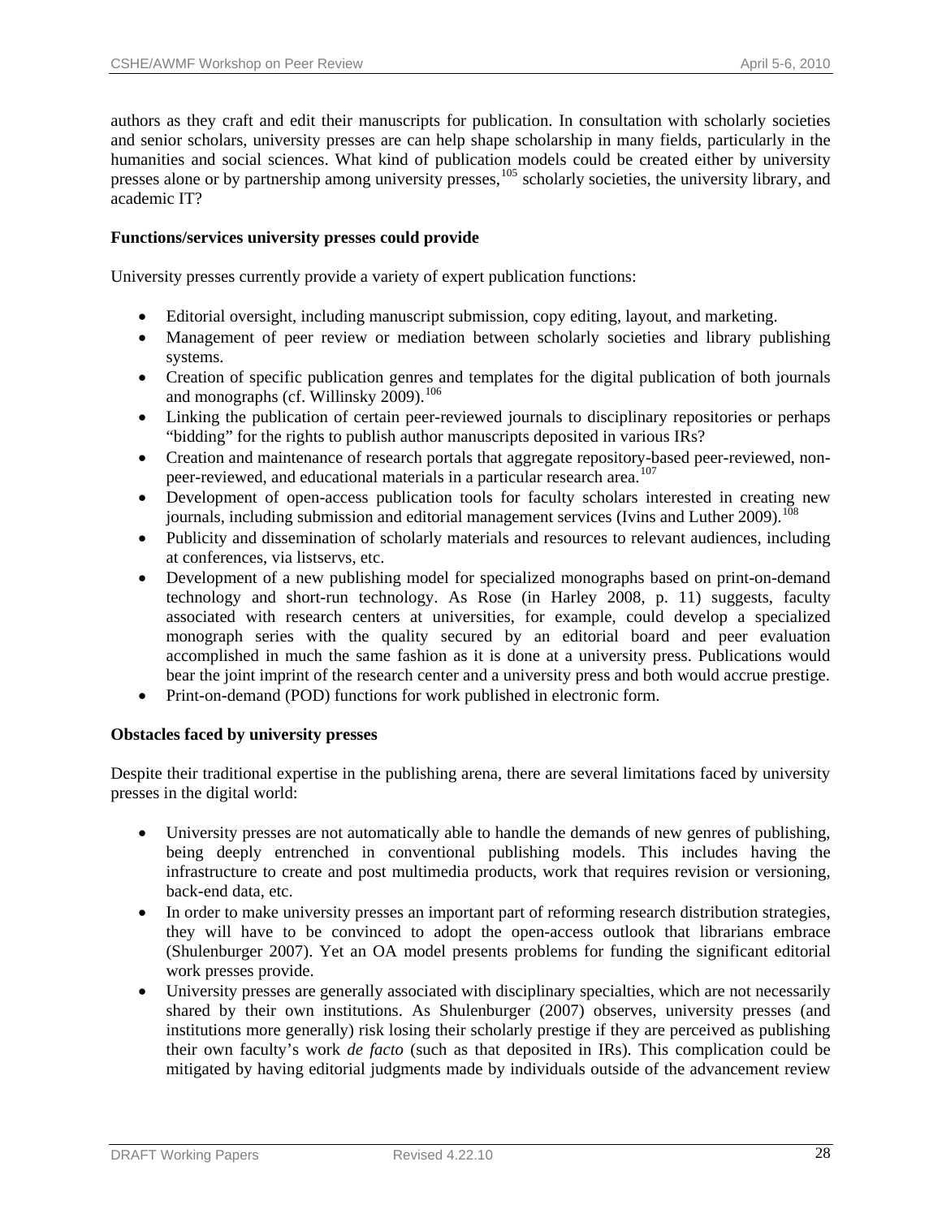authors as they craft and edit their manuscripts for publication. In consultation with scholarly societies and senior scholars, university presses are can help shape scholarship in many fields, particularly in the humanities and social sciences. What kind of publication models could be created either by university presses alone or by partnership among university presses,[105] scholarly societies, the university library, and academic IT?

**Functions/services university presses could provide**

University presses currently provide a variety of expert publication functions:

- Editorial oversight, including manuscript submission, copy editing, layout, and marketing.
- Management of peer review or mediation between scholarly societies and library publishing systems.
- Creation of specific publication genres and templates for the digital publication of both journals and monographs (cf. Willinsky 2009).[106]
- Linking the publication of certain peer-reviewed journals to disciplinary repositories or perhaps "bidding" for the rights to publish author manuscripts deposited in various IRs?
- Creation and maintenance of research portals that aggregate repository-based peer-reviewed, non-peer-reviewed, and educational materials in a particular research area.[107]
- Development of open-access publication tools for faculty scholars interested in creating new journals, including submission and editorial management services (Ivins and Luther 2009).[108]
- Publicity and dissemination of scholarly materials and resources to relevant audiences, including at conferences, via listservs, etc.
- Development of a new publishing model for specialized monographs based on print-on-demand technology and short-run technology. As Rose (in Harley 2008, p. 11) suggests, faculty associated with research centers at universities, for example, could develop a specialized monograph series with the quality secured by an editorial board and peer evaluation accomplished in much the same fashion as it is done at a university press. Publications would bear the joint imprint of the research center and a university press and both would accrue prestige.
- Print-on-demand (POD) functions for work published in electronic form.

**Obstacles faced by university presses**

Despite their traditional expertise in the publishing arena, there are several limitations faced by university presses in the digital world:

- University presses are not automatically able to handle the demands of new genres of publishing, being deeply entrenched in conventional publishing models. This includes having the infrastructure to create and post multimedia products, work that requires revision or versioning, back-end data, etc.
- In order to make university presses an important part of reforming research distribution strategies, they will have to be convinced to adopt the open-access outlook that librarians embrace (Shulenburger 2007). Yet an OA model presents problems for funding the significant editorial work presses provide.
- University presses are generally associated with disciplinary specialties, which are not necessarily shared by their own institutions. As Shulenburger (2007) observes, university presses (and institutions more generally) risk losing their scholarly prestige if they are perceived as publishing their own faculty's work *de facto* (such as that deposited in IRs). This complication could be mitigated by having editorial judgments made by individuals outside of the advancement review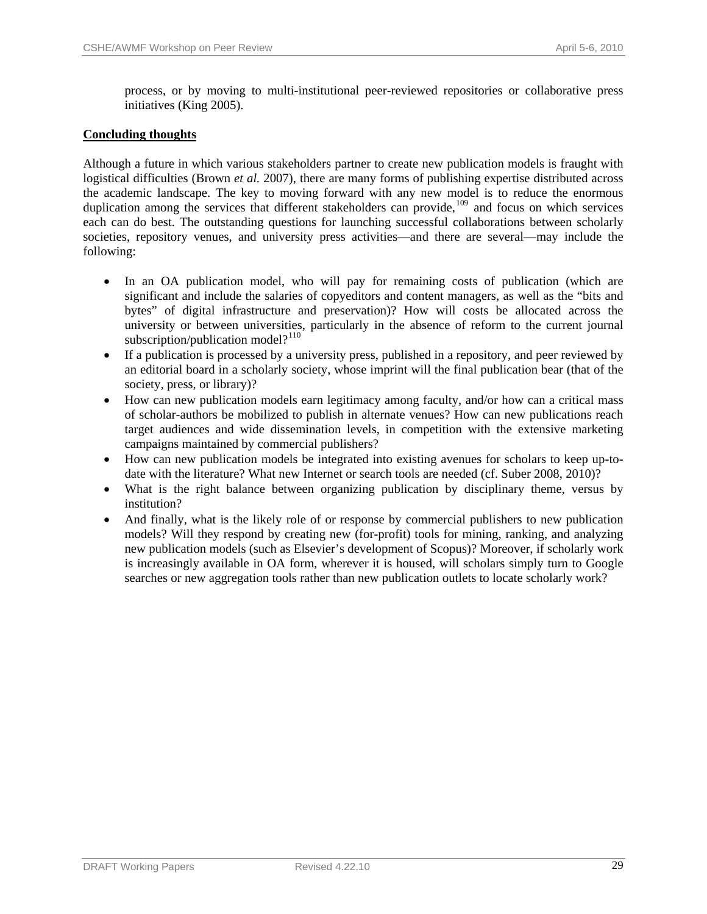process, or by moving to multi-institutional peer-reviewed repositories or collaborative press initiatives (King 2005).

## Concluding thoughts

Although a future in which various stakeholders partner to create new publication models is fraught with logistical difficulties (Brown *et al.* 2007), there are many forms of publishing expertise distributed across the academic landscape. The key to moving forward with any new model is to reduce the enormous duplication among the services that different stakeholders can provide,[109] and focus on which services each can do best. The outstanding questions for launching successful collaborations between scholarly societies, repository venues, and university press activities—and there are several—may include the following:

- In an OA publication model, who will pay for remaining costs of publication (which are significant and include the salaries of copyeditors and content managers, as well as the "bits and bytes" of digital infrastructure and preservation)? How will costs be allocated across the university or between universities, particularly in the absence of reform to the current journal subscription/publication model?[110]
- If a publication is processed by a university press, published in a repository, and peer reviewed by an editorial board in a scholarly society, whose imprint will the final publication bear (that of the society, press, or library)?
- How can new publication models earn legitimacy among faculty, and/or how can a critical mass of scholar-authors be mobilized to publish in alternate venues? How can new publications reach target audiences and wide dissemination levels, in competition with the extensive marketing campaigns maintained by commercial publishers?
- How can new publication models be integrated into existing avenues for scholars to keep up-to-date with the literature? What new Internet or search tools are needed (cf. Suber 2008, 2010)?
- What is the right balance between organizing publication by disciplinary theme, versus by institution?
- And finally, what is the likely role of or response by commercial publishers to new publication models? Will they respond by creating new (for-profit) tools for mining, ranking, and analyzing new publication models (such as Elsevier's development of Scopus)? Moreover, if scholarly work is increasingly available in OA form, wherever it is housed, will scholars simply turn to Google searches or new aggregation tools rather than new publication outlets to locate scholarly work?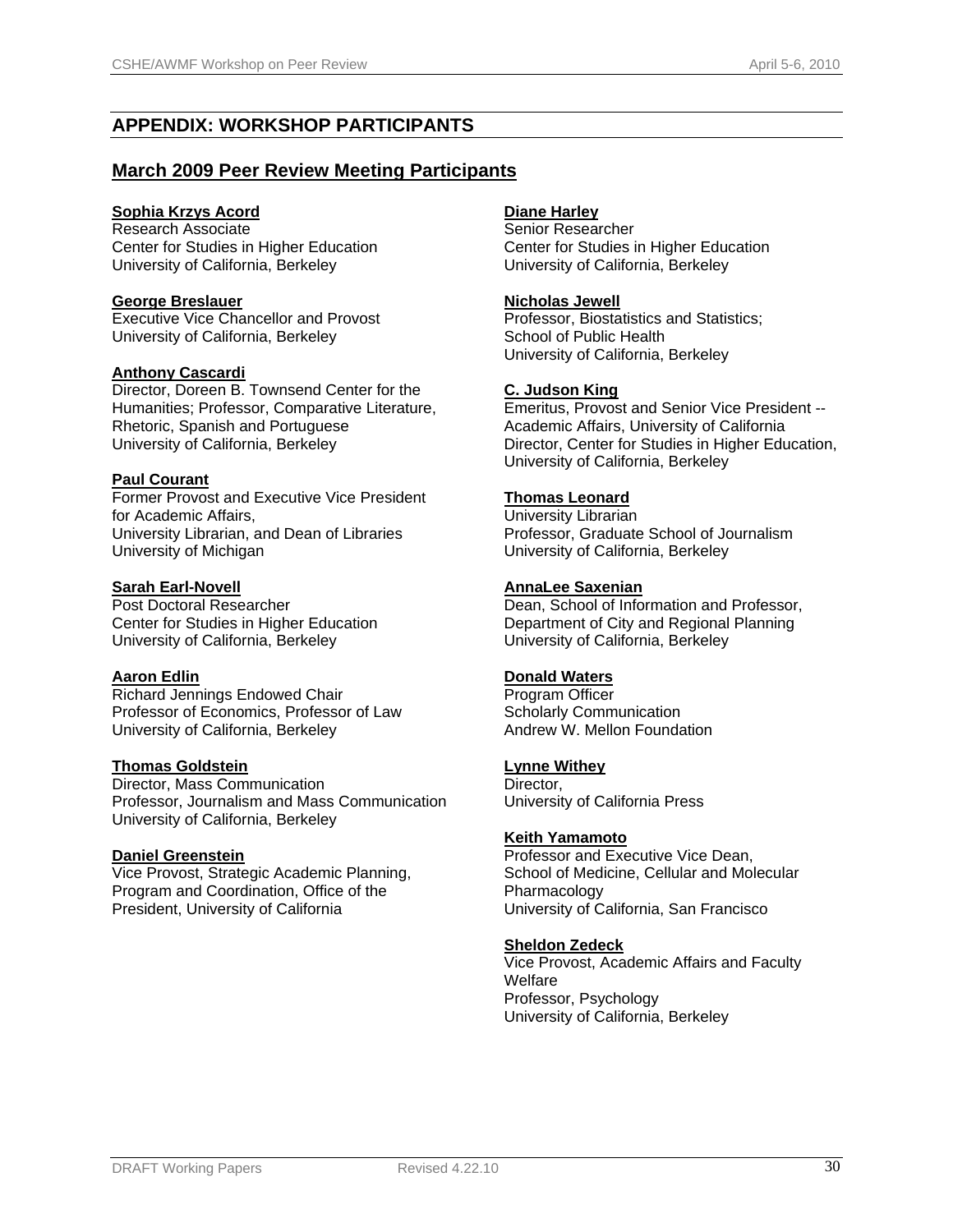## APPENDIX: WORKSHOP PARTICIPANTS

### March 2009 Peer Review Meeting Participants

**Sophia Krzys Acord**
Research Associate
Center for Studies in Higher Education
University of California, Berkeley

**George Breslauer**
Executive Vice Chancellor and Provost
University of California, Berkeley

**Anthony Cascardi**
Director, Doreen B. Townsend Center for the Humanities; Professor, Comparative Literature, Rhetoric, Spanish and Portuguese
University of California, Berkeley

**Paul Courant**
Former Provost and Executive Vice President for Academic Affairs,
University Librarian, and Dean of Libraries
University of Michigan

**Sarah Earl-Novell**
Post Doctoral Researcher
Center for Studies in Higher Education
University of California, Berkeley

**Aaron Edlin**
Richard Jennings Endowed Chair
Professor of Economics, Professor of Law
University of California, Berkeley

**Thomas Goldstein**
Director, Mass Communication
Professor, Journalism and Mass Communication
University of California, Berkeley

**Daniel Greenstein**
Vice Provost, Strategic Academic Planning, Program and Coordination, Office of the President, University of California

**Diane Harley**
Senior Researcher
Center for Studies in Higher Education
University of California, Berkeley

**Nicholas Jewell**
Professor, Biostatistics and Statistics;
School of Public Health
University of California, Berkeley

**C. Judson King**
Emeritus, Provost and Senior Vice President -- Academic Affairs, University of California
Director, Center for Studies in Higher Education, University of California, Berkeley

**Thomas Leonard**
University Librarian
Professor, Graduate School of Journalism
University of California, Berkeley

**AnnaLee Saxenian**
Dean, School of Information and Professor, Department of City and Regional Planning
University of California, Berkeley

**Donald Waters**
Program Officer
Scholarly Communication
Andrew W. Mellon Foundation

**Lynne Withey**
Director,
University of California Press

**Keith Yamamoto**
Professor and Executive Vice Dean,
School of Medicine, Cellular and Molecular Pharmacology
University of California, San Francisco

**Sheldon Zedeck**
Vice Provost, Academic Affairs and Faculty Welfare
Professor, Psychology
University of California, Berkeley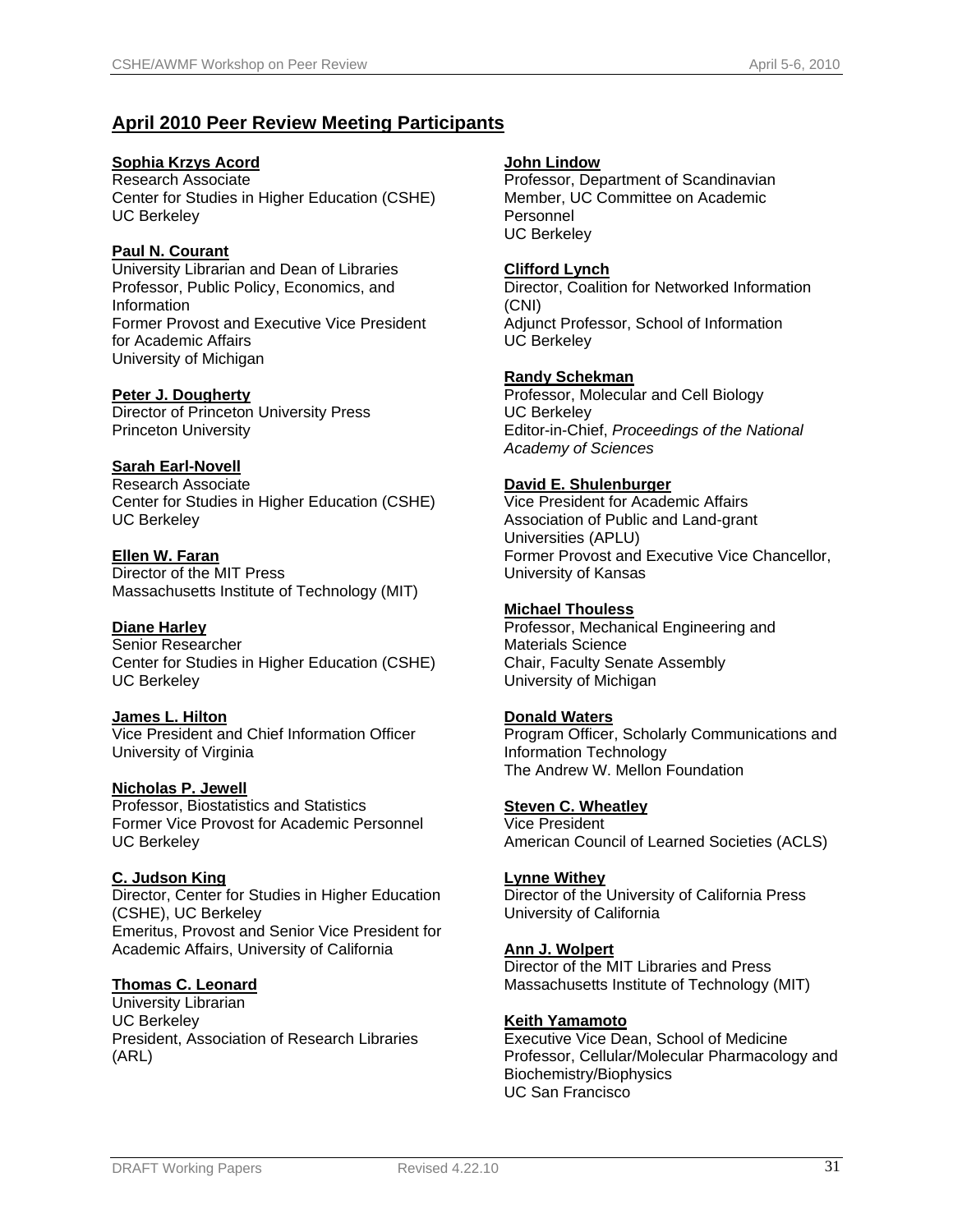## April 2010 Peer Review Meeting Participants

**Sophia Krzys Acord**
Research Associate
Center for Studies in Higher Education (CSHE)
UC Berkeley

**Paul N. Courant**
University Librarian and Dean of Libraries
Professor, Public Policy, Economics, and Information
Former Provost and Executive Vice President for Academic Affairs
University of Michigan

**Peter J. Dougherty**
Director of Princeton University Press
Princeton University

**Sarah Earl-Novell**
Research Associate
Center for Studies in Higher Education (CSHE)
UC Berkeley

**Ellen W. Faran**
Director of the MIT Press
Massachusetts Institute of Technology (MIT)

**Diane Harley**
Senior Researcher
Center for Studies in Higher Education (CSHE)
UC Berkeley

**James L. Hilton**
Vice President and Chief Information Officer
University of Virginia

**Nicholas P. Jewell**
Professor, Biostatistics and Statistics
Former Vice Provost for Academic Personnel
UC Berkeley

**C. Judson King**
Director, Center for Studies in Higher Education (CSHE), UC Berkeley
Emeritus, Provost and Senior Vice President for Academic Affairs, University of California

**Thomas C. Leonard**
University Librarian
UC Berkeley
President, Association of Research Libraries (ARL)

**John Lindow**
Professor, Department of Scandinavian
Member, UC Committee on Academic Personnel
UC Berkeley

**Clifford Lynch**
Director, Coalition for Networked Information (CNI)
Adjunct Professor, School of Information
UC Berkeley

**Randy Schekman**
Professor, Molecular and Cell Biology
UC Berkeley
Editor-in-Chief, *Proceedings of the National Academy of Sciences*

**David E. Shulenburger**
Vice President for Academic Affairs
Association of Public and Land-grant Universities (APLU)
Former Provost and Executive Vice Chancellor, University of Kansas

**Michael Thouless**
Professor, Mechanical Engineering and Materials Science
Chair, Faculty Senate Assembly
University of Michigan

**Donald Waters**
Program Officer, Scholarly Communications and Information Technology
The Andrew W. Mellon Foundation

**Steven C. Wheatley**
Vice President
American Council of Learned Societies (ACLS)

**Lynne Withey**
Director of the University of California Press
University of California

**Ann J. Wolpert**
Director of the MIT Libraries and Press
Massachusetts Institute of Technology (MIT)

**Keith Yamamoto**
Executive Vice Dean, School of Medicine
Professor, Cellular/Molecular Pharmacology and Biochemistry/Biophysics
UC San Francisco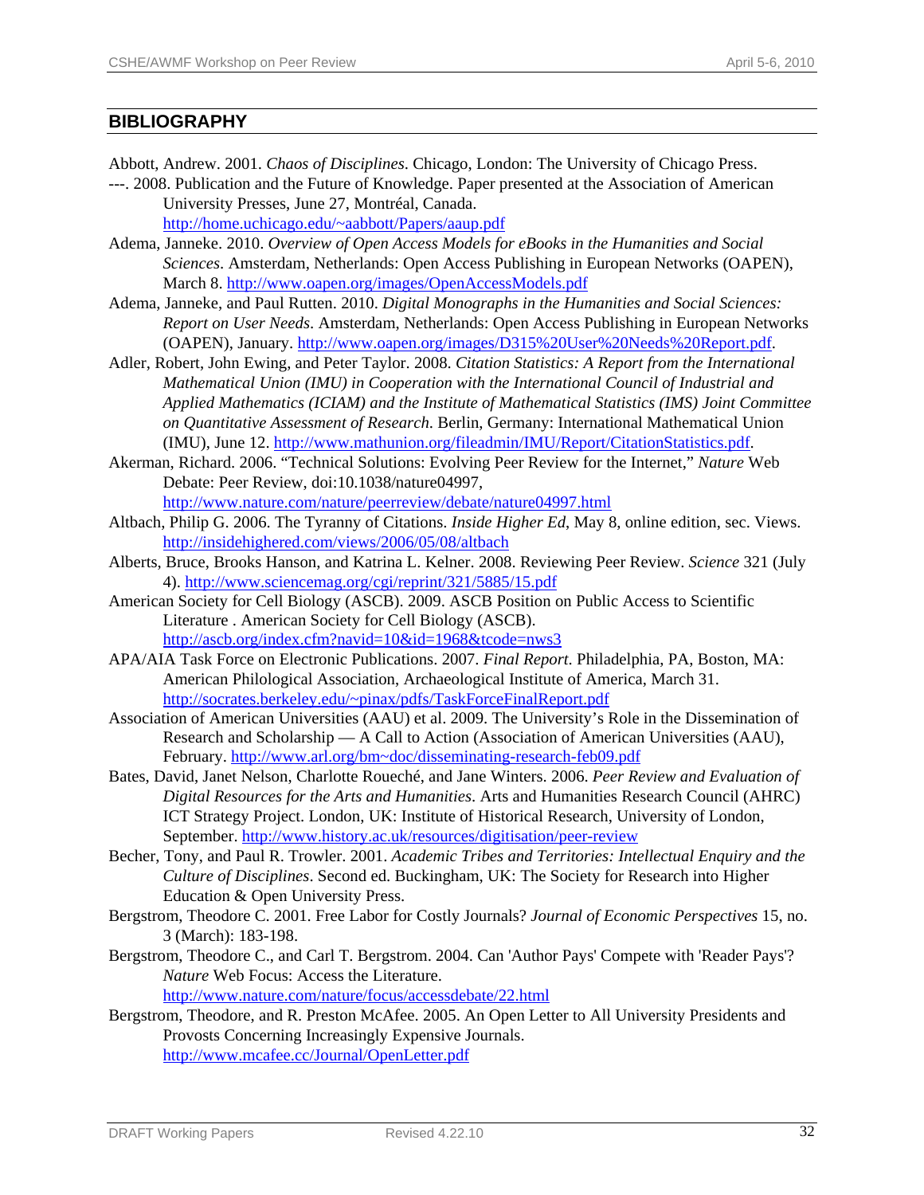## BIBLIOGRAPHY

Abbott, Andrew. 2001. *Chaos of Disciplines*. Chicago, London: The University of Chicago Press.

---. 2008. Publication and the Future of Knowledge. Paper presented at the Association of American University Presses, June 27, Montréal, Canada. http://home.uchicago.edu/~aabbott/Papers/aaup.pdf

Adema, Janneke. 2010. *Overview of Open Access Models for eBooks in the Humanities and Social Sciences*. Amsterdam, Netherlands: Open Access Publishing in European Networks (OAPEN), March 8. http://www.oapen.org/images/OpenAccessModels.pdf

Adema, Janneke, and Paul Rutten. 2010. *Digital Monographs in the Humanities and Social Sciences: Report on User Needs*. Amsterdam, Netherlands: Open Access Publishing in European Networks (OAPEN), January. http://www.oapen.org/images/D315%20User%20Needs%20Report.pdf.

Adler, Robert, John Ewing, and Peter Taylor. 2008. *Citation Statistics: A Report from the International Mathematical Union (IMU) in Cooperation with the International Council of Industrial and Applied Mathematics (ICIAM) and the Institute of Mathematical Statistics (IMS) Joint Committee on Quantitative Assessment of Research*. Berlin, Germany: International Mathematical Union (IMU), June 12. http://www.mathunion.org/fileadmin/IMU/Report/CitationStatistics.pdf.

Akerman, Richard. 2006. "Technical Solutions: Evolving Peer Review for the Internet," *Nature* Web Debate: Peer Review, doi:10.1038/nature04997, http://www.nature.com/nature/peerreview/debate/nature04997.html

Altbach, Philip G. 2006. The Tyranny of Citations. *Inside Higher Ed*, May 8, online edition, sec. Views. http://insidehighered.com/views/2006/05/08/altbach

Alberts, Bruce, Brooks Hanson, and Katrina L. Kelner. 2008. Reviewing Peer Review. *Science* 321 (July 4). http://www.sciencemag.org/cgi/reprint/321/5885/15.pdf

American Society for Cell Biology (ASCB). 2009. ASCB Position on Public Access to Scientific Literature . American Society for Cell Biology (ASCB). http://ascb.org/index.cfm?navid=10&id=1968&tcode=nws3

APA/AIA Task Force on Electronic Publications. 2007. *Final Report*. Philadelphia, PA, Boston, MA: American Philological Association, Archaeological Institute of America, March 31. http://socrates.berkeley.edu/~pinax/pdfs/TaskForceFinalReport.pdf

Association of American Universities (AAU) et al. 2009. The University's Role in the Dissemination of Research and Scholarship — A Call to Action (Association of American Universities (AAU), February. http://www.arl.org/bm~doc/disseminating-research-feb09.pdf

Bates, David, Janet Nelson, Charlotte Roueché, and Jane Winters. 2006. *Peer Review and Evaluation of Digital Resources for the Arts and Humanities*. Arts and Humanities Research Council (AHRC) ICT Strategy Project. London, UK: Institute of Historical Research, University of London, September. http://www.history.ac.uk/resources/digitisation/peer-review

Becher, Tony, and Paul R. Trowler. 2001. *Academic Tribes and Territories: Intellectual Enquiry and the Culture of Disciplines*. Second ed. Buckingham, UK: The Society for Research into Higher Education & Open University Press.

Bergstrom, Theodore C. 2001. Free Labor for Costly Journals? *Journal of Economic Perspectives* 15, no. 3 (March): 183-198.

Bergstrom, Theodore C., and Carl T. Bergstrom. 2004. Can 'Author Pays' Compete with 'Reader Pays'? *Nature* Web Focus: Access the Literature. http://www.nature.com/nature/focus/accessdebate/22.html

Bergstrom, Theodore, and R. Preston McAfee. 2005. An Open Letter to All University Presidents and Provosts Concerning Increasingly Expensive Journals. http://www.mcafee.cc/Journal/OpenLetter.pdf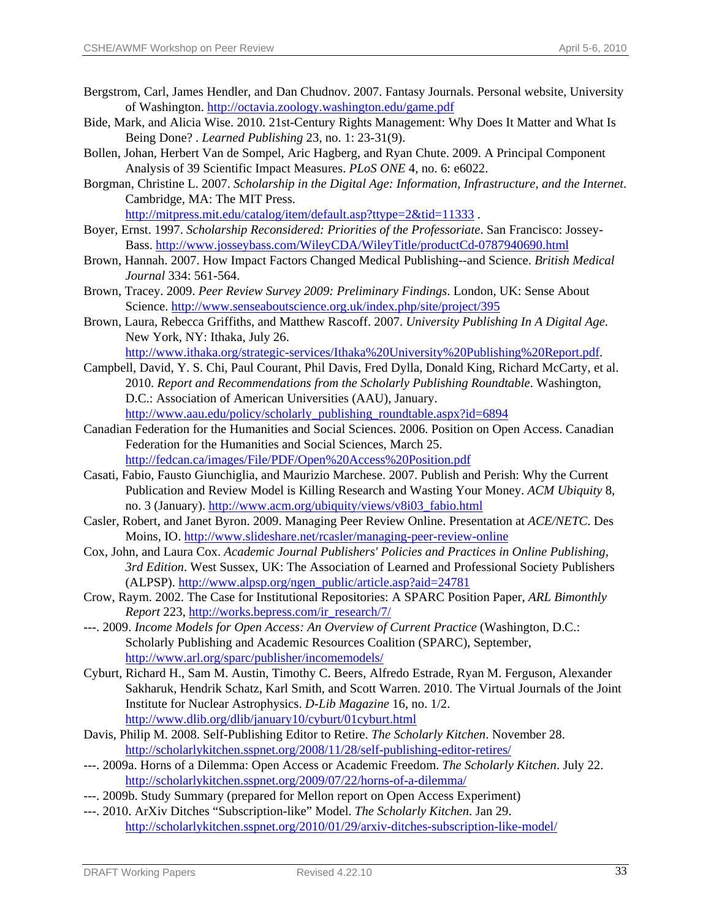Bergstrom, Carl, James Hendler, and Dan Chudnov. 2007. Fantasy Journals. Personal website, University of Washington. http://octavia.zoology.washington.edu/game.pdf

Bide, Mark, and Alicia Wise. 2010. 21st-Century Rights Management: Why Does It Matter and What Is Being Done? . *Learned Publishing* 23, no. 1: 23-31(9).

Bollen, Johan, Herbert Van de Sompel, Aric Hagberg, and Ryan Chute. 2009. A Principal Component Analysis of 39 Scientific Impact Measures. *PLoS ONE* 4, no. 6: e6022.

Borgman, Christine L. 2007. *Scholarship in the Digital Age: Information, Infrastructure, and the Internet*. Cambridge, MA: The MIT Press. http://mitpress.mit.edu/catalog/item/default.asp?ttype=2&tid=11333 .

Boyer, Ernst. 1997. *Scholarship Reconsidered: Priorities of the Professoriate*. San Francisco: Jossey-Bass. http://www.josseybass.com/WileyCDA/WileyTitle/productCd-0787940690.html

Brown, Hannah. 2007. How Impact Factors Changed Medical Publishing--and Science. *British Medical Journal* 334: 561-564.

Brown, Tracey. 2009. *Peer Review Survey 2009: Preliminary Findings*. London, UK: Sense About Science. http://www.senseaboutscience.org.uk/index.php/site/project/395

Brown, Laura, Rebecca Griffiths, and Matthew Rascoff. 2007. *University Publishing In A Digital Age*. New York, NY: Ithaka, July 26. http://www.ithaka.org/strategic-services/Ithaka%20University%20Publishing%20Report.pdf.

Campbell, David, Y. S. Chi, Paul Courant, Phil Davis, Fred Dylla, Donald King, Richard McCarty, et al. 2010. *Report and Recommendations from the Scholarly Publishing Roundtable*. Washington, D.C.: Association of American Universities (AAU), January. http://www.aau.edu/policy/scholarly_publishing_roundtable.aspx?id=6894

Canadian Federation for the Humanities and Social Sciences. 2006. Position on Open Access. Canadian Federation for the Humanities and Social Sciences, March 25. http://fedcan.ca/images/File/PDF/Open%20Access%20Position.pdf

Casati, Fabio, Fausto Giunchiglia, and Maurizio Marchese. 2007. Publish and Perish: Why the Current Publication and Review Model is Killing Research and Wasting Your Money. *ACM Ubiquity* 8, no. 3 (January). http://www.acm.org/ubiquity/views/v8i03_fabio.html

Casler, Robert, and Janet Byron. 2009. Managing Peer Review Online. Presentation at *ACE/NETC*. Des Moins, IO. http://www.slideshare.net/rcasler/managing-peer-review-online

Cox, John, and Laura Cox. *Academic Journal Publishers' Policies and Practices in Online Publishing, 3rd Edition*. West Sussex, UK: The Association of Learned and Professional Society Publishers (ALPSP). http://www.alpsp.org/ngen_public/article.asp?aid=24781

Crow, Raym. 2002. The Case for Institutional Repositories: A SPARC Position Paper, *ARL Bimonthly Report* 223, http://works.bepress.com/ir_research/7/

---. 2009. *Income Models for Open Access: An Overview of Current Practice* (Washington, D.C.: Scholarly Publishing and Academic Resources Coalition (SPARC), September, http://www.arl.org/sparc/publisher/incomemodels/

Cyburt, Richard H., Sam M. Austin, Timothy C. Beers, Alfredo Estrade, Ryan M. Ferguson, Alexander Sakharuk, Hendrik Schatz, Karl Smith, and Scott Warren. 2010. The Virtual Journals of the Joint Institute for Nuclear Astrophysics. *D-Lib Magazine* 16, no. 1/2. http://www.dlib.org/dlib/january10/cyburt/01cyburt.html

Davis, Philip M. 2008. Self-Publishing Editor to Retire. *The Scholarly Kitchen*. November 28. http://scholarlykitchen.sspnet.org/2008/11/28/self-publishing-editor-retires/

---. 2009a. Horns of a Dilemma: Open Access or Academic Freedom. *The Scholarly Kitchen*. July 22. http://scholarlykitchen.sspnet.org/2009/07/22/horns-of-a-dilemma/

---. 2009b. Study Summary (prepared for Mellon report on Open Access Experiment)

---. 2010. ArXiv Ditches "Subscription-like" Model. *The Scholarly Kitchen*. Jan 29. http://scholarlykitchen.sspnet.org/2010/01/29/arxiv-ditches-subscription-like-model/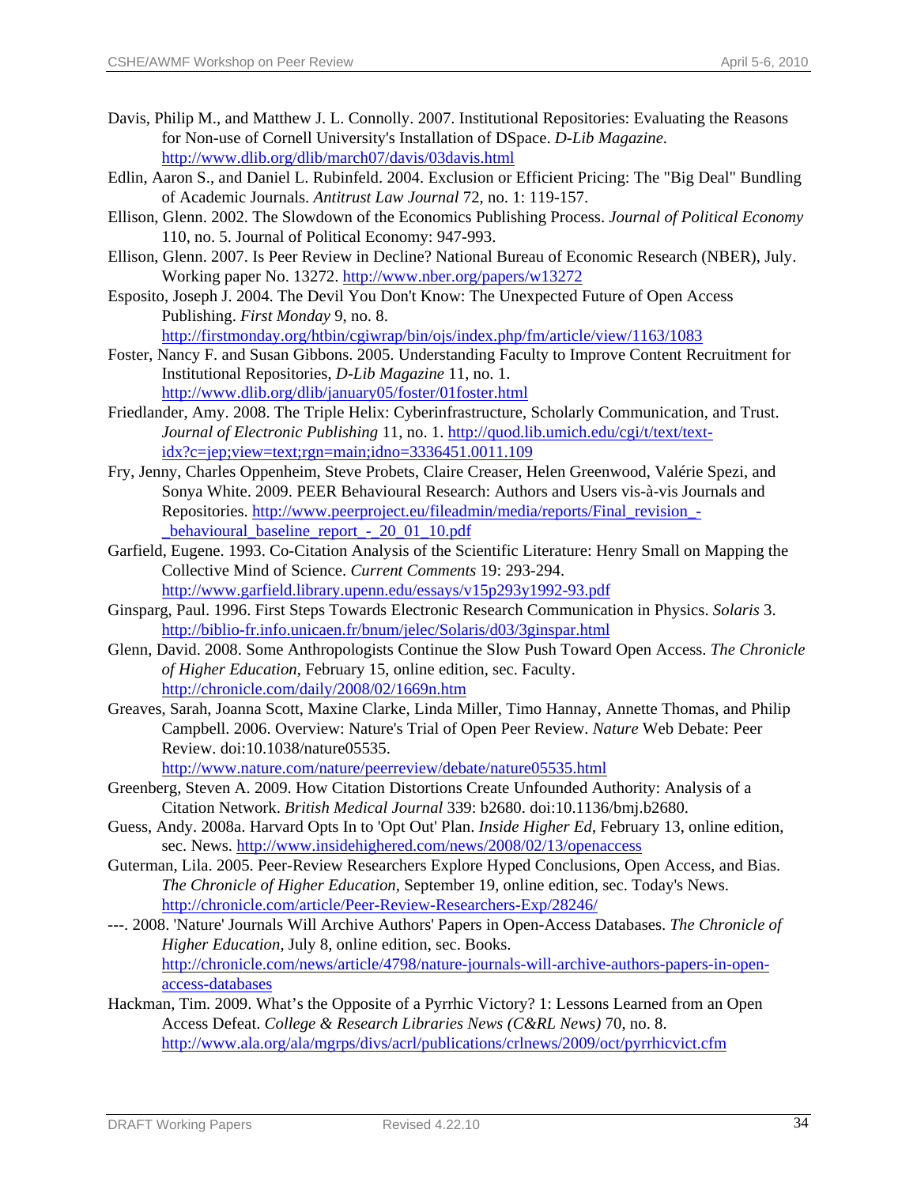Davis, Philip M., and Matthew J. L. Connolly. 2007. Institutional Repositories: Evaluating the Reasons for Non-use of Cornell University's Installation of DSpace. *D-Lib Magazine*. http://www.dlib.org/dlib/march07/davis/03davis.html

Edlin, Aaron S., and Daniel L. Rubinfeld. 2004. Exclusion or Efficient Pricing: The "Big Deal" Bundling of Academic Journals. *Antitrust Law Journal* 72, no. 1: 119-157.

Ellison, Glenn. 2002. The Slowdown of the Economics Publishing Process. *Journal of Political Economy* 110, no. 5. Journal of Political Economy: 947-993.

Ellison, Glenn. 2007. Is Peer Review in Decline? National Bureau of Economic Research (NBER), July. Working paper No. 13272. http://www.nber.org/papers/w13272

Esposito, Joseph J. 2004. The Devil You Don't Know: The Unexpected Future of Open Access Publishing. *First Monday* 9, no. 8. http://firstmonday.org/htbin/cgiwrap/bin/ojs/index.php/fm/article/view/1163/1083

Foster, Nancy F. and Susan Gibbons. 2005. Understanding Faculty to Improve Content Recruitment for Institutional Repositories, *D-Lib Magazine* 11, no. 1. http://www.dlib.org/dlib/january05/foster/01foster.html

Friedlander, Amy. 2008. The Triple Helix: Cyberinfrastructure, Scholarly Communication, and Trust. *Journal of Electronic Publishing* 11, no. 1. http://quod.lib.umich.edu/cgi/t/text/text-idx?c=jep;view=text;rgn=main;idno=3336451.0011.109

Fry, Jenny, Charles Oppenheim, Steve Probets, Claire Creaser, Helen Greenwood, Valérie Spezi, and Sonya White. 2009. PEER Behavioural Research: Authors and Users vis-à-vis Journals and Repositories. http://www.peerproject.eu/fileadmin/media/reports/Final_revision_-_behavioural_baseline_report_-_20_01_10.pdf

Garfield, Eugene. 1993. Co-Citation Analysis of the Scientific Literature: Henry Small on Mapping the Collective Mind of Science. *Current Comments* 19: 293-294. http://www.garfield.library.upenn.edu/essays/v15p293y1992-93.pdf

Ginsparg, Paul. 1996. First Steps Towards Electronic Research Communication in Physics. *Solaris* 3. http://biblio-fr.info.unicaen.fr/bnum/jelec/Solaris/d03/3ginspar.html

Glenn, David. 2008. Some Anthropologists Continue the Slow Push Toward Open Access. *The Chronicle of Higher Education*, February 15, online edition, sec. Faculty. http://chronicle.com/daily/2008/02/1669n.htm

Greaves, Sarah, Joanna Scott, Maxine Clarke, Linda Miller, Timo Hannay, Annette Thomas, and Philip Campbell. 2006. Overview: Nature's Trial of Open Peer Review. *Nature* Web Debate: Peer Review. doi:10.1038/nature05535. http://www.nature.com/nature/peerreview/debate/nature05535.html

Greenberg, Steven A. 2009. How Citation Distortions Create Unfounded Authority: Analysis of a Citation Network. *British Medical Journal* 339: b2680. doi:10.1136/bmj.b2680.

Guess, Andy. 2008a. Harvard Opts In to 'Opt Out' Plan. *Inside Higher Ed*, February 13, online edition, sec. News. http://www.insidehighered.com/news/2008/02/13/openaccess

Guterman, Lila. 2005. Peer-Review Researchers Explore Hyped Conclusions, Open Access, and Bias. *The Chronicle of Higher Education*, September 19, online edition, sec. Today's News. http://chronicle.com/article/Peer-Review-Researchers-Exp/28246/

---. 2008. 'Nature' Journals Will Archive Authors' Papers in Open-Access Databases. *The Chronicle of Higher Education*, July 8, online edition, sec. Books. http://chronicle.com/news/article/4798/nature-journals-will-archive-authors-papers-in-open-access-databases

Hackman, Tim. 2009. What's the Opposite of a Pyrrhic Victory? 1: Lessons Learned from an Open Access Defeat. *College & Research Libraries News (C&RL News)* 70, no. 8. http://www.ala.org/ala/mgrps/divs/acrl/publications/crlnews/2009/oct/pyrrhicvict.cfm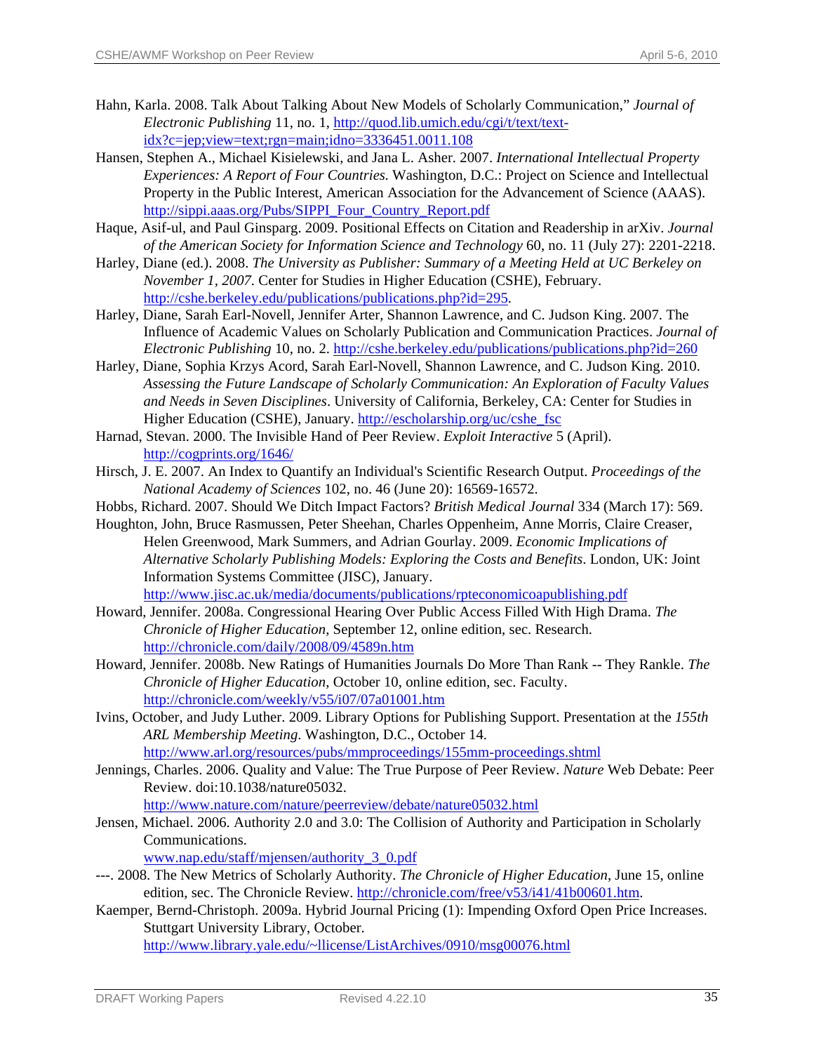Hahn, Karla. 2008. Talk About Talking About New Models of Scholarly Communication," *Journal of Electronic Publishing* 11, no. 1, http://quod.lib.umich.edu/cgi/t/text/text-idx?c=jep;view=text;rgn=main;idno=3336451.0011.108

Hansen, Stephen A., Michael Kisielewski, and Jana L. Asher. 2007. *International Intellectual Property Experiences: A Report of Four Countries.* Washington, D.C.: Project on Science and Intellectual Property in the Public Interest, American Association for the Advancement of Science (AAAS). http://sippi.aaas.org/Pubs/SIPPI_Four_Country_Report.pdf

Haque, Asif-ul, and Paul Ginsparg. 2009. Positional Effects on Citation and Readership in arXiv. *Journal of the American Society for Information Science and Technology* 60, no. 11 (July 27): 2201-2218.

Harley, Diane (ed.). 2008. *The University as Publisher: Summary of a Meeting Held at UC Berkeley on November 1, 2007*. Center for Studies in Higher Education (CSHE), February. http://cshe.berkeley.edu/publications/publications.php?id=295.

Harley, Diane, Sarah Earl-Novell, Jennifer Arter, Shannon Lawrence, and C. Judson King. 2007. The Influence of Academic Values on Scholarly Publication and Communication Practices. *Journal of Electronic Publishing* 10, no. 2. http://cshe.berkeley.edu/publications/publications.php?id=260

Harley, Diane, Sophia Krzys Acord, Sarah Earl-Novell, Shannon Lawrence, and C. Judson King. 2010. *Assessing the Future Landscape of Scholarly Communication: An Exploration of Faculty Values and Needs in Seven Disciplines*. University of California, Berkeley, CA: Center for Studies in Higher Education (CSHE), January. http://escholarship.org/uc/cshe_fsc

Harnad, Stevan. 2000. The Invisible Hand of Peer Review. *Exploit Interactive* 5 (April). http://cogprints.org/1646/

Hirsch, J. E. 2007. An Index to Quantify an Individual's Scientific Research Output. *Proceedings of the National Academy of Sciences* 102, no. 46 (June 20): 16569-16572.

Hobbs, Richard. 2007. Should We Ditch Impact Factors? *British Medical Journal* 334 (March 17): 569.

Houghton, John, Bruce Rasmussen, Peter Sheehan, Charles Oppenheim, Anne Morris, Claire Creaser, Helen Greenwood, Mark Summers, and Adrian Gourlay. 2009. *Economic Implications of Alternative Scholarly Publishing Models: Exploring the Costs and Benefits*. London, UK: Joint Information Systems Committee (JISC), January. http://www.jisc.ac.uk/media/documents/publications/rpteconomicoapublishing.pdf

Howard, Jennifer. 2008a. Congressional Hearing Over Public Access Filled With High Drama. *The Chronicle of Higher Education*, September 12, online edition, sec. Research. http://chronicle.com/daily/2008/09/4589n.htm

Howard, Jennifer. 2008b. New Ratings of Humanities Journals Do More Than Rank -- They Rankle. *The Chronicle of Higher Education*, October 10, online edition, sec. Faculty. http://chronicle.com/weekly/v55/i07/07a01001.htm

Ivins, October, and Judy Luther. 2009. Library Options for Publishing Support. Presentation at the *155th ARL Membership Meeting*. Washington, D.C., October 14. http://www.arl.org/resources/pubs/mmproceedings/155mm-proceedings.shtml

Jennings, Charles. 2006. Quality and Value: The True Purpose of Peer Review. *Nature* Web Debate: Peer Review. doi:10.1038/nature05032. http://www.nature.com/nature/peerreview/debate/nature05032.html

Jensen, Michael. 2006. Authority 2.0 and 3.0: The Collision of Authority and Participation in Scholarly Communications. www.nap.edu/staff/mjensen/authority_3_0.pdf

---. 2008. The New Metrics of Scholarly Authority. *The Chronicle of Higher Education*, June 15, online edition, sec. The Chronicle Review. http://chronicle.com/free/v53/i41/41b00601.htm.

Kaemper, Bernd-Christoph. 2009a. Hybrid Journal Pricing (1): Impending Oxford Open Price Increases. Stuttgart University Library, October. http://www.library.yale.edu/~llicense/ListArchives/0910/msg00076.html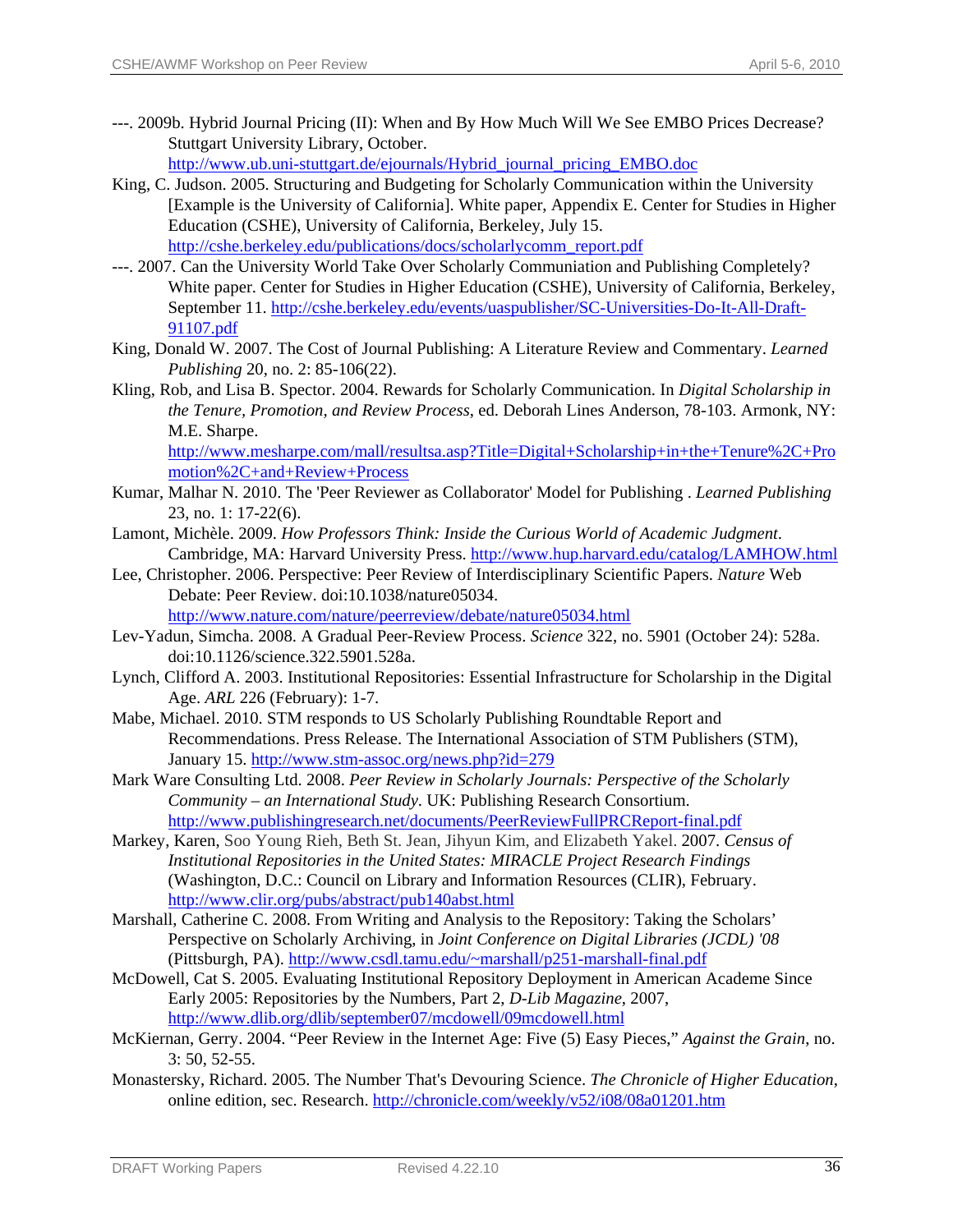---. 2009b. Hybrid Journal Pricing (II): When and By How Much Will We See EMBO Prices Decrease? Stuttgart University Library, October. http://www.ub.uni-stuttgart.de/ejournals/Hybrid_journal_pricing_EMBO.doc

King, C. Judson. 2005. Structuring and Budgeting for Scholarly Communication within the University [Example is the University of California]. White paper, Appendix E. Center for Studies in Higher Education (CSHE), University of California, Berkeley, July 15. http://cshe.berkeley.edu/publications/docs/scholarlycomm_report.pdf

---. 2007. Can the University World Take Over Scholarly Communiation and Publishing Completely? White paper. Center for Studies in Higher Education (CSHE), University of California, Berkeley, September 11. http://cshe.berkeley.edu/events/uaspublisher/SC-Universities-Do-It-All-Draft-91107.pdf

King, Donald W. 2007. The Cost of Journal Publishing: A Literature Review and Commentary. *Learned Publishing* 20, no. 2: 85-106(22).

Kling, Rob, and Lisa B. Spector. 2004. Rewards for Scholarly Communication. In *Digital Scholarship in the Tenure, Promotion, and Review Process*, ed. Deborah Lines Anderson, 78-103. Armonk, NY: M.E. Sharpe. http://www.mesharpe.com/mall/resultsa.asp?Title=Digital+Scholarship+in+the+Tenure%2C+Promotion%2C+and+Review+Process

Kumar, Malhar N. 2010. The 'Peer Reviewer as Collaborator' Model for Publishing . *Learned Publishing* 23, no. 1: 17-22(6).

Lamont, Michèle. 2009. *How Professors Think: Inside the Curious World of Academic Judgment*. Cambridge, MA: Harvard University Press. http://www.hup.harvard.edu/catalog/LAMHOW.html

Lee, Christopher. 2006. Perspective: Peer Review of Interdisciplinary Scientific Papers. *Nature* Web Debate: Peer Review. doi:10.1038/nature05034. http://www.nature.com/nature/peerreview/debate/nature05034.html

Lev-Yadun, Simcha. 2008. A Gradual Peer-Review Process. *Science* 322, no. 5901 (October 24): 528a. doi:10.1126/science.322.5901.528a.

Lynch, Clifford A. 2003. Institutional Repositories: Essential Infrastructure for Scholarship in the Digital Age. *ARL* 226 (February): 1-7.

Mabe, Michael. 2010. STM responds to US Scholarly Publishing Roundtable Report and Recommendations. Press Release. The International Association of STM Publishers (STM), January 15. http://www.stm-assoc.org/news.php?id=279

Mark Ware Consulting Ltd. 2008. *Peer Review in Scholarly Journals: Perspective of the Scholarly Community – an International Study*. UK: Publishing Research Consortium. http://www.publishingresearch.net/documents/PeerReviewFullPRCReport-final.pdf

Markey, Karen, Soo Young Rieh, Beth St. Jean, Jihyun Kim, and Elizabeth Yakel. 2007. *Census of Institutional Repositories in the United States: MIRACLE Project Research Findings* (Washington, D.C.: Council on Library and Information Resources (CLIR), February. http://www.clir.org/pubs/abstract/pub140abst.html

Marshall, Catherine C. 2008. From Writing and Analysis to the Repository: Taking the Scholars' Perspective on Scholarly Archiving, in *Joint Conference on Digital Libraries (JCDL) '08* (Pittsburgh, PA). http://www.csdl.tamu.edu/~marshall/p251-marshall-final.pdf

McDowell, Cat S. 2005. Evaluating Institutional Repository Deployment in American Academe Since Early 2005: Repositories by the Numbers, Part 2, *D-Lib Magazine*, 2007, http://www.dlib.org/dlib/september07/mcdowell/09mcdowell.html

McKiernan, Gerry. 2004. "Peer Review in the Internet Age: Five (5) Easy Pieces," *Against the Grain*, no. 3: 50, 52-55.

Monastersky, Richard. 2005. The Number That's Devouring Science. *The Chronicle of Higher Education*, online edition, sec. Research. http://chronicle.com/weekly/v52/i08/08a01201.htm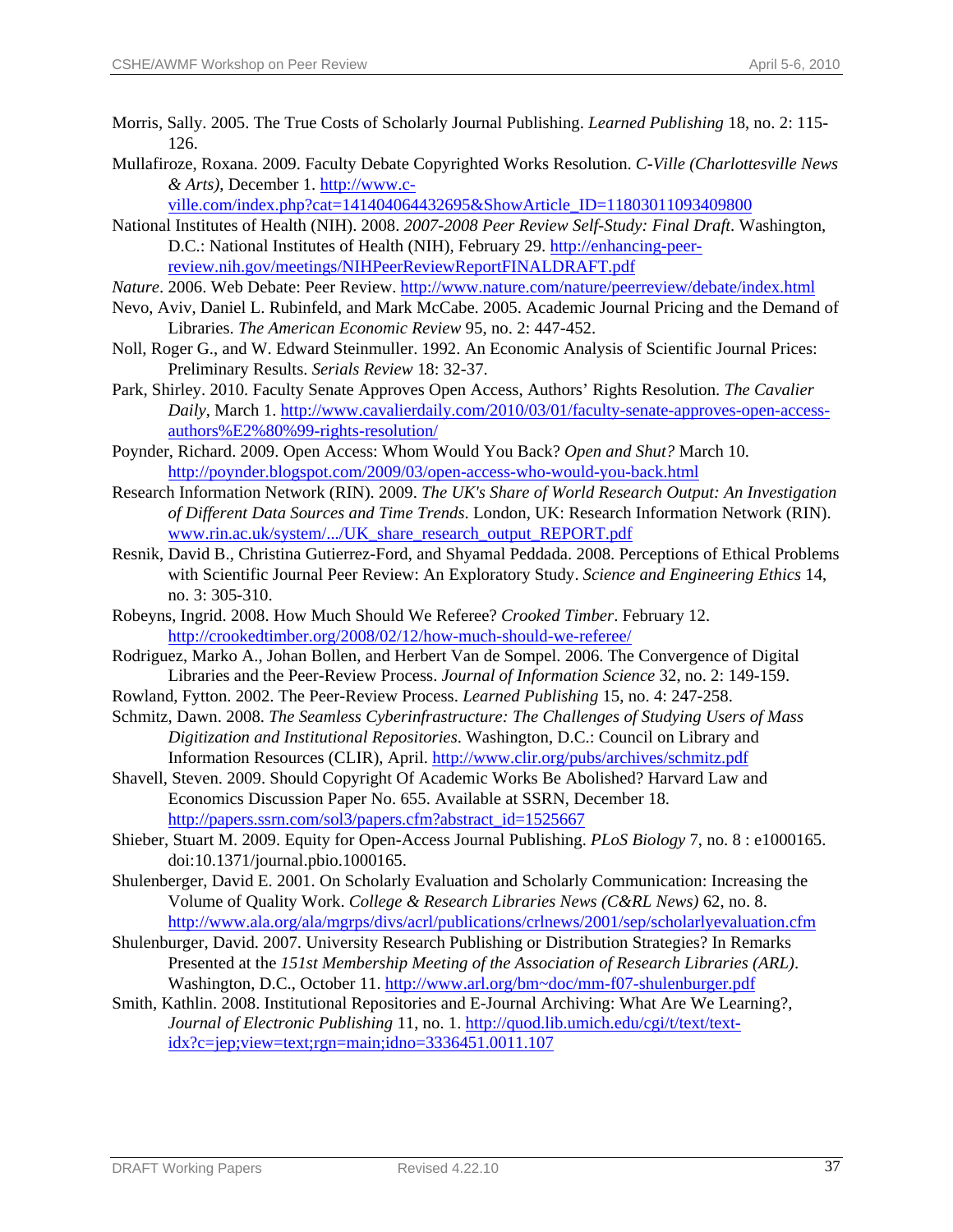Morris, Sally. 2005. The True Costs of Scholarly Journal Publishing. *Learned Publishing* 18, no. 2: 115-126.

Mullafiroze, Roxana. 2009. Faculty Debate Copyrighted Works Resolution. *C-Ville (Charlottesville News & Arts)*, December 1. http://www.c-ville.com/index.php?cat=141404064432695&ShowArticle_ID=11803011093409800

National Institutes of Health (NIH). 2008. *2007-2008 Peer Review Self-Study: Final Draft*. Washington, D.C.: National Institutes of Health (NIH), February 29. http://enhancing-peer-review.nih.gov/meetings/NIHPeerReviewReportFINALDRAFT.pdf

*Nature*. 2006. Web Debate: Peer Review. http://www.nature.com/nature/peerreview/debate/index.html

Nevo, Aviv, Daniel L. Rubinfeld, and Mark McCabe. 2005. Academic Journal Pricing and the Demand of Libraries. *The American Economic Review* 95, no. 2: 447-452.

Noll, Roger G., and W. Edward Steinmuller. 1992. An Economic Analysis of Scientific Journal Prices: Preliminary Results. *Serials Review* 18: 32-37.

Park, Shirley. 2010. Faculty Senate Approves Open Access, Authors' Rights Resolution. *The Cavalier Daily*, March 1. http://www.cavalierdaily.com/2010/03/01/faculty-senate-approves-open-access-authors%E2%80%99-rights-resolution/

Poynder, Richard. 2009. Open Access: Whom Would You Back? *Open and Shut?* March 10. http://poynder.blogspot.com/2009/03/open-access-who-would-you-back.html

Research Information Network (RIN). 2009. *The UK's Share of World Research Output: An Investigation of Different Data Sources and Time Trends*. London, UK: Research Information Network (RIN). www.rin.ac.uk/system/.../UK_share_research_output_REPORT.pdf

Resnik, David B., Christina Gutierrez-Ford, and Shyamal Peddada. 2008. Perceptions of Ethical Problems with Scientific Journal Peer Review: An Exploratory Study. *Science and Engineering Ethics* 14, no. 3: 305-310.

Robeyns, Ingrid. 2008. How Much Should We Referee? *Crooked Timber*. February 12. http://crookedtimber.org/2008/02/12/how-much-should-we-referee/

Rodriguez, Marko A., Johan Bollen, and Herbert Van de Sompel. 2006. The Convergence of Digital Libraries and the Peer-Review Process. *Journal of Information Science* 32, no. 2: 149-159.

Rowland, Fytton. 2002. The Peer-Review Process. *Learned Publishing* 15, no. 4: 247-258.

Schmitz, Dawn. 2008. *The Seamless Cyberinfrastructure: The Challenges of Studying Users of Mass Digitization and Institutional Repositories*. Washington, D.C.: Council on Library and Information Resources (CLIR), April. http://www.clir.org/pubs/archives/schmitz.pdf

Shavell, Steven. 2009. Should Copyright Of Academic Works Be Abolished? Harvard Law and Economics Discussion Paper No. 655. Available at SSRN, December 18. http://papers.ssrn.com/sol3/papers.cfm?abstract_id=1525667

Shieber, Stuart M. 2009. Equity for Open-Access Journal Publishing. *PLoS Biology* 7, no. 8 : e1000165. doi:10.1371/journal.pbio.1000165.

Shulenberger, David E. 2001. On Scholarly Evaluation and Scholarly Communication: Increasing the Volume of Quality Work. *College & Research Libraries News (C&RL News)* 62, no. 8. http://www.ala.org/ala/mgrps/divs/acrl/publications/crlnews/2001/sep/scholarlyevaluation.cfm

Shulenburger, David. 2007. University Research Publishing or Distribution Strategies? In Remarks Presented at the *151st Membership Meeting of the Association of Research Libraries (ARL)*. Washington, D.C., October 11. http://www.arl.org/bm~doc/mm-f07-shulenburger.pdf

Smith, Kathlin. 2008. Institutional Repositories and E-Journal Archiving: What Are We Learning?, *Journal of Electronic Publishing* 11, no. 1. http://quod.lib.umich.edu/cgi/t/text/text-idx?c=jep;view=text;rgn=main;idno=3336451.0011.107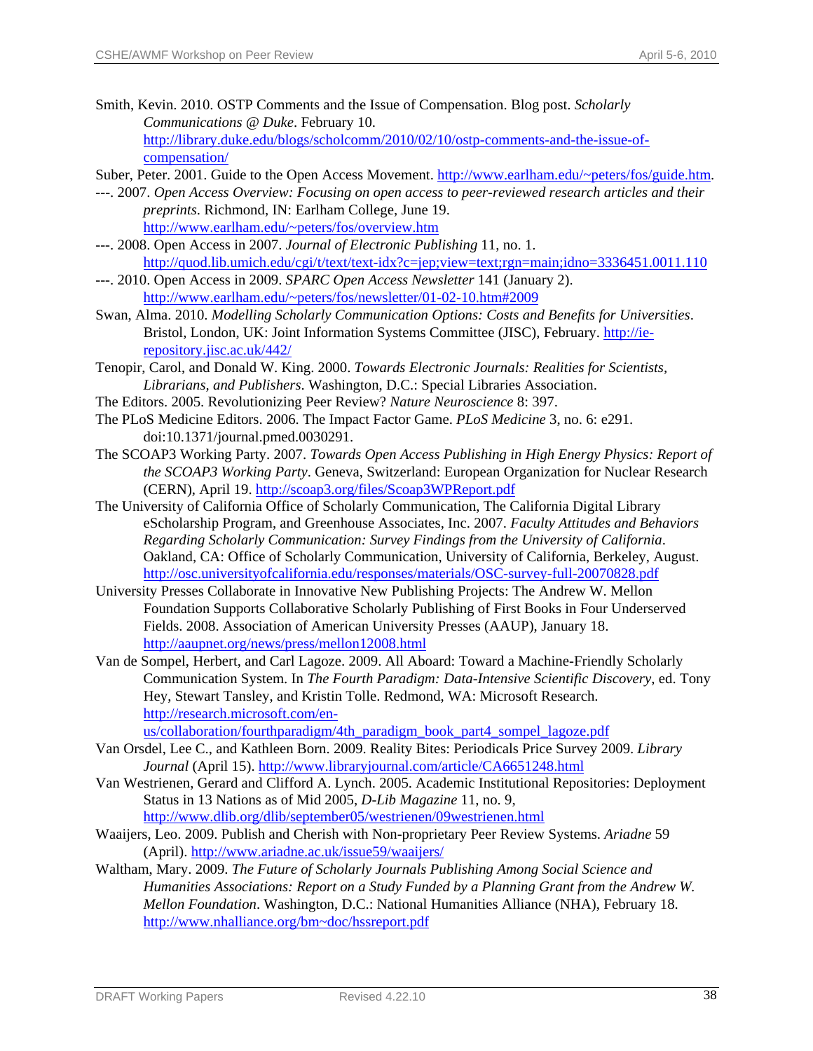Smith, Kevin. 2010. OSTP Comments and the Issue of Compensation. Blog post. *Scholarly Communications @ Duke*. February 10. http://library.duke.edu/blogs/scholcomm/2010/02/10/ostp-comments-and-the-issue-of-compensation/

Suber, Peter. 2001. Guide to the Open Access Movement. http://www.earlham.edu/~peters/fos/guide.htm.

---. 2007. *Open Access Overview: Focusing on open access to peer-reviewed research articles and their preprints*. Richmond, IN: Earlham College, June 19. http://www.earlham.edu/~peters/fos/overview.htm

---. 2008. Open Access in 2007. *Journal of Electronic Publishing* 11, no. 1. http://quod.lib.umich.edu/cgi/t/text/text-idx?c=jep;view=text;rgn=main;idno=3336451.0011.110

---. 2010. Open Access in 2009. *SPARC Open Access Newsletter* 141 (January 2). http://www.earlham.edu/~peters/fos/newsletter/01-02-10.htm#2009

Swan, Alma. 2010. *Modelling Scholarly Communication Options: Costs and Benefits for Universities*. Bristol, London, UK: Joint Information Systems Committee (JISC), February. http://ie-repository.jisc.ac.uk/442/

Tenopir, Carol, and Donald W. King. 2000. *Towards Electronic Journals: Realities for Scientists, Librarians, and Publishers*. Washington, D.C.: Special Libraries Association.

The Editors. 2005. Revolutionizing Peer Review? *Nature Neuroscience* 8: 397.

The PLoS Medicine Editors. 2006. The Impact Factor Game. *PLoS Medicine* 3, no. 6: e291. doi:10.1371/journal.pmed.0030291.

The SCOAP3 Working Party. 2007. *Towards Open Access Publishing in High Energy Physics: Report of the SCOAP3 Working Party*. Geneva, Switzerland: European Organization for Nuclear Research (CERN), April 19. http://scoap3.org/files/Scoap3WPReport.pdf

The University of California Office of Scholarly Communication, The California Digital Library eScholarship Program, and Greenhouse Associates, Inc. 2007. *Faculty Attitudes and Behaviors Regarding Scholarly Communication: Survey Findings from the University of California*. Oakland, CA: Office of Scholarly Communication, University of California, Berkeley, August. http://osc.universityofcalifornia.edu/responses/materials/OSC-survey-full-20070828.pdf

University Presses Collaborate in Innovative New Publishing Projects: The Andrew W. Mellon Foundation Supports Collaborative Scholarly Publishing of First Books in Four Underserved Fields. 2008. Association of American University Presses (AAUP), January 18. http://aaupnet.org/news/press/mellon12008.html

Van de Sompel, Herbert, and Carl Lagoze. 2009. All Aboard: Toward a Machine-Friendly Scholarly Communication System. In *The Fourth Paradigm: Data-Intensive Scientific Discovery*, ed. Tony Hey, Stewart Tansley, and Kristin Tolle. Redmond, WA: Microsoft Research. http://research.microsoft.com/en-us/collaboration/fourthparadigm/4th_paradigm_book_part4_sompel_lagoze.pdf

Van Orsdel, Lee C., and Kathleen Born. 2009. Reality Bites: Periodicals Price Survey 2009. *Library Journal* (April 15). http://www.libraryjournal.com/article/CA6651248.html

Van Westrienen, Gerard and Clifford A. Lynch. 2005. Academic Institutional Repositories: Deployment Status in 13 Nations as of Mid 2005, *D-Lib Magazine* 11, no. 9, http://www.dlib.org/dlib/september05/westrienen/09westrienen.html

Waaijers, Leo. 2009. Publish and Cherish with Non-proprietary Peer Review Systems. *Ariadne* 59 (April). http://www.ariadne.ac.uk/issue59/waaijers/

Waltham, Mary. 2009. *The Future of Scholarly Journals Publishing Among Social Science and Humanities Associations: Report on a Study Funded by a Planning Grant from the Andrew W. Mellon Foundation*. Washington, D.C.: National Humanities Alliance (NHA), February 18. http://www.nhalliance.org/bm~doc/hssreport.pdf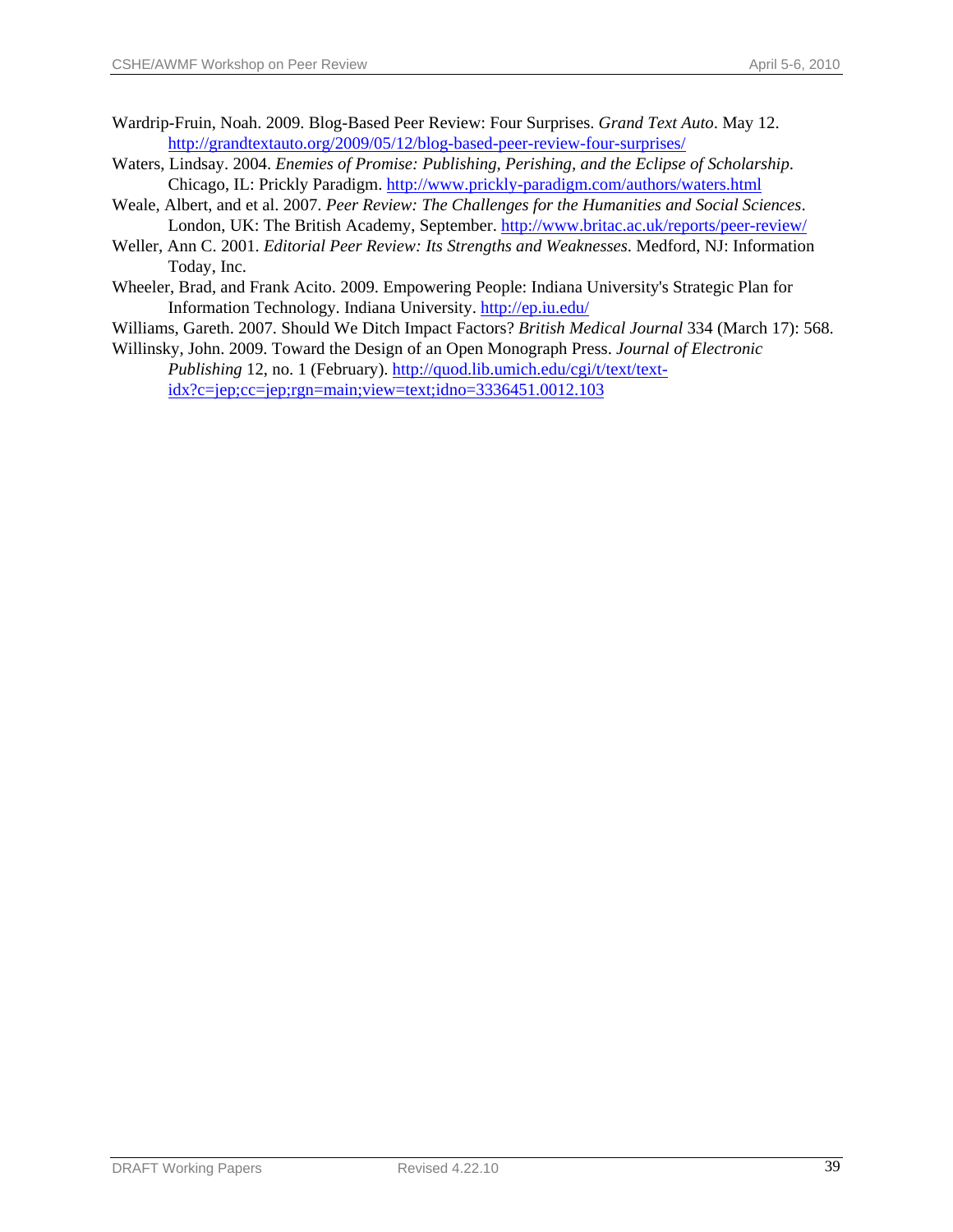Wardrip-Fruin, Noah. 2009. Blog-Based Peer Review: Four Surprises. *Grand Text Auto*. May 12. http://grandtextauto.org/2009/05/12/blog-based-peer-review-four-surprises/

Waters, Lindsay. 2004. *Enemies of Promise: Publishing, Perishing, and the Eclipse of Scholarship*. Chicago, IL: Prickly Paradigm. http://www.prickly-paradigm.com/authors/waters.html

Weale, Albert, and et al. 2007. *Peer Review: The Challenges for the Humanities and Social Sciences*. London, UK: The British Academy, September. http://www.britac.ac.uk/reports/peer-review/

Weller, Ann C. 2001. *Editorial Peer Review: Its Strengths and Weaknesses*. Medford, NJ: Information Today, Inc.

Wheeler, Brad, and Frank Acito. 2009. Empowering People: Indiana University's Strategic Plan for Information Technology. Indiana University. http://ep.iu.edu/

Williams, Gareth. 2007. Should We Ditch Impact Factors? *British Medical Journal* 334 (March 17): 568.

Willinsky, John. 2009. Toward the Design of an Open Monograph Press. *Journal of Electronic Publishing* 12, no. 1 (February). http://quod.lib.umich.edu/cgi/t/text/text-idx?c=jep;cc=jep;rgn=main;view=text;idno=3336451.0012.103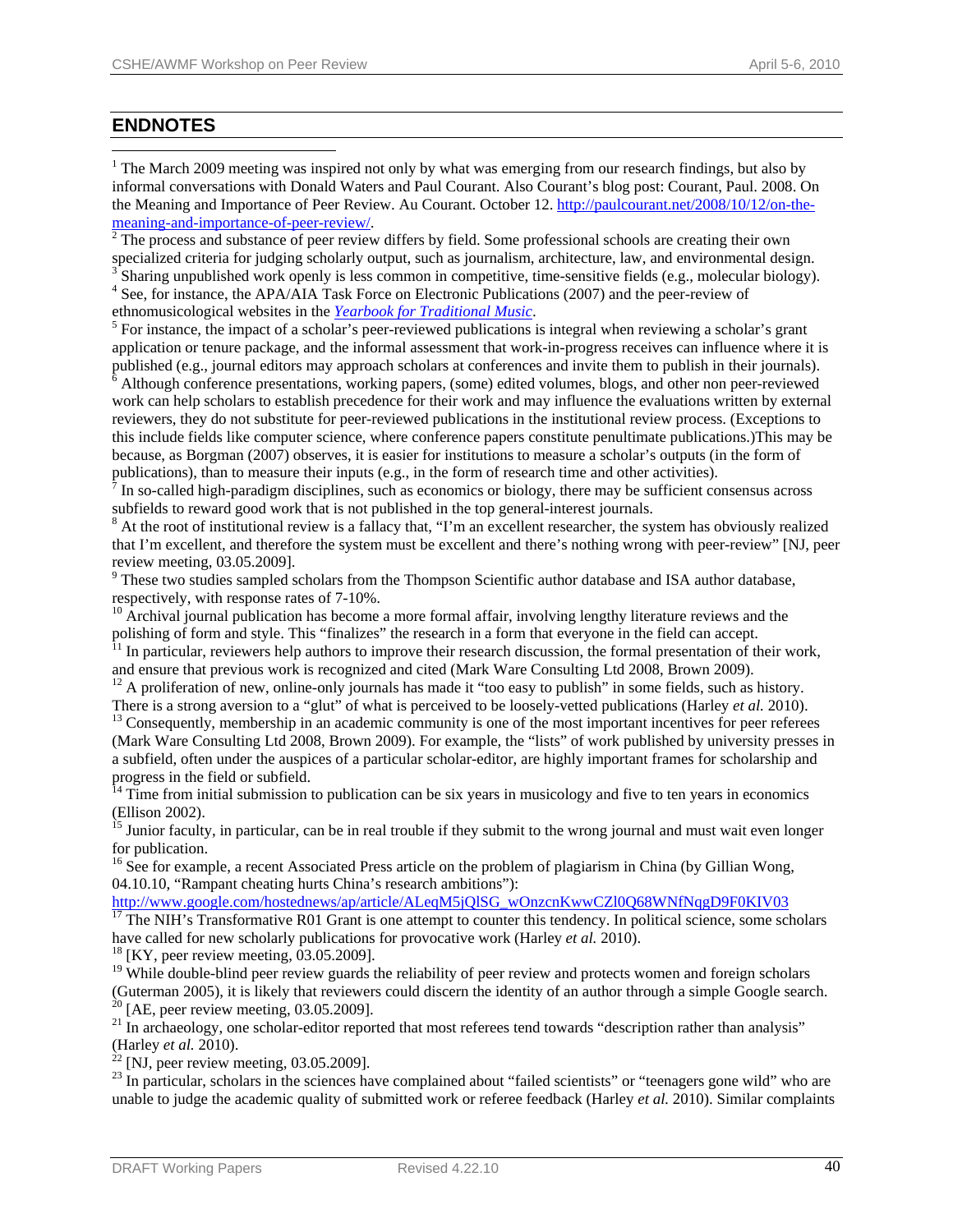## ENDNOTES

[1] The March 2009 meeting was inspired not only by what was emerging from our research findings, but also by informal conversations with Donald Waters and Paul Courant. Also Courant's blog post: Courant, Paul. 2008. On the Meaning and Importance of Peer Review. Au Courant. October 12. http://paulcourant.net/2008/10/12/on-the-meaning-and-importance-of-peer-review/.

[2] The process and substance of peer review differs by field. Some professional schools are creating their own specialized criteria for judging scholarly output, such as journalism, architecture, law, and environmental design.

[3] Sharing unpublished work openly is less common in competitive, time-sensitive fields (e.g., molecular biology).

[4] See, for instance, the APA/AIA Task Force on Electronic Publications (2007) and the peer-review of ethnomusicological websites in the *Yearbook for Traditional Music*.

[5] For instance, the impact of a scholar's peer-reviewed publications is integral when reviewing a scholar's grant application or tenure package, and the informal assessment that work-in-progress receives can influence where it is published (e.g., journal editors may approach scholars at conferences and invite them to publish in their journals).

[6] Although conference presentations, working papers, (some) edited volumes, blogs, and other non peer-reviewed work can help scholars to establish precedence for their work and may influence the evaluations written by external reviewers, they do not substitute for peer-reviewed publications in the institutional review process. (Exceptions to this include fields like computer science, where conference papers constitute penultimate publications.)This may be because, as Borgman (2007) observes, it is easier for institutions to measure a scholar's outputs (in the form of publications), than to measure their inputs (e.g., in the form of research time and other activities).

[7] In so-called high-paradigm disciplines, such as economics or biology, there may be sufficient consensus across subfields to reward good work that is not published in the top general-interest journals.

[8] At the root of institutional review is a fallacy that, "I'm an excellent researcher, the system has obviously realized that I'm excellent, and therefore the system must be excellent and there's nothing wrong with peer-review" [NJ, peer review meeting, 03.05.2009].

[9] These two studies sampled scholars from the Thompson Scientific author database and ISA author database, respectively, with response rates of 7-10%.

[10] Archival journal publication has become a more formal affair, involving lengthy literature reviews and the polishing of form and style. This "finalizes" the research in a form that everyone in the field can accept.

[11] In particular, reviewers help authors to improve their research discussion, the formal presentation of their work, and ensure that previous work is recognized and cited (Mark Ware Consulting Ltd 2008, Brown 2009).

[12] A proliferation of new, online-only journals has made it "too easy to publish" in some fields, such as history. There is a strong aversion to a "glut" of what is perceived to be loosely-vetted publications (Harley *et al.* 2010).

[13] Consequently, membership in an academic community is one of the most important incentives for peer referees (Mark Ware Consulting Ltd 2008, Brown 2009). For example, the "lists" of work published by university presses in a subfield, often under the auspices of a particular scholar-editor, are highly important frames for scholarship and progress in the field or subfield.

[14] Time from initial submission to publication can be six years in musicology and five to ten years in economics (Ellison 2002).

[15] Junior faculty, in particular, can be in real trouble if they submit to the wrong journal and must wait even longer for publication.

[16] See for example, a recent Associated Press article on the problem of plagiarism in China (by Gillian Wong, 04.10.10, "Rampant cheating hurts China's research ambitions"): http://www.google.com/hostednews/ap/article/ALeqM5jQlSG_wOnzcnKwwCZl0Q68WNfNqgD9F0KIV03

[17] The NIH's Transformative R01 Grant is one attempt to counter this tendency. In political science, some scholars have called for new scholarly publications for provocative work (Harley *et al.* 2010).

[18] [KY, peer review meeting, 03.05.2009].

[19] While double-blind peer review guards the reliability of peer review and protects women and foreign scholars (Guterman 2005), it is likely that reviewers could discern the identity of an author through a simple Google search.

[20] [AE, peer review meeting, 03.05.2009].

[21] In archaeology, one scholar-editor reported that most referees tend towards "description rather than analysis" (Harley *et al.* 2010).

[22] [NJ, peer review meeting, 03.05.2009].

[23] In particular, scholars in the sciences have complained about "failed scientists" or "teenagers gone wild" who are unable to judge the academic quality of submitted work or referee feedback (Harley *et al.* 2010). Similar complaints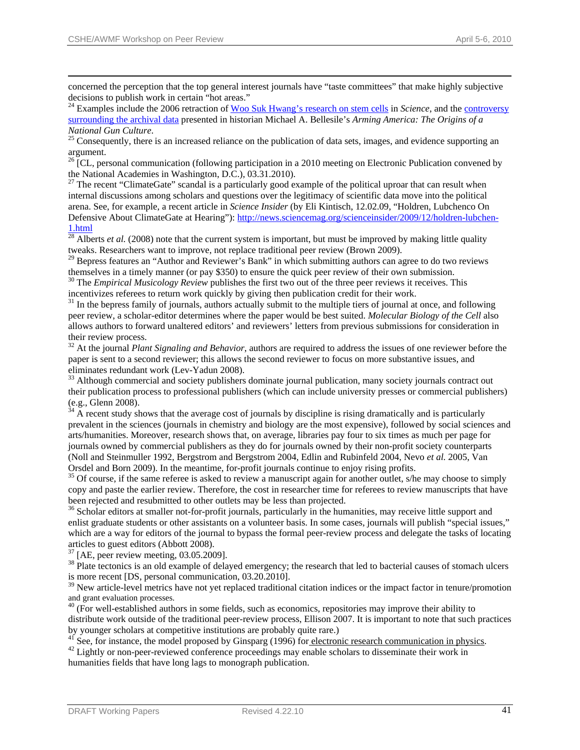concerned the perception that the top general interest journals have "taste committees" that make highly subjective decisions to publish work in certain "hot areas."

[24] Examples include the 2006 retraction of Woo Suk Hwang's research on stem cells in *Science*, and the controversy surrounding the archival data presented in historian Michael A. Bellesile's *Arming America: The Origins of a National Gun Culture*.

[25] Consequently, there is an increased reliance on the publication of data sets, images, and evidence supporting an argument.

[26] [CL, personal communication (following participation in a 2010 meeting on Electronic Publication convened by the National Academies in Washington, D.C.), 03.31.2010).

[27] The recent "ClimateGate" scandal is a particularly good example of the political uproar that can result when internal discussions among scholars and questions over the legitimacy of scientific data move into the political arena. See, for example, a recent article in *Science Insider* (by Eli Kintisch, 12.02.09, "Holdren, Lubchenco On Defensive About ClimateGate at Hearing"): http://news.sciencemag.org/scienceinsider/2009/12/holdren-lubchen-1.html

[28] Alberts *et al.* (2008) note that the current system is important, but must be improved by making little quality tweaks. Researchers want to improve, not replace traditional peer review (Brown 2009).

[29] Bepress features an "Author and Reviewer's Bank" in which submitting authors can agree to do two reviews themselves in a timely manner (or pay $350) to ensure the quick peer review of their own submission.

[30] The *Empirical Musicology Review* publishes the first two out of the three peer reviews it receives. This incentivizes referees to return work quickly by giving then publication credit for their work.

[31] In the bepress family of journals, authors actually submit to the multiple tiers of journal at once, and following peer review, a scholar-editor determines where the paper would be best suited. *Molecular Biology of the Cell* also allows authors to forward unaltered editors' and reviewers' letters from previous submissions for consideration in their review process.

[32] At the journal *Plant Signaling and Behavior*, authors are required to address the issues of one reviewer before the paper is sent to a second reviewer; this allows the second reviewer to focus on more substantive issues, and eliminates redundant work (Lev-Yadun 2008).

[33] Although commercial and society publishers dominate journal publication, many society journals contract out their publication process to professional publishers (which can include university presses or commercial publishers) (e.g., Glenn 2008).

[34] A recent study shows that the average cost of journals by discipline is rising dramatically and is particularly prevalent in the sciences (journals in chemistry and biology are the most expensive), followed by social sciences and arts/humanities. Moreover, research shows that, on average, libraries pay four to six times as much per page for journals owned by commercial publishers as they do for journals owned by their non-profit society counterparts (Noll and Steinmuller 1992, Bergstrom and Bergstrom 2004, Edlin and Rubinfeld 2004, Nevo *et al.* 2005, Van Orsdel and Born 2009). In the meantime, for-profit journals continue to enjoy rising profits.

[35] Of course, if the same referee is asked to review a manuscript again for another outlet, s/he may choose to simply copy and paste the earlier review. Therefore, the cost in researcher time for referees to review manuscripts that have been rejected and resubmitted to other outlets may be less than projected.

[36] Scholar editors at smaller not-for-profit journals, particularly in the humanities, may receive little support and enlist graduate students or other assistants on a volunteer basis. In some cases, journals will publish "special issues," which are a way for editors of the journal to bypass the formal peer-review process and delegate the tasks of locating articles to guest editors (Abbott 2008).

[37] [AE, peer review meeting, 03.05.2009].

[38] Plate tectonics is an old example of delayed emergency; the research that led to bacterial causes of stomach ulcers is more recent [DS, personal communication, 03.20.2010].

[39] New article-level metrics have not yet replaced traditional citation indices or the impact factor in tenure/promotion and grant evaluation processes.

[40] (For well-established authors in some fields, such as economics, repositories may improve their ability to distribute work outside of the traditional peer-review process, Ellison 2007. It is important to note that such practices by younger scholars at competitive institutions are probably quite rare.)

[41] See, for instance, the model proposed by Ginsparg (1996) for electronic research communication in physics.

[42] Lightly or non-peer-reviewed conference proceedings may enable scholars to disseminate their work in humanities fields that have long lags to monograph publication.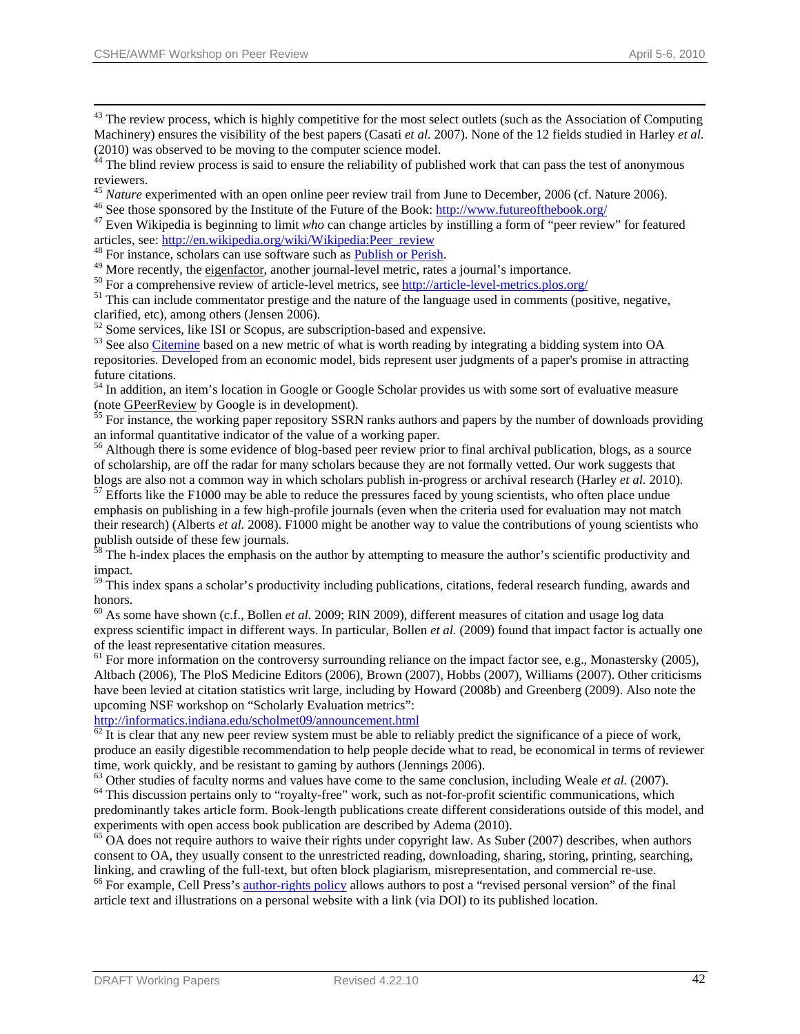[43] The review process, which is highly competitive for the most select outlets (such as the Association of Computing Machinery) ensures the visibility of the best papers (Casati *et al.* 2007). None of the 12 fields studied in Harley *et al.* (2010) was observed to be moving to the computer science model.

[44] The blind review process is said to ensure the reliability of published work that can pass the test of anonymous reviewers.

[45] *Nature* experimented with an open online peer review trail from June to December, 2006 (cf. Nature 2006).

[46] See those sponsored by the Institute of the Future of the Book: http://www.futureofthebook.org/

[47] Even Wikipedia is beginning to limit *who* can change articles by instilling a form of "peer review" for featured articles, see: http://en.wikipedia.org/wiki/Wikipedia:Peer_review

[48] For instance, scholars can use software such as Publish or Perish.

[49] More recently, the eigenfactor, another journal-level metric, rates a journal's importance.

[50] For a comprehensive review of article-level metrics, see http://article-level-metrics.plos.org/

[51] This can include commentator prestige and the nature of the language used in comments (positive, negative, clarified, etc), among others (Jensen 2006).

[52] Some services, like ISI or Scopus, are subscription-based and expensive.

[53] See also Citemine based on a new metric of what is worth reading by integrating a bidding system into OA repositories. Developed from an economic model, bids represent user judgments of a paper's promise in attracting future citations.

[54] In addition, an item's location in Google or Google Scholar provides us with some sort of evaluative measure (note GPeerReview by Google is in development).

[55] For instance, the working paper repository SSRN ranks authors and papers by the number of downloads providing an informal quantitative indicator of the value of a working paper.

[56] Although there is some evidence of blog-based peer review prior to final archival publication, blogs, as a source of scholarship, are off the radar for many scholars because they are not formally vetted. Our work suggests that blogs are also not a common way in which scholars publish in-progress or archival research (Harley *et al.* 2010).

[57] Efforts like the F1000 may be able to reduce the pressures faced by young scientists, who often place undue emphasis on publishing in a few high-profile journals (even when the criteria used for evaluation may not match their research) (Alberts *et al.* 2008). F1000 might be another way to value the contributions of young scientists who publish outside of these few journals.

[58] The h-index places the emphasis on the author by attempting to measure the author's scientific productivity and impact.

[59] This index spans a scholar's productivity including publications, citations, federal research funding, awards and honors.

[60] As some have shown (c.f., Bollen *et al.* 2009; RIN 2009), different measures of citation and usage log data express scientific impact in different ways. In particular, Bollen *et al.* (2009) found that impact factor is actually one of the least representative citation measures.

[61] For more information on the controversy surrounding reliance on the impact factor see, e.g., Monastersky (2005), Altbach (2006), The PloS Medicine Editors (2006), Brown (2007), Hobbs (2007), Williams (2007). Other criticisms have been levied at citation statistics writ large, including by Howard (2008b) and Greenberg (2009). Also note the upcoming NSF workshop on "Scholarly Evaluation metrics": http://informatics.indiana.edu/scholmet09/announcement.html

[62] It is clear that any new peer review system must be able to reliably predict the significance of a piece of work, produce an easily digestible recommendation to help people decide what to read, be economical in terms of reviewer time, work quickly, and be resistant to gaming by authors (Jennings 2006).

[63] Other studies of faculty norms and values have come to the same conclusion, including Weale *et al.* (2007).

[64] This discussion pertains only to "royalty-free" work, such as not-for-profit scientific communications, which predominantly takes article form. Book-length publications create different considerations outside of this model, and experiments with open access book publication are described by Adema (2010).

[65] OA does not require authors to waive their rights under copyright law. As Suber (2007) describes, when authors consent to OA, they usually consent to the unrestricted reading, downloading, sharing, storing, printing, searching, linking, and crawling of the full-text, but often block plagiarism, misrepresentation, and commercial re-use.

[66] For example, Cell Press's author-rights policy allows authors to post a "revised personal version" of the final article text and illustrations on a personal website with a link (via DOI) to its published location.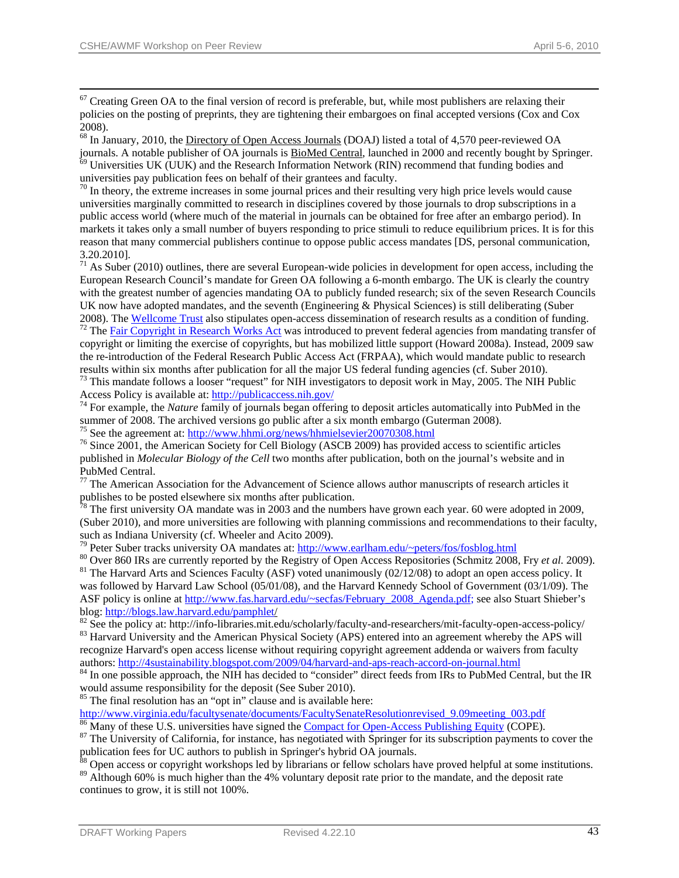[67] Creating Green OA to the final version of record is preferable, but, while most publishers are relaxing their policies on the posting of preprints, they are tightening their embargoes on final accepted versions (Cox and Cox 2008).

[68] In January, 2010, the Directory of Open Access Journals (DOAJ) listed a total of 4,570 peer-reviewed OA journals. A notable publisher of OA journals is BioMed Central, launched in 2000 and recently bought by Springer.

[69] Universities UK (UUK) and the Research Information Network (RIN) recommend that funding bodies and universities pay publication fees on behalf of their grantees and faculty.

[70] In theory, the extreme increases in some journal prices and their resulting very high price levels would cause universities marginally committed to research in disciplines covered by those journals to drop subscriptions in a public access world (where much of the material in journals can be obtained for free after an embargo period). In markets it takes only a small number of buyers responding to price stimuli to reduce equilibrium prices. It is for this reason that many commercial publishers continue to oppose public access mandates [DS, personal communication, 3.20.2010].

[71] As Suber (2010) outlines, there are several European-wide policies in development for open access, including the European Research Council's mandate for Green OA following a 6-month embargo. The UK is clearly the country with the greatest number of agencies mandating OA to publicly funded research; six of the seven Research Councils UK now have adopted mandates, and the seventh (Engineering & Physical Sciences) is still deliberating (Suber 2008). The Wellcome Trust also stipulates open-access dissemination of research results as a condition of funding.

[72] The Fair Copyright in Research Works Act was introduced to prevent federal agencies from mandating transfer of copyright or limiting the exercise of copyrights, but has mobilized little support (Howard 2008a). Instead, 2009 saw the re-introduction of the Federal Research Public Access Act (FRPAA), which would mandate public to research results within six months after publication for all the major US federal funding agencies (cf. Suber 2010).

[73] This mandate follows a looser "request" for NIH investigators to deposit work in May, 2005. The NIH Public Access Policy is available at: http://publicaccess.nih.gov/

[74] For example, the *Nature* family of journals began offering to deposit articles automatically into PubMed in the summer of 2008. The archived versions go public after a six month embargo (Guterman 2008).

[75] See the agreement at: http://www.hhmi.org/news/hhmielsevier20070308.html

[76] Since 2001, the American Society for Cell Biology (ASCB 2009) has provided access to scientific articles published in *Molecular Biology of the Cell* two months after publication, both on the journal's website and in PubMed Central.

[77] The American Association for the Advancement of Science allows author manuscripts of research articles it publishes to be posted elsewhere six months after publication.

[78] The first university OA mandate was in 2003 and the numbers have grown each year. 60 were adopted in 2009, (Suber 2010), and more universities are following with planning commissions and recommendations to their faculty, such as Indiana University (cf. Wheeler and Acito 2009).

[79] Peter Suber tracks university OA mandates at: http://www.earlham.edu/~peters/fos/fosblog.html

[80] Over 860 IRs are currently reported by the Registry of Open Access Repositories (Schmitz 2008, Fry *et al.* 2009).

[81] The Harvard Arts and Sciences Faculty (ASF) voted unanimously (02/12/08) to adopt an open access policy. It was followed by Harvard Law School (05/01/08), and the Harvard Kennedy School of Government (03/1/09). The ASF policy is online at http://www.fas.harvard.edu/~secfas/February_2008_Agenda.pdf; see also Stuart Shieber's blog: http://blogs.law.harvard.edu/pamphlet/

[82] See the policy at: http://info-libraries.mit.edu/scholarly/faculty-and-researchers/mit-faculty-open-access-policy/

[83] Harvard University and the American Physical Society (APS) entered into an agreement whereby the APS will recognize Harvard's open access license without requiring copyright agreement addenda or waivers from faculty authors: http://4sustainability.blogspot.com/2009/04/harvard-and-aps-reach-accord-on-journal.html

[84] In one possible approach, the NIH has decided to "consider" direct feeds from IRs to PubMed Central, but the IR would assume responsibility for the deposit (See Suber 2010).

[85] The final resolution has an "opt in" clause and is available here: http://www.virginia.edu/facultysenate/documents/FacultySenateResolutionrevised_9.09meeting_003.pdf

[86] Many of these U.S. universities have signed the Compact for Open-Access Publishing Equity (COPE).

[87] The University of California, for instance, has negotiated with Springer for its subscription payments to cover the publication fees for UC authors to publish in Springer's hybrid OA journals.

[88] Open access or copyright workshops led by librarians or fellow scholars have proved helpful at some institutions.

[89] Although 60% is much higher than the 4% voluntary deposit rate prior to the mandate, and the deposit rate continues to grow, it is still not 100%.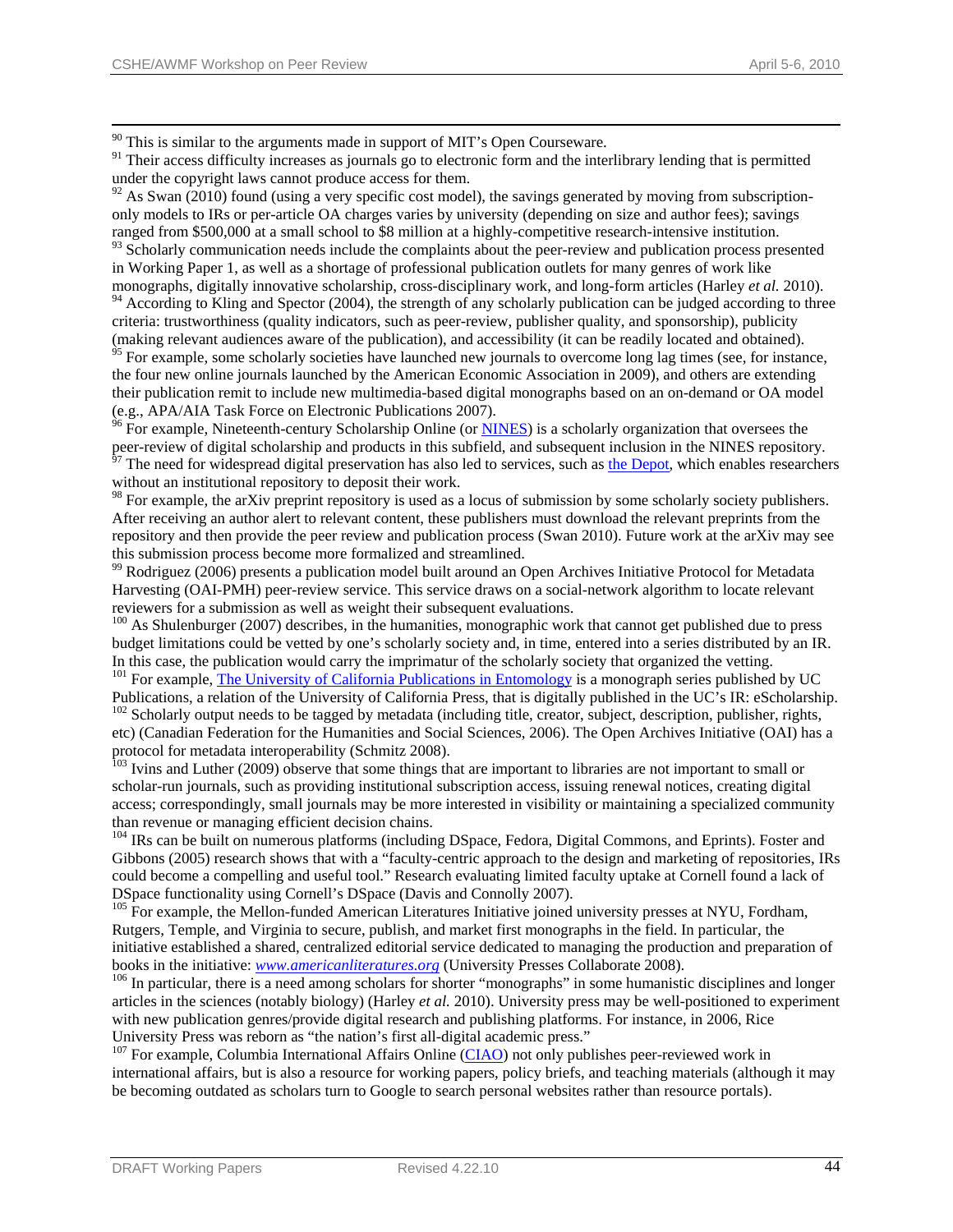[90] This is similar to the arguments made in support of MIT's Open Courseware.

[91] Their access difficulty increases as journals go to electronic form and the interlibrary lending that is permitted under the copyright laws cannot produce access for them.

[92] As Swan (2010) found (using a very specific cost model), the savings generated by moving from subscription-only models to IRs or per-article OA charges varies by university (depending on size and author fees); savings ranged from $500,000 at a small school to $8 million at a highly-competitive research-intensive institution.

[93] Scholarly communication needs include the complaints about the peer-review and publication process presented in Working Paper 1, as well as a shortage of professional publication outlets for many genres of work like monographs, digitally innovative scholarship, cross-disciplinary work, and long-form articles (Harley *et al.* 2010).

[94] According to Kling and Spector (2004), the strength of any scholarly publication can be judged according to three criteria: trustworthiness (quality indicators, such as peer-review, publisher quality, and sponsorship), publicity (making relevant audiences aware of the publication), and accessibility (it can be readily located and obtained).

[95] For example, some scholarly societies have launched new journals to overcome long lag times (see, for instance, the four new online journals launched by the American Economic Association in 2009), and others are extending their publication remit to include new multimedia-based digital monographs based on an on-demand or OA model (e.g., APA/AIA Task Force on Electronic Publications 2007).

[96] For example, Nineteenth-century Scholarship Online (or NINES) is a scholarly organization that oversees the peer-review of digital scholarship and products in this subfield, and subsequent inclusion in the NINES repository.

[97] The need for widespread digital preservation has also led to services, such as the Depot, which enables researchers without an institutional repository to deposit their work.

[98] For example, the arXiv preprint repository is used as a locus of submission by some scholarly society publishers. After receiving an author alert to relevant content, these publishers must download the relevant preprints from the repository and then provide the peer review and publication process (Swan 2010). Future work at the arXiv may see this submission process become more formalized and streamlined.

[99] Rodriguez (2006) presents a publication model built around an Open Archives Initiative Protocol for Metadata Harvesting (OAI-PMH) peer-review service. This service draws on a social-network algorithm to locate relevant reviewers for a submission as well as weight their subsequent evaluations.

[100] As Shulenburger (2007) describes, in the humanities, monographic work that cannot get published due to press budget limitations could be vetted by one's scholarly society and, in time, entered into a series distributed by an IR. In this case, the publication would carry the imprimatur of the scholarly society that organized the vetting.

[101] For example, The University of California Publications in Entomology is a monograph series published by UC Publications, a relation of the University of California Press, that is digitally published in the UC's IR: eScholarship.

[102] Scholarly output needs to be tagged by metadata (including title, creator, subject, description, publisher, rights, etc) (Canadian Federation for the Humanities and Social Sciences, 2006). The Open Archives Initiative (OAI) has a protocol for metadata interoperability (Schmitz 2008).

[103] Ivins and Luther (2009) observe that some things that are important to libraries are not important to small or scholar-run journals, such as providing institutional subscription access, issuing renewal notices, creating digital access; correspondingly, small journals may be more interested in visibility or maintaining a specialized community than revenue or managing efficient decision chains.

[104] IRs can be built on numerous platforms (including DSpace, Fedora, Digital Commons, and Eprints). Foster and Gibbons (2005) research shows that with a "faculty-centric approach to the design and marketing of repositories, IRs could become a compelling and useful tool." Research evaluating limited faculty uptake at Cornell found a lack of DSpace functionality using Cornell's DSpace (Davis and Connolly 2007).

[105] For example, the Mellon-funded American Literatures Initiative joined university presses at NYU, Fordham, Rutgers, Temple, and Virginia to secure, publish, and market first monographs in the field. In particular, the initiative established a shared, centralized editorial service dedicated to managing the production and preparation of books in the initiative: *www.americanliteratures.org* (University Presses Collaborate 2008).

[106] In particular, there is a need among scholars for shorter "monographs" in some humanistic disciplines and longer articles in the sciences (notably biology) (Harley *et al.* 2010). University press may be well-positioned to experiment with new publication genres/provide digital research and publishing platforms. For instance, in 2006, Rice University Press was reborn as "the nation's first all-digital academic press."

[107] For example, Columbia International Affairs Online (CIAO) not only publishes peer-reviewed work in international affairs, but is also a resource for working papers, policy briefs, and teaching materials (although it may be becoming outdated as scholars turn to Google to search personal websites rather than resource portals).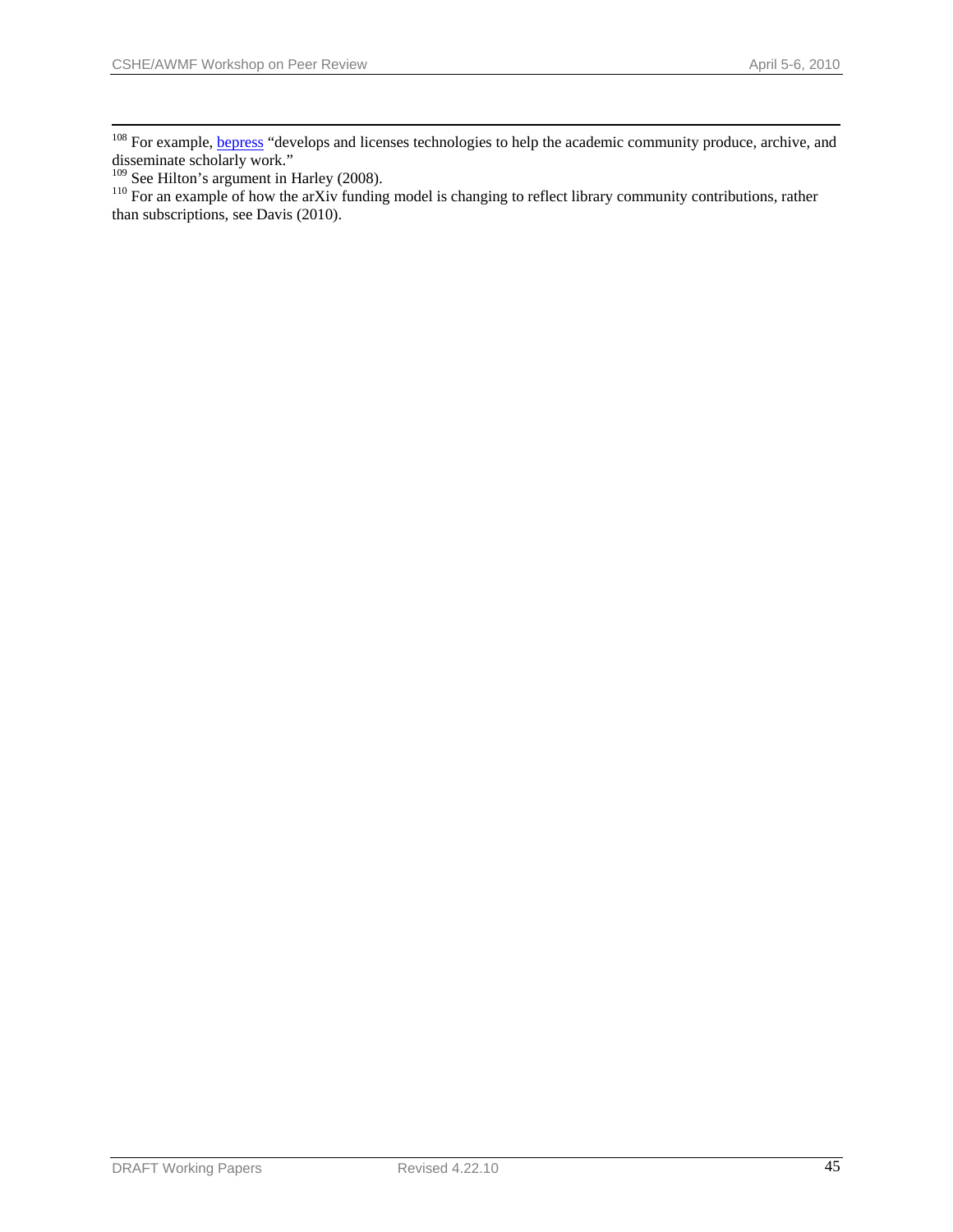[108] For example, [bepress](bepress) "develops and licenses technologies to help the academic community produce, archive, and disseminate scholarly work."

[109] See Hilton's argument in Harley (2008).

[110] For an example of how the arXiv funding model is changing to reflect library community contributions, rather than subscriptions, see Davis (2010).